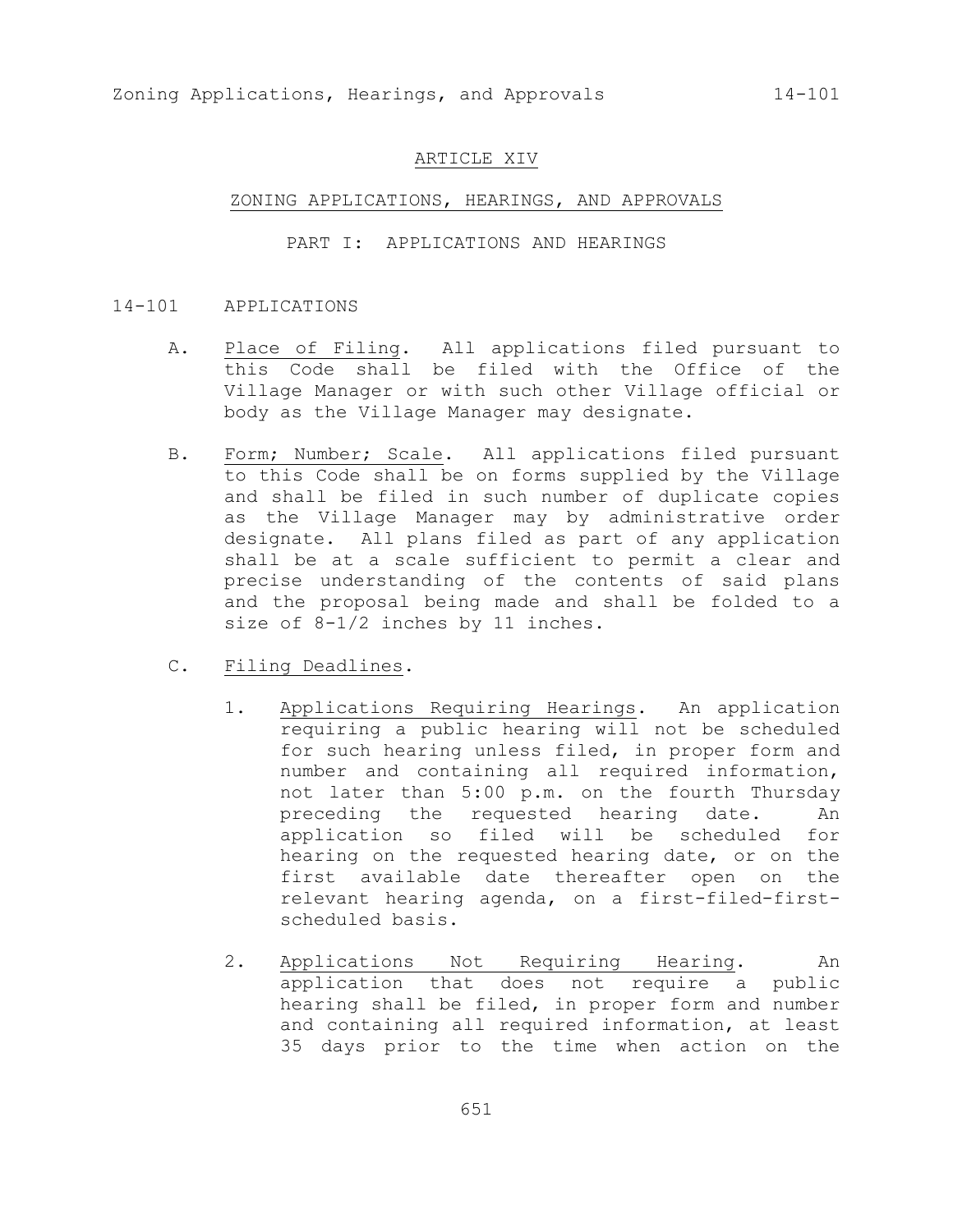## ARTICLE XIV

## ZONING APPLICATIONS, HEARINGS, AND APPROVALS

### PART I: APPLICATIONS AND HEARINGS

#### 14-101 APPLICATIONS

A. Place of Filing. All applications filed pursuant to this Code shall be filed with the Office of the Village Manager or with such other Village official or body as the Village Manager may designate.

B. Form; Number; Scale. All applications filed pursuant to this Code shall be on forms supplied by the Village and shall be filed in such number of duplicate copies as the Village Manager may by administrative order designate. All plans filed as part of any application shall be at a scale sufficient to permit a clear and precise understanding of the contents of said plans and the proposal being made and shall be folded to a size of 8-1/2 inches by 11 inches.

C. Filing Deadlines.

1. Applications Requiring Hearings. An application requiring a public hearing will not be scheduled for such hearing unless filed, in proper form and number and containing all required information, not later than 5:00 p.m. on the fourth Thursday preceding the requested hearing date. An application so filed will be scheduled for hearing on the requested hearing date, or on the first available date thereafter open on the relevant hearing agenda, on a first-filed-first-scheduled basis.

2. Applications Not Requiring Hearing. An application that does not require a public hearing shall be filed, in proper form and number and containing all required information, at least 35 days prior to the time when action on the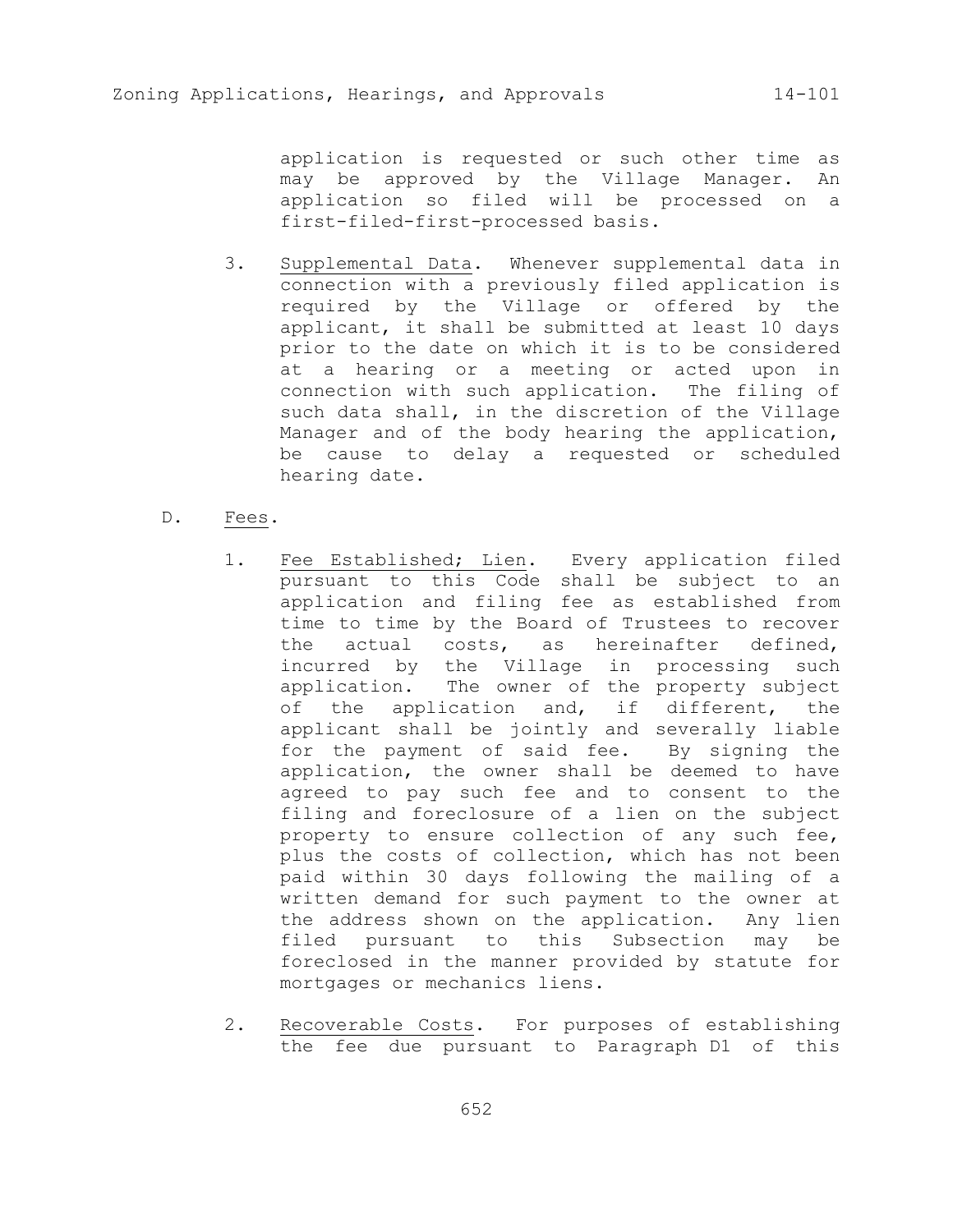application is requested or such other time as may be approved by the Village Manager. An application so filed will be processed on a first-filed-first-processed basis.

3. Supplemental Data. Whenever supplemental data in connection with a previously filed application is required by the Village or offered by the applicant, it shall be submitted at least 10 days prior to the date on which it is to be considered at a hearing or a meeting or acted upon in connection with such application. The filing of such data shall, in the discretion of the Village Manager and of the body hearing the application, be cause to delay a requested or scheduled hearing date.

D. Fees.

1. Fee Established; Lien. Every application filed pursuant to this Code shall be subject to an application and filing fee as established from time to time by the Board of Trustees to recover the actual costs, as hereinafter defined, incurred by the Village in processing such application. The owner of the property subject of the application and, if different, the applicant shall be jointly and severally liable for the payment of said fee. By signing the application, the owner shall be deemed to have agreed to pay such fee and to consent to the filing and foreclosure of a lien on the subject property to ensure collection of any such fee, plus the costs of collection, which has not been paid within 30 days following the mailing of a written demand for such payment to the owner at the address shown on the application. Any lien filed pursuant to this Subsection may be foreclosed in the manner provided by statute for mortgages or mechanics liens.

2. Recoverable Costs. For purposes of establishing the fee due pursuant to Paragraph D1 of this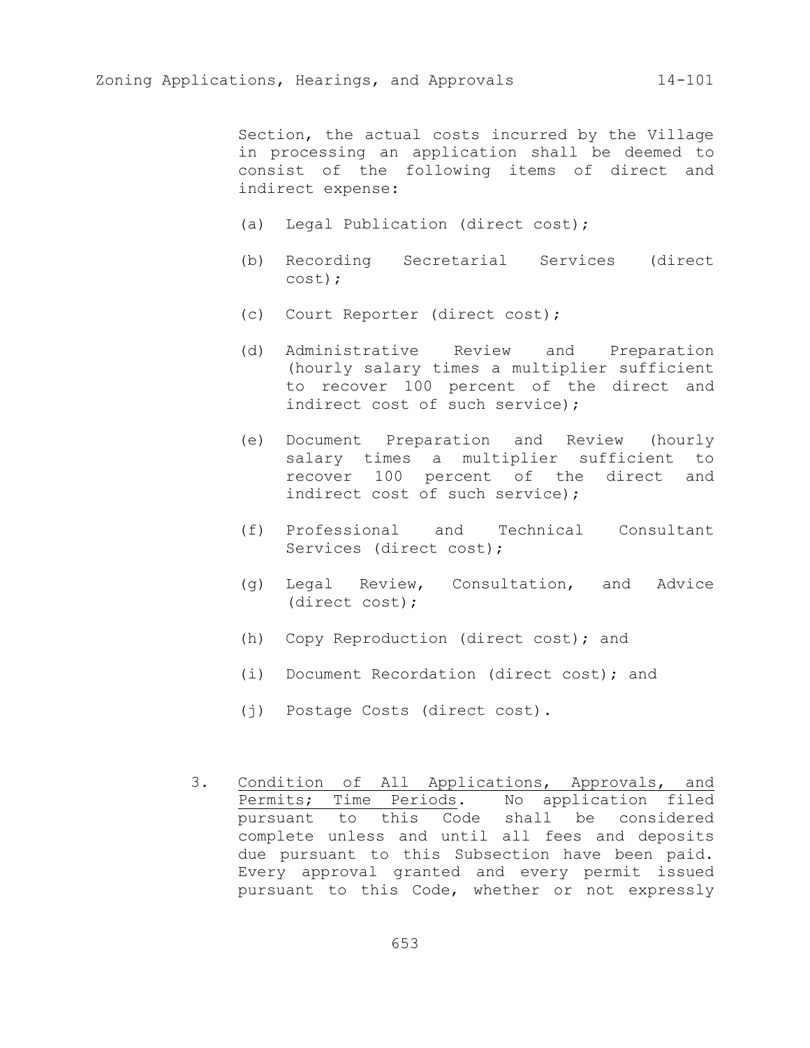Section, the actual costs incurred by the Village in processing an application shall be deemed to consist of the following items of direct and indirect expense:

(a) Legal Publication (direct cost);

(b) Recording Secretarial Services (direct cost);

(c) Court Reporter (direct cost);

(d) Administrative Review and Preparation (hourly salary times a multiplier sufficient to recover 100 percent of the direct and indirect cost of such service);

(e) Document Preparation and Review (hourly salary times a multiplier sufficient to recover 100 percent of the direct and indirect cost of such service);

(f) Professional and Technical Consultant Services (direct cost);

(g) Legal Review, Consultation, and Advice (direct cost);

(h) Copy Reproduction (direct cost); and

(i) Document Recordation (direct cost); and

(j) Postage Costs (direct cost).

3. Condition of All Applications, Approvals, and Permits; Time Periods. No application filed pursuant to this Code shall be considered complete unless and until all fees and deposits due pursuant to this Subsection have been paid. Every approval granted and every permit issued pursuant to this Code, whether or not expressly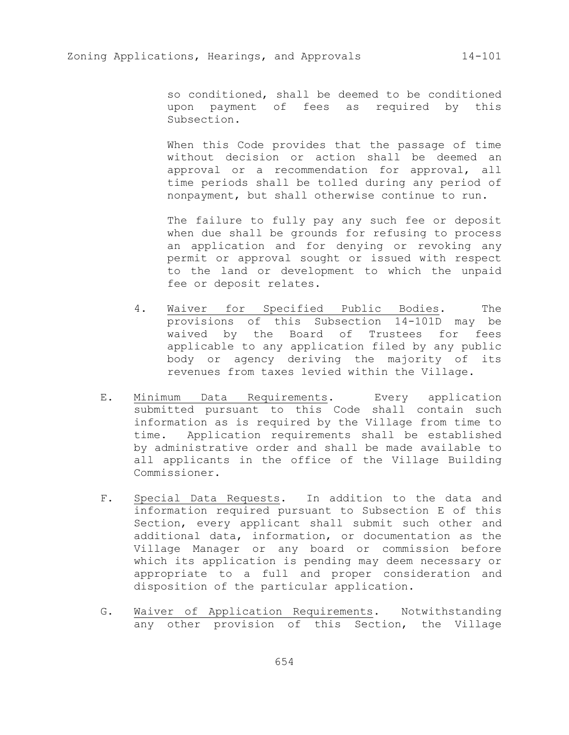so conditioned, shall be deemed to be conditioned upon payment of fees as required by this Subsection.

When this Code provides that the passage of time without decision or action shall be deemed an approval or a recommendation for approval, all time periods shall be tolled during any period of nonpayment, but shall otherwise continue to run.

The failure to fully pay any such fee or deposit when due shall be grounds for refusing to process an application and for denying or revoking any permit or approval sought or issued with respect to the land or development to which the unpaid fee or deposit relates.

4. Waiver for Specified Public Bodies. The provisions of this Subsection 14-101D may be waived by the Board of Trustees for fees applicable to any application filed by any public body or agency deriving the majority of its revenues from taxes levied within the Village.

E. Minimum Data Requirements. Every application submitted pursuant to this Code shall contain such information as is required by the Village from time to time. Application requirements shall be established by administrative order and shall be made available to all applicants in the office of the Village Building Commissioner.

F. Special Data Requests. In addition to the data and information required pursuant to Subsection E of this Section, every applicant shall submit such other and additional data, information, or documentation as the Village Manager or any board or commission before which its application is pending may deem necessary or appropriate to a full and proper consideration and disposition of the particular application.

G. Waiver of Application Requirements. Notwithstanding any other provision of this Section, the Village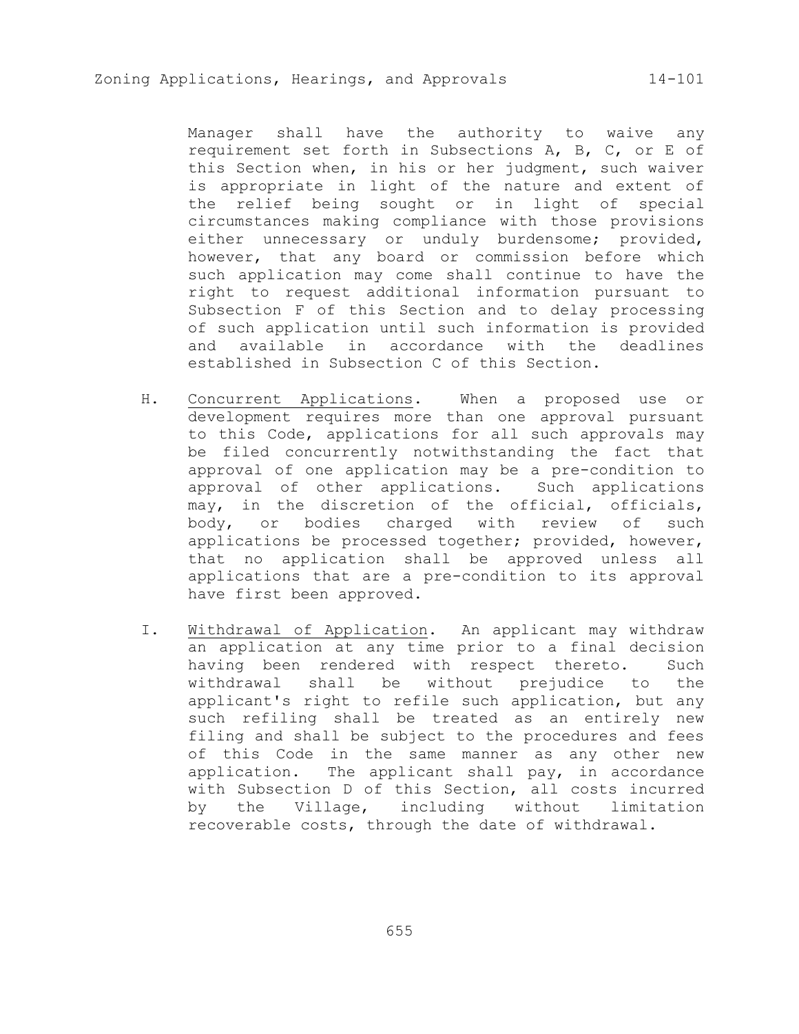Manager shall have the authority to waive any requirement set forth in Subsections A, B, C, or E of this Section when, in his or her judgment, such waiver is appropriate in light of the nature and extent of the relief being sought or in light of special circumstances making compliance with those provisions either unnecessary or unduly burdensome; provided, however, that any board or commission before which such application may come shall continue to have the right to request additional information pursuant to Subsection F of this Section and to delay processing of such application until such information is provided and available in accordance with the deadlines established in Subsection C of this Section.

H. Concurrent Applications. When a proposed use or development requires more than one approval pursuant to this Code, applications for all such approvals may be filed concurrently notwithstanding the fact that approval of one application may be a pre-condition to approval of other applications. Such applications may, in the discretion of the official, officials, body, or bodies charged with review of such applications be processed together; provided, however, that no application shall be approved unless all applications that are a pre-condition to its approval have first been approved.

I. Withdrawal of Application. An applicant may withdraw an application at any time prior to a final decision having been rendered with respect thereto. Such withdrawal shall be without prejudice to the applicant's right to refile such application, but any such refiling shall be treated as an entirely new filing and shall be subject to the procedures and fees of this Code in the same manner as any other new application. The applicant shall pay, in accordance with Subsection D of this Section, all costs incurred by the Village, including without limitation recoverable costs, through the date of withdrawal.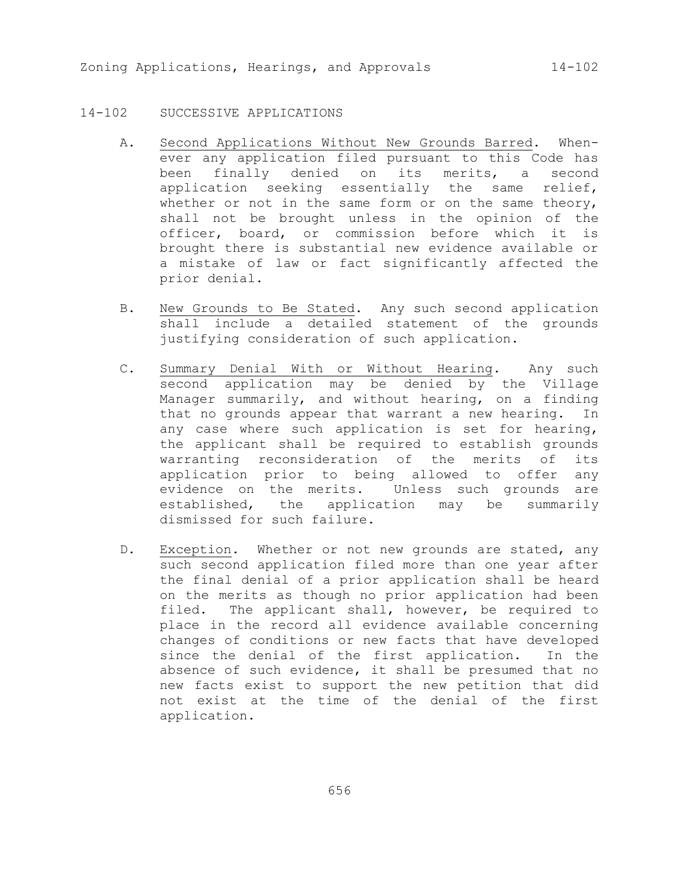## 14-102 SUCCESSIVE APPLICATIONS

A. Second Applications Without New Grounds Barred. Whenever any application filed pursuant to this Code has been finally denied on its merits, a second application seeking essentially the same relief, whether or not in the same form or on the same theory, shall not be brought unless in the opinion of the officer, board, or commission before which it is brought there is substantial new evidence available or a mistake of law or fact significantly affected the prior denial.

B. New Grounds to Be Stated. Any such second application shall include a detailed statement of the grounds justifying consideration of such application.

C. Summary Denial With or Without Hearing. Any such second application may be denied by the Village Manager summarily, and without hearing, on a finding that no grounds appear that warrant a new hearing. In any case where such application is set for hearing, the applicant shall be required to establish grounds warranting reconsideration of the merits of its application prior to being allowed to offer any evidence on the merits. Unless such grounds are established, the application may be summarily dismissed for such failure.

D. Exception. Whether or not new grounds are stated, any such second application filed more than one year after the final denial of a prior application shall be heard on the merits as though no prior application had been filed. The applicant shall, however, be required to place in the record all evidence available concerning changes of conditions or new facts that have developed since the denial of the first application. In the absence of such evidence, it shall be presumed that no new facts exist to support the new petition that did not exist at the time of the denial of the first application.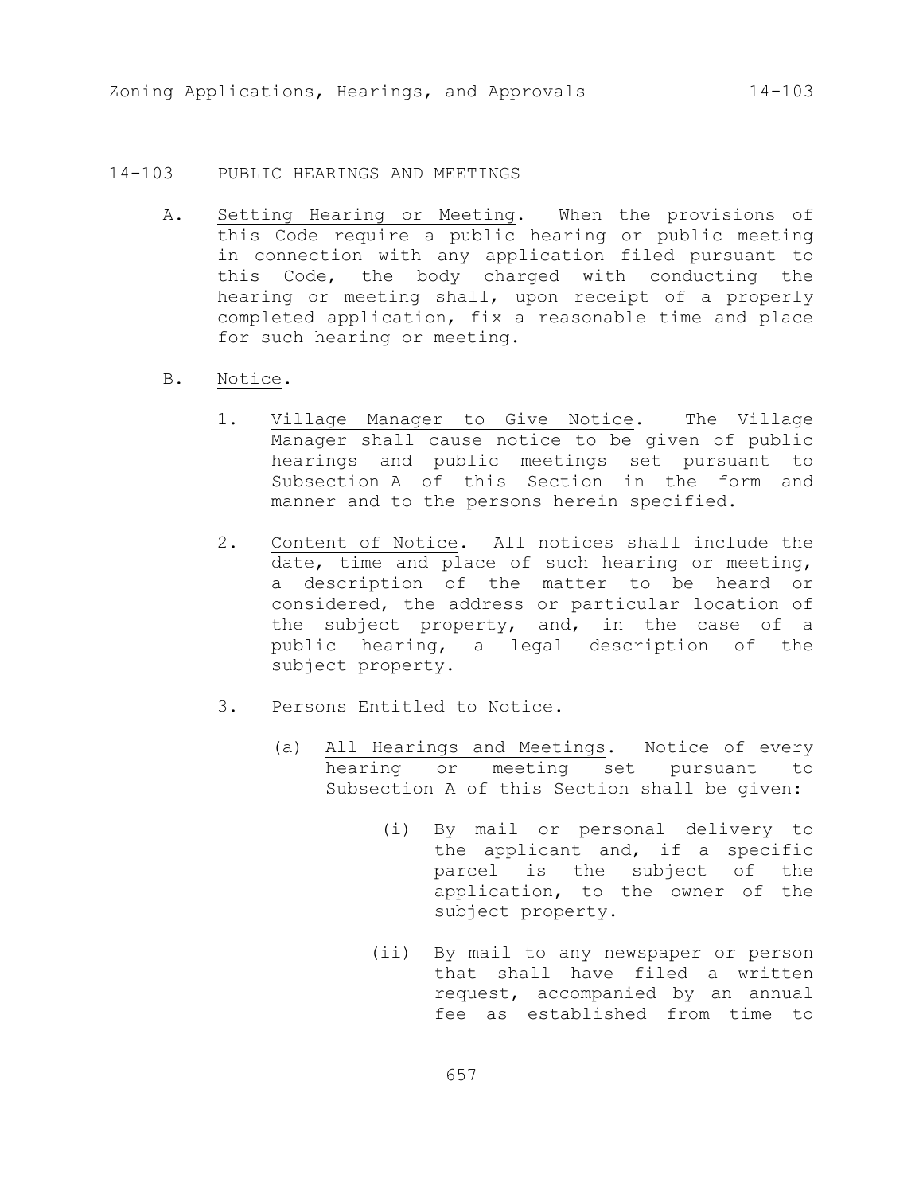## 14-103 PUBLIC HEARINGS AND MEETINGS

A. Setting Hearing or Meeting. When the provisions of this Code require a public hearing or public meeting in connection with any application filed pursuant to this Code, the body charged with conducting the hearing or meeting shall, upon receipt of a properly completed application, fix a reasonable time and place for such hearing or meeting.

B. Notice.

1. Village Manager to Give Notice. The Village Manager shall cause notice to be given of public hearings and public meetings set pursuant to Subsection A of this Section in the form and manner and to the persons herein specified.

2. Content of Notice. All notices shall include the date, time and place of such hearing or meeting, a description of the matter to be heard or considered, the address or particular location of the subject property, and, in the case of a public hearing, a legal description of the subject property.

3. Persons Entitled to Notice.

(a) All Hearings and Meetings. Notice of every hearing or meeting set pursuant to Subsection A of this Section shall be given:

(i) By mail or personal delivery to the applicant and, if a specific parcel is the subject of the application, to the owner of the subject property.

(ii) By mail to any newspaper or person that shall have filed a written request, accompanied by an annual fee as established from time to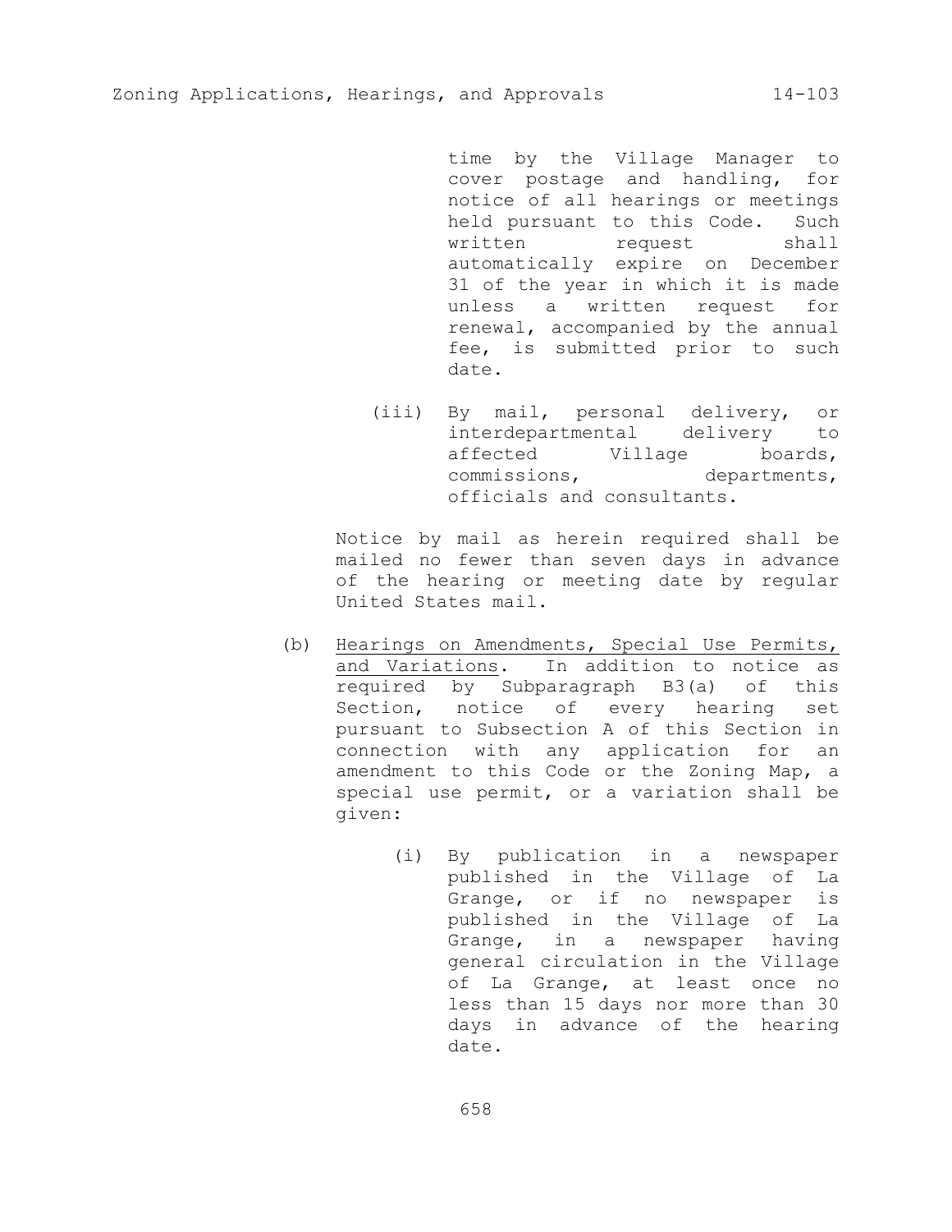time by the Village Manager to cover postage and handling, for notice of all hearings or meetings held pursuant to this Code. Such written request shall automatically expire on December 31 of the year in which it is made unless a written request for renewal, accompanied by the annual fee, is submitted prior to such date.

(iii) By mail, personal delivery, or interdepartmental delivery to affected Village boards, commissions, departments, officials and consultants.

Notice by mail as herein required shall be mailed no fewer than seven days in advance of the hearing or meeting date by regular United States mail.

(b) Hearings on Amendments, Special Use Permits, and Variations. In addition to notice as required by Subparagraph B3(a) of this Section, notice of every hearing set pursuant to Subsection A of this Section in connection with any application for an amendment to this Code or the Zoning Map, a special use permit, or a variation shall be given:

(i) By publication in a newspaper published in the Village of La Grange, or if no newspaper is published in the Village of La Grange, in a newspaper having general circulation in the Village of La Grange, at least once no less than 15 days nor more than 30 days in advance of the hearing date.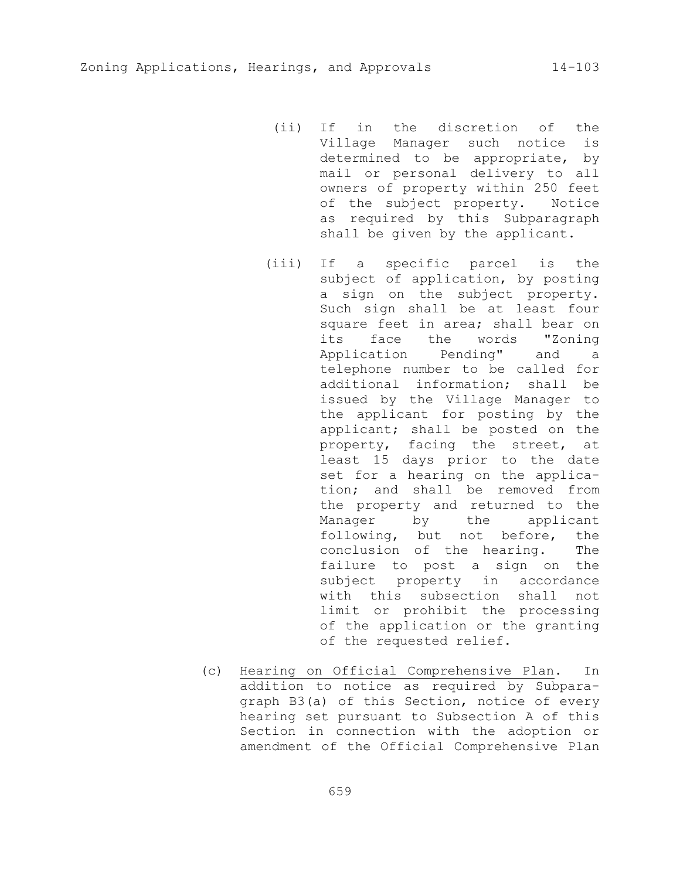(ii) If in the discretion of the Village Manager such notice is determined to be appropriate, by mail or personal delivery to all owners of property within 250 feet of the subject property. Notice as required by this Subparagraph shall be given by the applicant.

(iii) If a specific parcel is the subject of application, by posting a sign on the subject property. Such sign shall be at least four square feet in area; shall bear on its face the words "Zoning Application Pending" and a telephone number to be called for additional information; shall be issued by the Village Manager to the applicant for posting by the applicant; shall be posted on the property, facing the street, at least 15 days prior to the date set for a hearing on the application; and shall be removed from the property and returned to the Manager by the applicant following, but not before, the conclusion of the hearing. The failure to post a sign on the subject property in accordance with this subsection shall not limit or prohibit the processing of the application or the granting of the requested relief.

(c) Hearing on Official Comprehensive Plan. In addition to notice as required by Subparagraph B3(a) of this Section, notice of every hearing set pursuant to Subsection A of this Section in connection with the adoption or amendment of the Official Comprehensive Plan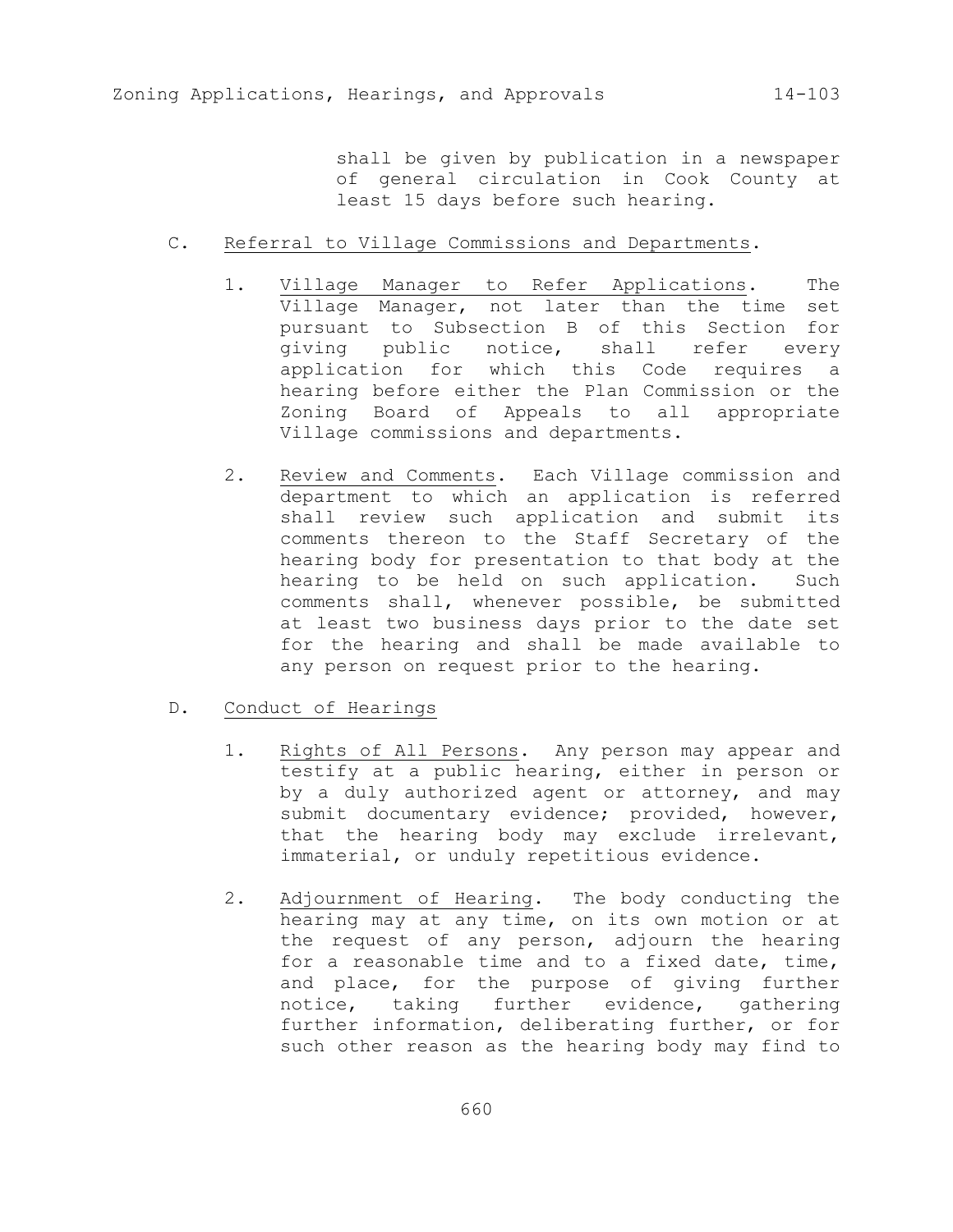shall be given by publication in a newspaper of general circulation in Cook County at least 15 days before such hearing.

C. Referral to Village Commissions and Departments.

1. Village Manager to Refer Applications. The Village Manager, not later than the time set pursuant to Subsection B of this Section for giving public notice, shall refer every application for which this Code requires a hearing before either the Plan Commission or the Zoning Board of Appeals to all appropriate Village commissions and departments.

2. Review and Comments. Each Village commission and department to which an application is referred shall review such application and submit its comments thereon to the Staff Secretary of the hearing body for presentation to that body at the hearing to be held on such application. Such comments shall, whenever possible, be submitted at least two business days prior to the date set for the hearing and shall be made available to any person on request prior to the hearing.

D. Conduct of Hearings

1. Rights of All Persons. Any person may appear and testify at a public hearing, either in person or by a duly authorized agent or attorney, and may submit documentary evidence; provided, however, that the hearing body may exclude irrelevant, immaterial, or unduly repetitious evidence.

2. Adjournment of Hearing. The body conducting the hearing may at any time, on its own motion or at the request of any person, adjourn the hearing for a reasonable time and to a fixed date, time, and place, for the purpose of giving further notice, taking further evidence, gathering further information, deliberating further, or for such other reason as the hearing body may find to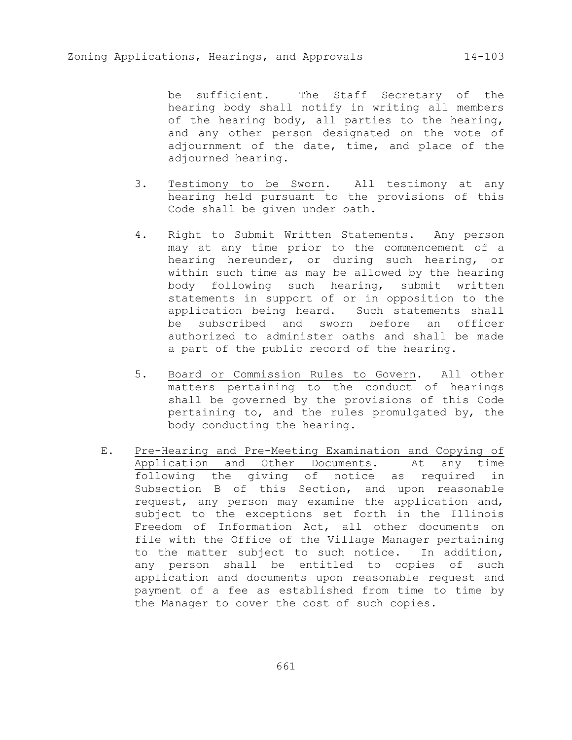be sufficient. The Staff Secretary of the hearing body shall notify in writing all members of the hearing body, all parties to the hearing, and any other person designated on the vote of adjournment of the date, time, and place of the adjourned hearing.

3. Testimony to be Sworn. All testimony at any hearing held pursuant to the provisions of this Code shall be given under oath.

4. Right to Submit Written Statements. Any person may at any time prior to the commencement of a hearing hereunder, or during such hearing, or within such time as may be allowed by the hearing body following such hearing, submit written statements in support of or in opposition to the application being heard. Such statements shall be subscribed and sworn before an officer authorized to administer oaths and shall be made a part of the public record of the hearing.

5. Board or Commission Rules to Govern. All other matters pertaining to the conduct of hearings shall be governed by the provisions of this Code pertaining to, and the rules promulgated by, the body conducting the hearing.

E. Pre-Hearing and Pre-Meeting Examination and Copying of Application and Other Documents. At any time following the giving of notice as required in Subsection B of this Section, and upon reasonable request, any person may examine the application and, subject to the exceptions set forth in the Illinois Freedom of Information Act, all other documents on file with the Office of the Village Manager pertaining to the matter subject to such notice. In addition, any person shall be entitled to copies of such application and documents upon reasonable request and payment of a fee as established from time to time by the Manager to cover the cost of such copies.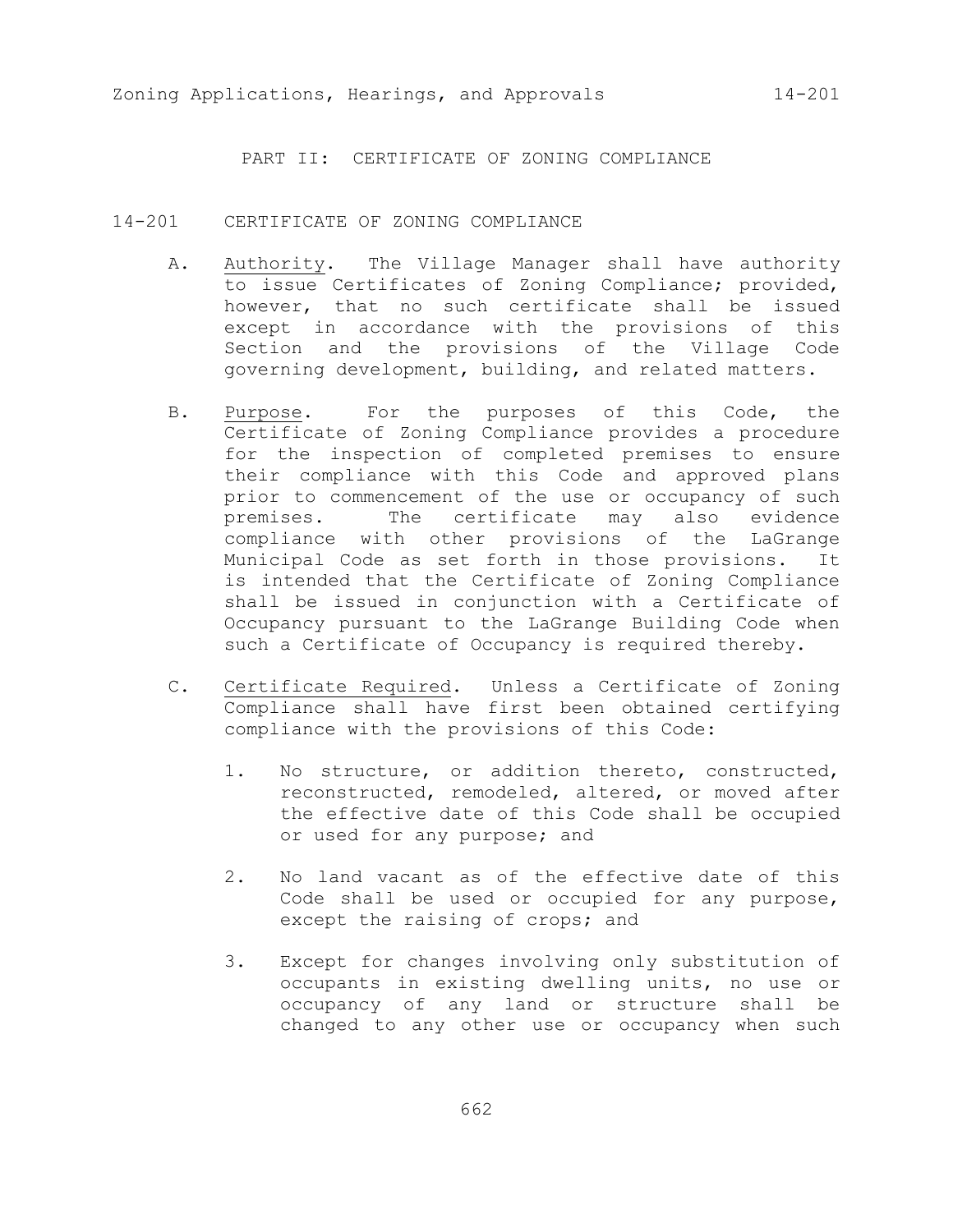## PART II: CERTIFICATE OF ZONING COMPLIANCE

### 14-201 CERTIFICATE OF ZONING COMPLIANCE

A. Authority. The Village Manager shall have authority to issue Certificates of Zoning Compliance; provided, however, that no such certificate shall be issued except in accordance with the provisions of this Section and the provisions of the Village Code governing development, building, and related matters.

B. Purpose. For the purposes of this Code, the Certificate of Zoning Compliance provides a procedure for the inspection of completed premises to ensure their compliance with this Code and approved plans prior to commencement of the use or occupancy of such premises. The certificate may also evidence compliance with other provisions of the LaGrange Municipal Code as set forth in those provisions. It is intended that the Certificate of Zoning Compliance shall be issued in conjunction with a Certificate of Occupancy pursuant to the LaGrange Building Code when such a Certificate of Occupancy is required thereby.

C. Certificate Required. Unless a Certificate of Zoning Compliance shall have first been obtained certifying compliance with the provisions of this Code:

1. No structure, or addition thereto, constructed, reconstructed, remodeled, altered, or moved after the effective date of this Code shall be occupied or used for any purpose; and

2. No land vacant as of the effective date of this Code shall be used or occupied for any purpose, except the raising of crops; and

3. Except for changes involving only substitution of occupants in existing dwelling units, no use or occupancy of any land or structure shall be changed to any other use or occupancy when such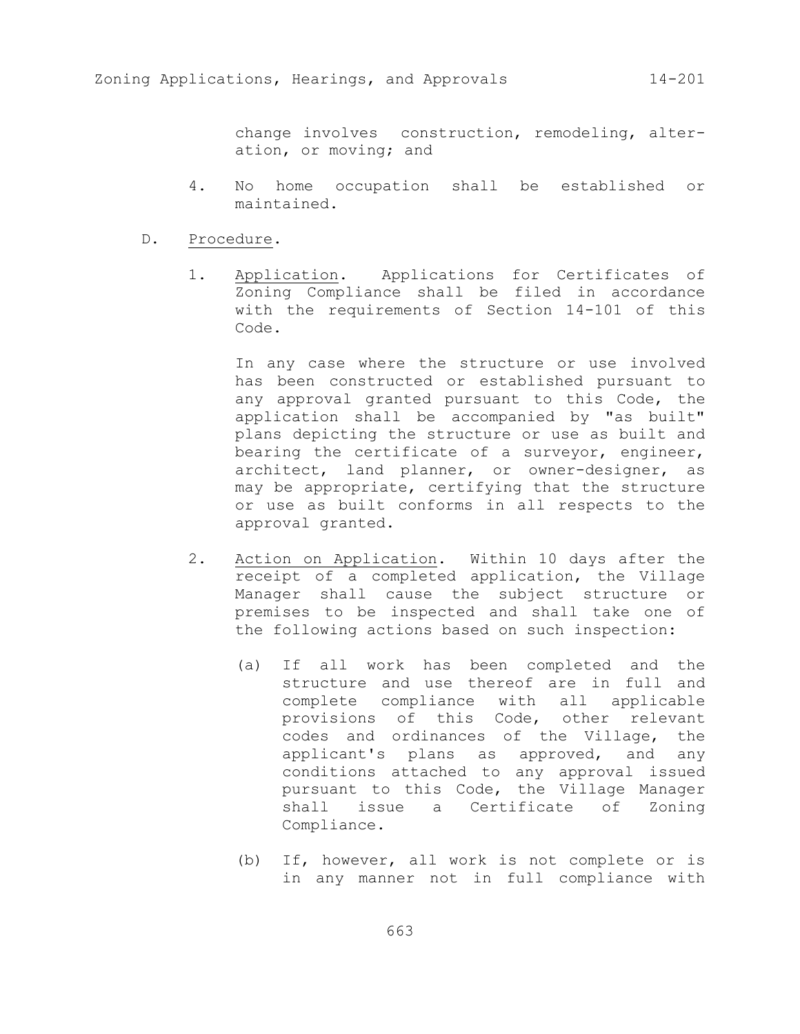change involves construction, remodeling, alteration, or moving; and

4. No home occupation shall be established or maintained.

D. Procedure.

1. Application. Applications for Certificates of Zoning Compliance shall be filed in accordance with the requirements of Section 14-101 of this Code.

   In any case where the structure or use involved has been constructed or established pursuant to any approval granted pursuant to this Code, the application shall be accompanied by "as built" plans depicting the structure or use as built and bearing the certificate of a surveyor, engineer, architect, land planner, or owner-designer, as may be appropriate, certifying that the structure or use as built conforms in all respects to the approval granted.

2. Action on Application. Within 10 days after the receipt of a completed application, the Village Manager shall cause the subject structure or premises to be inspected and shall take one of the following actions based on such inspection:

   (a) If all work has been completed and the structure and use thereof are in full and complete compliance with all applicable provisions of this Code, other relevant codes and ordinances of the Village, the applicant's plans as approved, and any conditions attached to any approval issued pursuant to this Code, the Village Manager shall issue a Certificate of Zoning Compliance.

   (b) If, however, all work is not complete or is in any manner not in full compliance with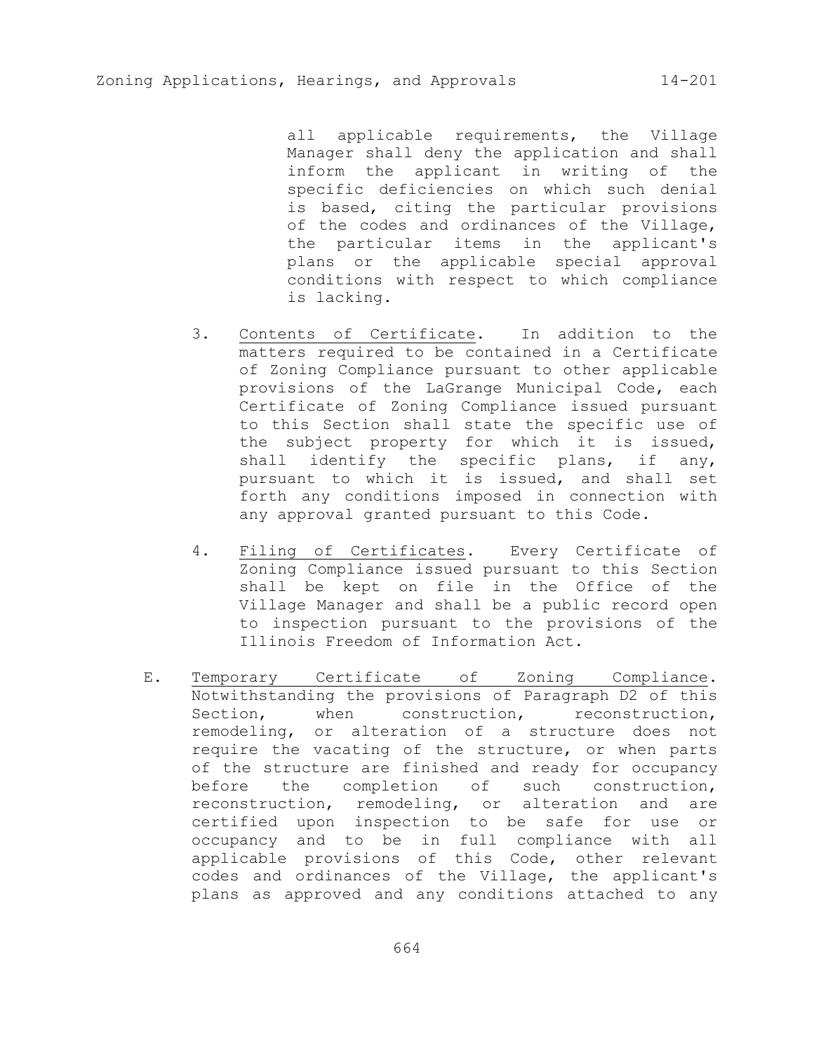all applicable requirements, the Village Manager shall deny the application and shall inform the applicant in writing of the specific deficiencies on which such denial is based, citing the particular provisions of the codes and ordinances of the Village, the particular items in the applicant's plans or the applicable special approval conditions with respect to which compliance is lacking.

3. Contents of Certificate. In addition to the matters required to be contained in a Certificate of Zoning Compliance pursuant to other applicable provisions of the LaGrange Municipal Code, each Certificate of Zoning Compliance issued pursuant to this Section shall state the specific use of the subject property for which it is issued, shall identify the specific plans, if any, pursuant to which it is issued, and shall set forth any conditions imposed in connection with any approval granted pursuant to this Code.

4. Filing of Certificates. Every Certificate of Zoning Compliance issued pursuant to this Section shall be kept on file in the Office of the Village Manager and shall be a public record open to inspection pursuant to the provisions of the Illinois Freedom of Information Act.

E. Temporary Certificate of Zoning Compliance. Notwithstanding the provisions of Paragraph D2 of this Section, when construction, reconstruction, remodeling, or alteration of a structure does not require the vacating of the structure, or when parts of the structure are finished and ready for occupancy before the completion of such construction, reconstruction, remodeling, or alteration and are certified upon inspection to be safe for use or occupancy and to be in full compliance with all applicable provisions of this Code, other relevant codes and ordinances of the Village, the applicant's plans as approved and any conditions attached to any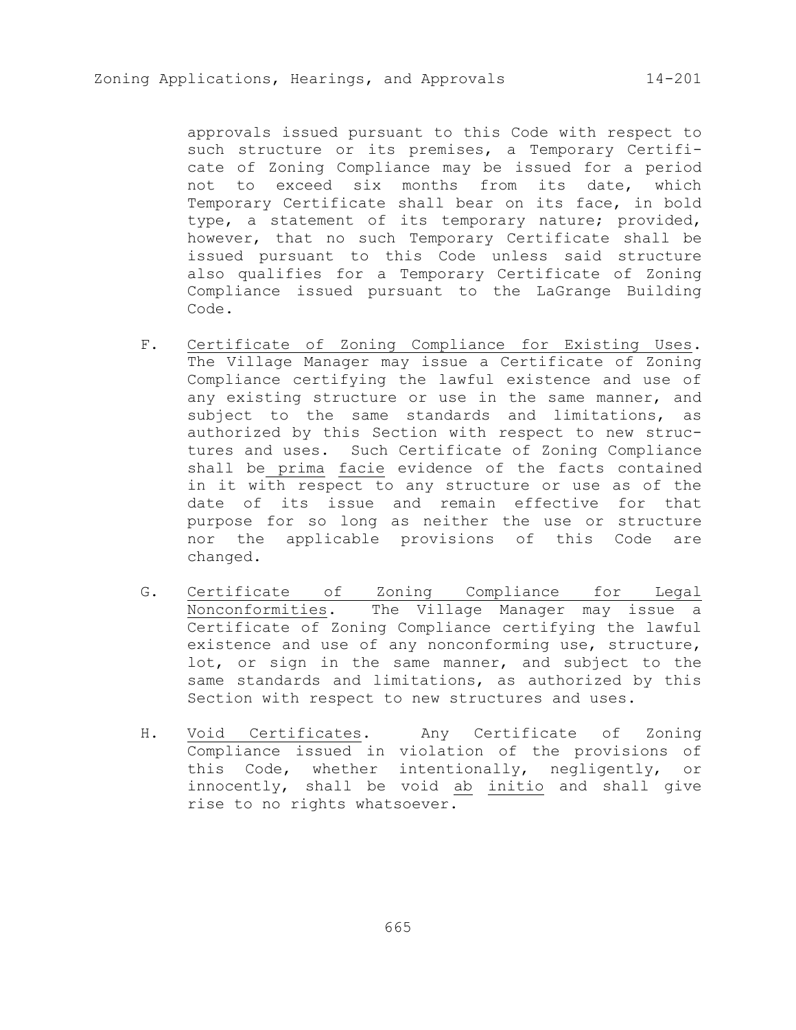approvals issued pursuant to this Code with respect to such structure or its premises, a Temporary Certificate of Zoning Compliance may be issued for a period not to exceed six months from its date, which Temporary Certificate shall bear on its face, in bold type, a statement of its temporary nature; provided, however, that no such Temporary Certificate shall be issued pursuant to this Code unless said structure also qualifies for a Temporary Certificate of Zoning Compliance issued pursuant to the LaGrange Building Code.

F. Certificate of Zoning Compliance for Existing Uses. The Village Manager may issue a Certificate of Zoning Compliance certifying the lawful existence and use of any existing structure or use in the same manner, and subject to the same standards and limitations, as authorized by this Section with respect to new structures and uses. Such Certificate of Zoning Compliance shall be *prima facie* evidence of the facts contained in it with respect to any structure or use as of the date of its issue and remain effective for that purpose for so long as neither the use or structure nor the applicable provisions of this Code are changed.

G. Certificate of Zoning Compliance for Legal Nonconformities. The Village Manager may issue a Certificate of Zoning Compliance certifying the lawful existence and use of any nonconforming use, structure, lot, or sign in the same manner, and subject to the same standards and limitations, as authorized by this Section with respect to new structures and uses.

H. Void Certificates. Any Certificate of Zoning Compliance issued in violation of the provisions of this Code, whether intentionally, negligently, or innocently, shall be void *ab initio* and shall give rise to no rights whatsoever.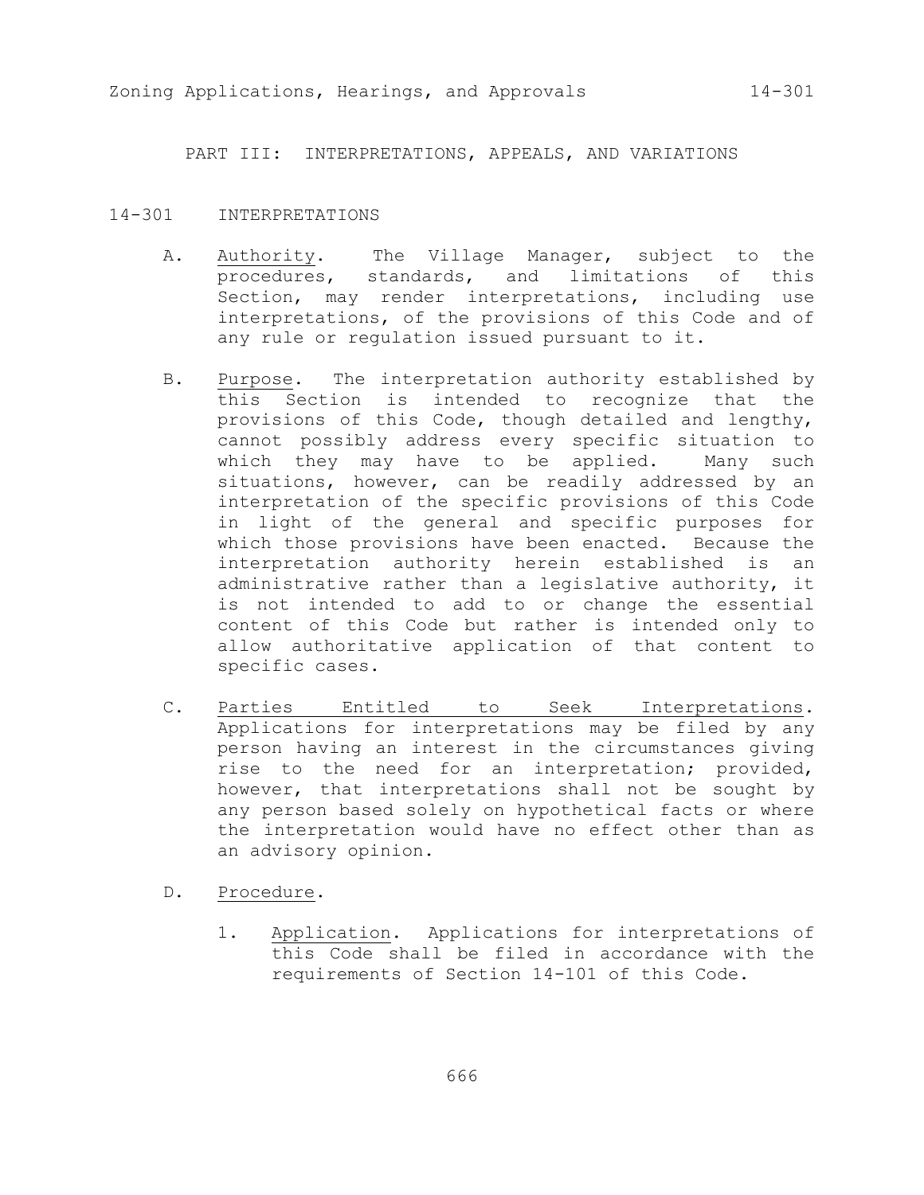## PART III: INTERPRETATIONS, APPEALS, AND VARIATIONS

### 14-301 INTERPRETATIONS

A. Authority. The Village Manager, subject to the procedures, standards, and limitations of this Section, may render interpretations, including use interpretations, of the provisions of this Code and of any rule or regulation issued pursuant to it.

B. Purpose. The interpretation authority established by this Section is intended to recognize that the provisions of this Code, though detailed and lengthy, cannot possibly address every specific situation to which they may have to be applied. Many such situations, however, can be readily addressed by an interpretation of the specific provisions of this Code in light of the general and specific purposes for which those provisions have been enacted. Because the interpretation authority herein established is an administrative rather than a legislative authority, it is not intended to add to or change the essential content of this Code but rather is intended only to allow authoritative application of that content to specific cases.

C. Parties Entitled to Seek Interpretations. Applications for interpretations may be filed by any person having an interest in the circumstances giving rise to the need for an interpretation; provided, however, that interpretations shall not be sought by any person based solely on hypothetical facts or where the interpretation would have no effect other than as an advisory opinion.

D. Procedure.

1. Application. Applications for interpretations of this Code shall be filed in accordance with the requirements of Section 14-101 of this Code.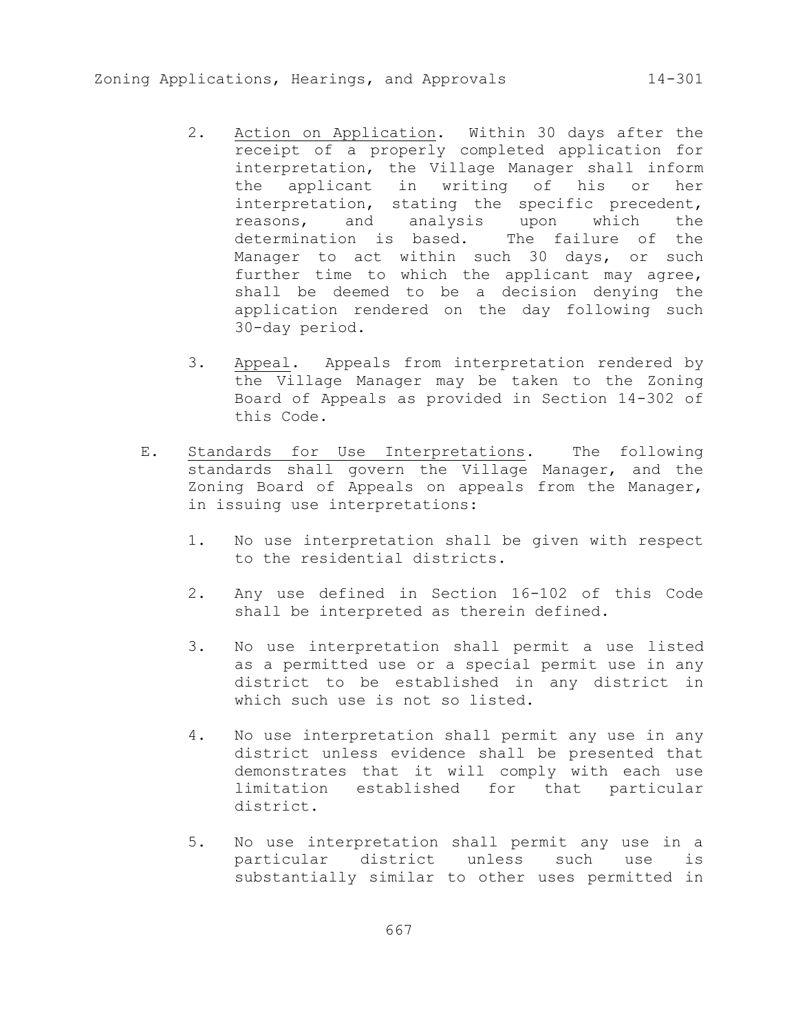2. Action on Application. Within 30 days after the receipt of a properly completed application for interpretation, the Village Manager shall inform the applicant in writing of his or her interpretation, stating the specific precedent, reasons, and analysis upon which the determination is based. The failure of the Manager to act within such 30 days, or such further time to which the applicant may agree, shall be deemed to be a decision denying the application rendered on the day following such 30-day period.

3. Appeal. Appeals from interpretation rendered by the Village Manager may be taken to the Zoning Board of Appeals as provided in Section 14-302 of this Code.

E. Standards for Use Interpretations. The following standards shall govern the Village Manager, and the Zoning Board of Appeals on appeals from the Manager, in issuing use interpretations:

1. No use interpretation shall be given with respect to the residential districts.

2. Any use defined in Section 16-102 of this Code shall be interpreted as therein defined.

3. No use interpretation shall permit a use listed as a permitted use or a special permit use in any district to be established in any district in which such use is not so listed.

4. No use interpretation shall permit any use in any district unless evidence shall be presented that demonstrates that it will comply with each use limitation established for that particular district.

5. No use interpretation shall permit any use in a particular district unless such use is substantially similar to other uses permitted in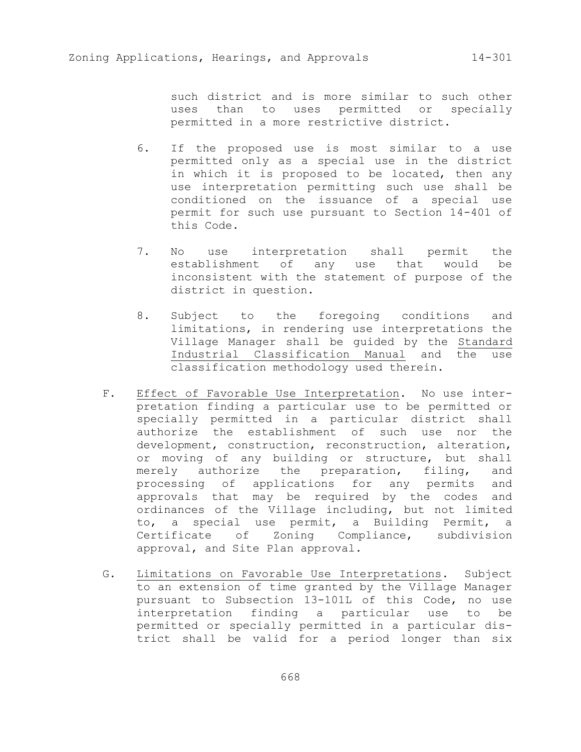such district and is more similar to such other uses than to uses permitted or specially permitted in a more restrictive district.

6. If the proposed use is most similar to a use permitted only as a special use in the district in which it is proposed to be located, then any use interpretation permitting such use shall be conditioned on the issuance of a special use permit for such use pursuant to Section 14-401 of this Code.

7. No use interpretation shall permit the establishment of any use that would be inconsistent with the statement of purpose of the district in question.

8. Subject to the foregoing conditions and limitations, in rendering use interpretations the Village Manager shall be guided by the Standard Industrial Classification Manual and the use classification methodology used therein.

F. Effect of Favorable Use Interpretation. No use interpretation finding a particular use to be permitted or specially permitted in a particular district shall authorize the establishment of such use nor the development, construction, reconstruction, alteration, or moving of any building or structure, but shall merely authorize the preparation, filing, and processing of applications for any permits and approvals that may be required by the codes and ordinances of the Village including, but not limited to, a special use permit, a Building Permit, a Certificate of Zoning Compliance, subdivision approval, and Site Plan approval.

G. Limitations on Favorable Use Interpretations. Subject to an extension of time granted by the Village Manager pursuant to Subsection 13-101L of this Code, no use interpretation finding a particular use to be permitted or specially permitted in a particular district shall be valid for a period longer than six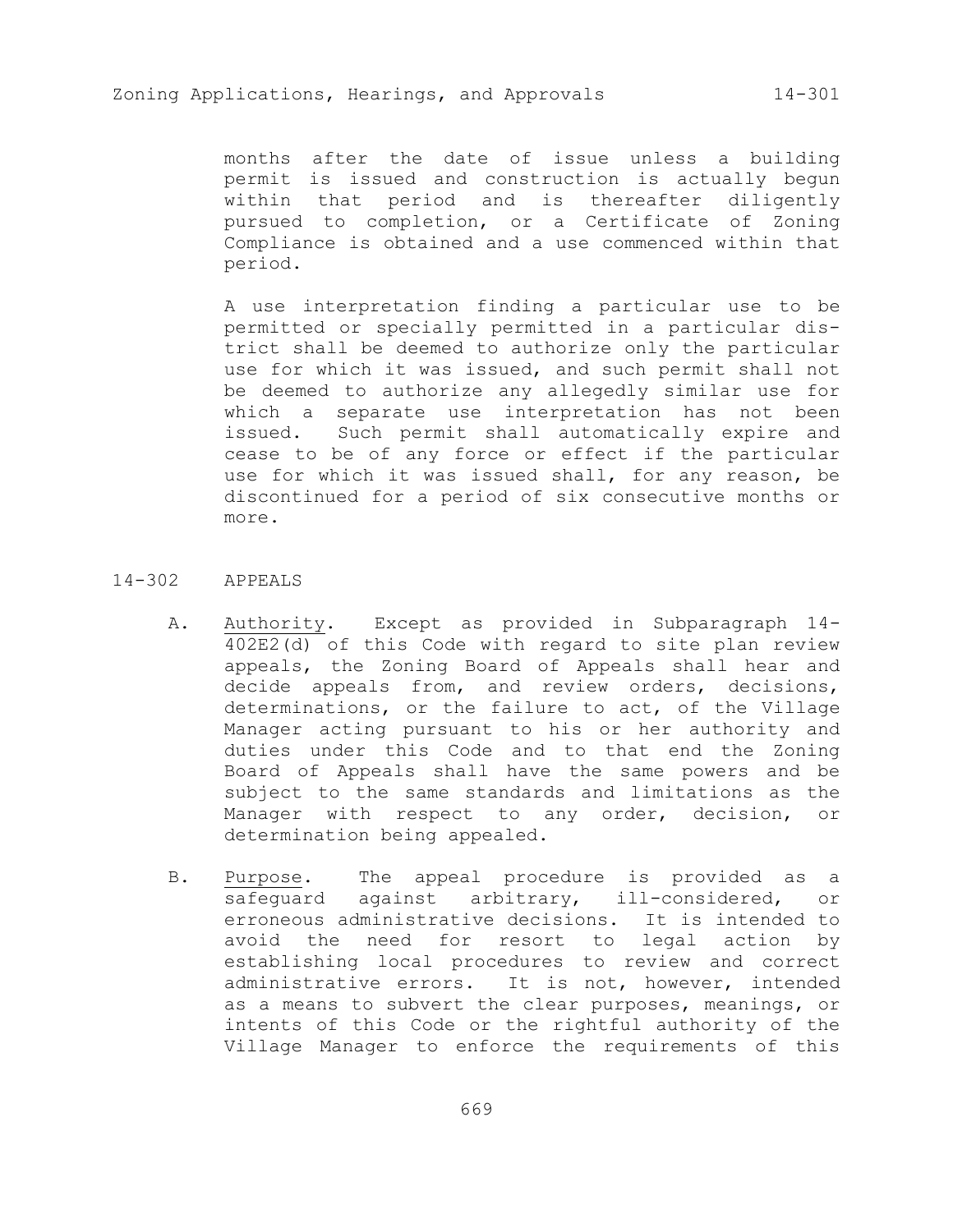months after the date of issue unless a building permit is issued and construction is actually begun within that period and is thereafter diligently pursued to completion, or a Certificate of Zoning Compliance is obtained and a use commenced within that period.

A use interpretation finding a particular use to be permitted or specially permitted in a particular district shall be deemed to authorize only the particular use for which it was issued, and such permit shall not be deemed to authorize any allegedly similar use for which a separate use interpretation has not been issued. Such permit shall automatically expire and cease to be of any force or effect if the particular use for which it was issued shall, for any reason, be discontinued for a period of six consecutive months or more.

## 14-302 APPEALS

A. Authority. Except as provided in Subparagraph 14-402E2(d) of this Code with regard to site plan review appeals, the Zoning Board of Appeals shall hear and decide appeals from, and review orders, decisions, determinations, or the failure to act, of the Village Manager acting pursuant to his or her authority and duties under this Code and to that end the Zoning Board of Appeals shall have the same powers and be subject to the same standards and limitations as the Manager with respect to any order, decision, or determination being appealed.

B. Purpose. The appeal procedure is provided as a safeguard against arbitrary, ill-considered, or erroneous administrative decisions. It is intended to avoid the need for resort to legal action by establishing local procedures to review and correct administrative errors. It is not, however, intended as a means to subvert the clear purposes, meanings, or intents of this Code or the rightful authority of the Village Manager to enforce the requirements of this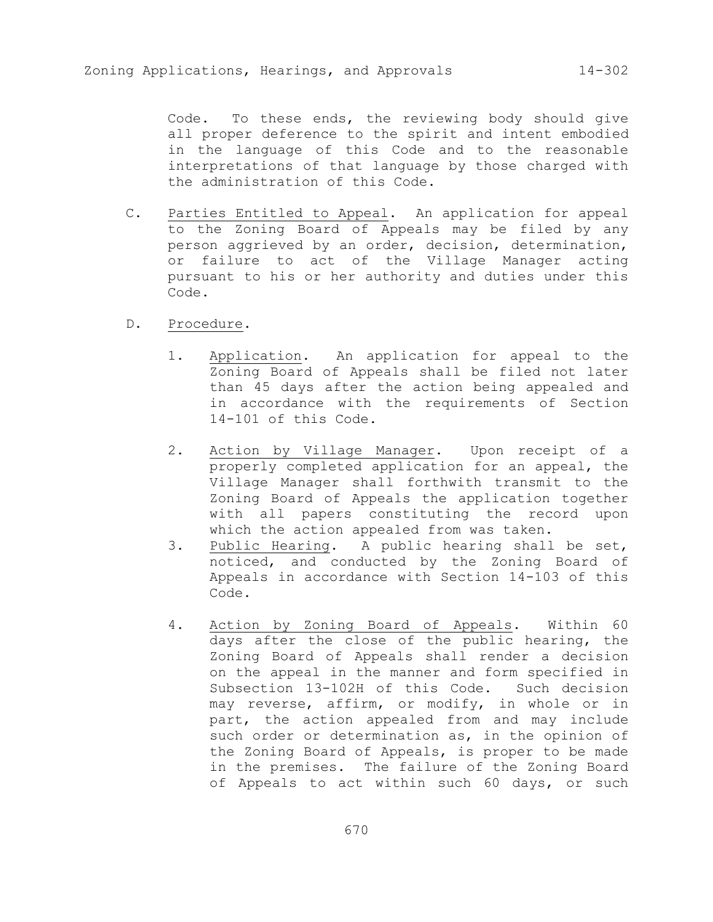Code. To these ends, the reviewing body should give all proper deference to the spirit and intent embodied in the language of this Code and to the reasonable interpretations of that language by those charged with the administration of this Code.

C. Parties Entitled to Appeal. An application for appeal to the Zoning Board of Appeals may be filed by any person aggrieved by an order, decision, determination, or failure to act of the Village Manager acting pursuant to his or her authority and duties under this Code.

D. Procedure.

1. Application. An application for appeal to the Zoning Board of Appeals shall be filed not later than 45 days after the action being appealed and in accordance with the requirements of Section 14-101 of this Code.

2. Action by Village Manager. Upon receipt of a properly completed application for an appeal, the Village Manager shall forthwith transmit to the Zoning Board of Appeals the application together with all papers constituting the record upon which the action appealed from was taken.

3. Public Hearing. A public hearing shall be set, noticed, and conducted by the Zoning Board of Appeals in accordance with Section 14-103 of this Code.

4. Action by Zoning Board of Appeals. Within 60 days after the close of the public hearing, the Zoning Board of Appeals shall render a decision on the appeal in the manner and form specified in Subsection 13-102H of this Code. Such decision may reverse, affirm, or modify, in whole or in part, the action appealed from and may include such order or determination as, in the opinion of the Zoning Board of Appeals, is proper to be made in the premises. The failure of the Zoning Board of Appeals to act within such 60 days, or such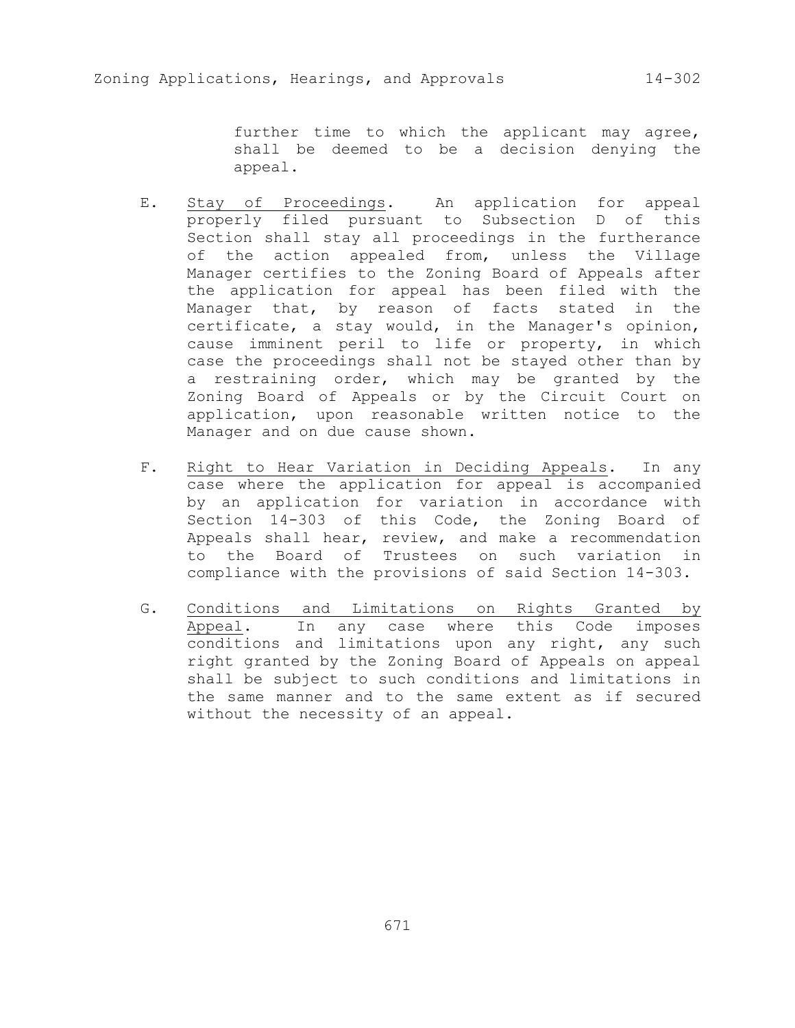further time to which the applicant may agree, shall be deemed to be a decision denying the appeal.

E. Stay of Proceedings. An application for appeal properly filed pursuant to Subsection D of this Section shall stay all proceedings in the furtherance of the action appealed from, unless the Village Manager certifies to the Zoning Board of Appeals after the application for appeal has been filed with the Manager that, by reason of facts stated in the certificate, a stay would, in the Manager's opinion, cause imminent peril to life or property, in which case the proceedings shall not be stayed other than by a restraining order, which may be granted by the Zoning Board of Appeals or by the Circuit Court on application, upon reasonable written notice to the Manager and on due cause shown.

F. Right to Hear Variation in Deciding Appeals. In any case where the application for appeal is accompanied by an application for variation in accordance with Section 14-303 of this Code, the Zoning Board of Appeals shall hear, review, and make a recommendation to the Board of Trustees on such variation in compliance with the provisions of said Section 14-303.

G. Conditions and Limitations on Rights Granted by Appeal. In any case where this Code imposes conditions and limitations upon any right, any such right granted by the Zoning Board of Appeals on appeal shall be subject to such conditions and limitations in the same manner and to the same extent as if secured without the necessity of an appeal.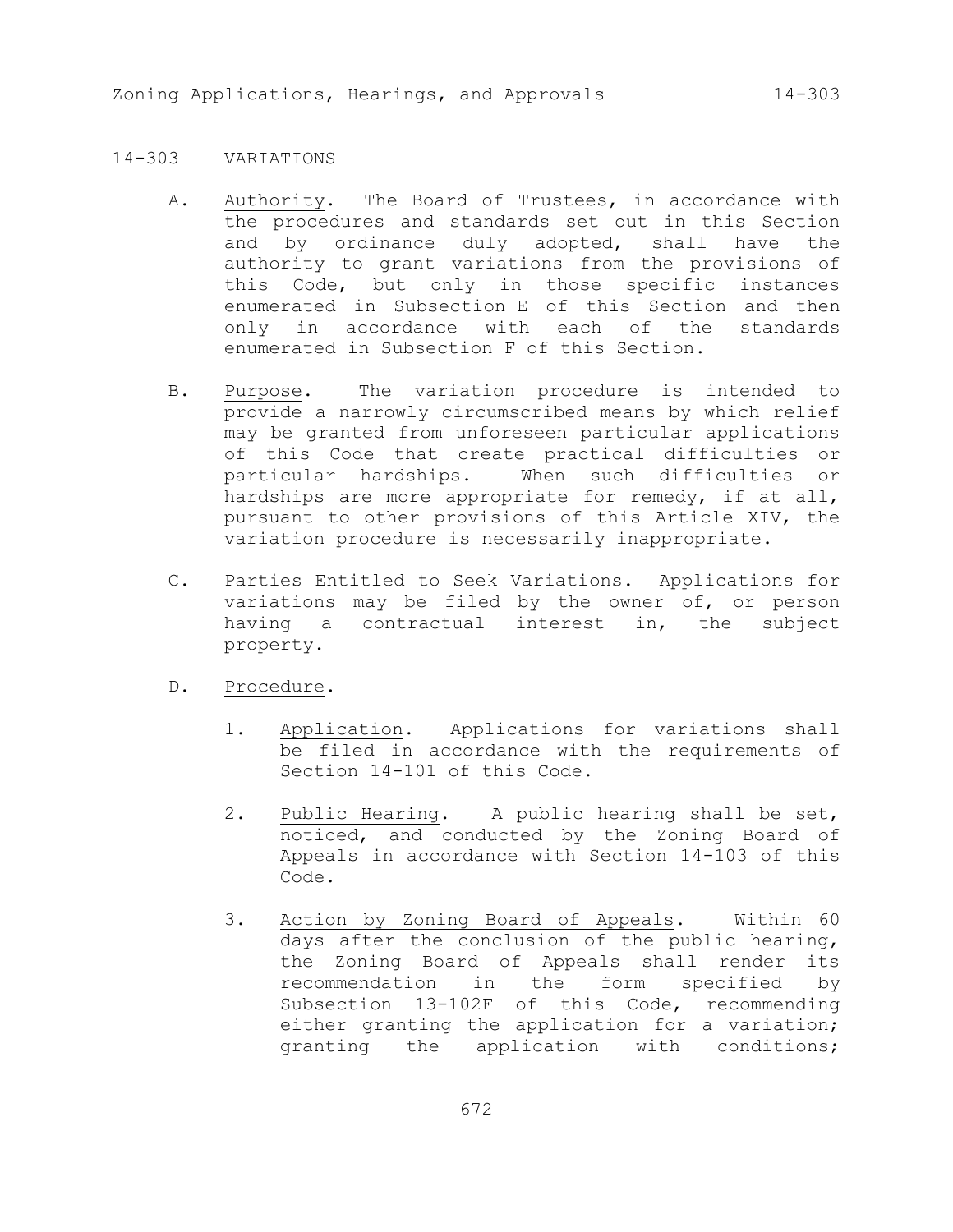## 14-303 VARIATIONS

A. Authority. The Board of Trustees, in accordance with the procedures and standards set out in this Section and by ordinance duly adopted, shall have the authority to grant variations from the provisions of this Code, but only in those specific instances enumerated in Subsection E of this Section and then only in accordance with each of the standards enumerated in Subsection F of this Section.

B. Purpose. The variation procedure is intended to provide a narrowly circumscribed means by which relief may be granted from unforeseen particular applications of this Code that create practical difficulties or particular hardships. When such difficulties or hardships are more appropriate for remedy, if at all, pursuant to other provisions of this Article XIV, the variation procedure is necessarily inappropriate.

C. Parties Entitled to Seek Variations. Applications for variations may be filed by the owner of, or person having a contractual interest in, the subject property.

D. Procedure.

1. Application. Applications for variations shall be filed in accordance with the requirements of Section 14-101 of this Code.

2. Public Hearing. A public hearing shall be set, noticed, and conducted by the Zoning Board of Appeals in accordance with Section 14-103 of this Code.

3. Action by Zoning Board of Appeals. Within 60 days after the conclusion of the public hearing, the Zoning Board of Appeals shall render its recommendation in the form specified by Subsection 13-102F of this Code, recommending either granting the application for a variation; granting the application with conditions;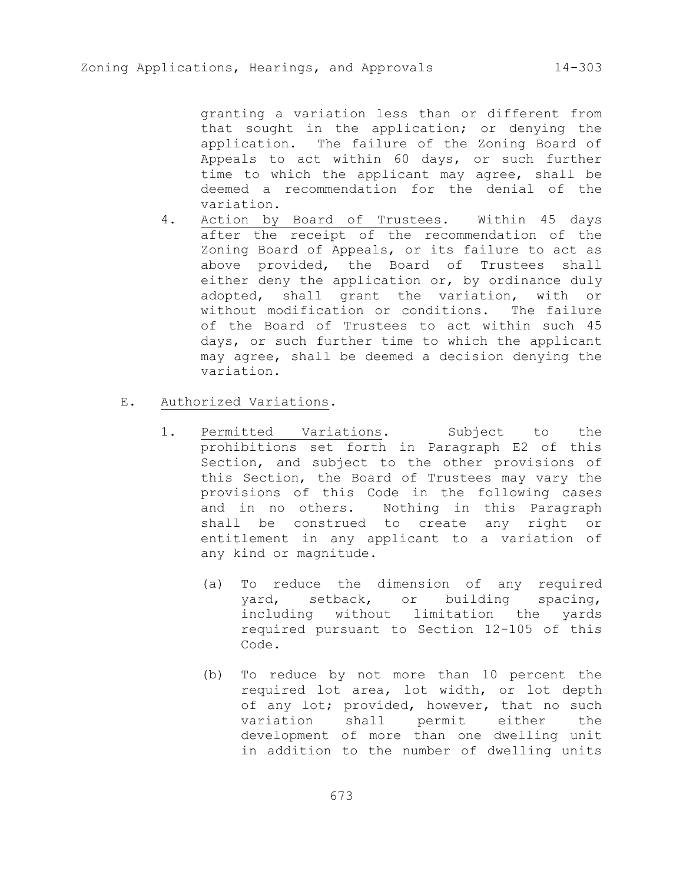granting a variation less than or different from that sought in the application; or denying the application. The failure of the Zoning Board of Appeals to act within 60 days, or such further time to which the applicant may agree, shall be deemed a recommendation for the denial of the variation.

4. Action by Board of Trustees. Within 45 days after the receipt of the recommendation of the Zoning Board of Appeals, or its failure to act as above provided, the Board of Trustees shall either deny the application or, by ordinance duly adopted, shall grant the variation, with or without modification or conditions. The failure of the Board of Trustees to act within such 45 days, or such further time to which the applicant may agree, shall be deemed a decision denying the variation.

E. Authorized Variations.

1. Permitted Variations. Subject to the prohibitions set forth in Paragraph E2 of this Section, and subject to the other provisions of this Section, the Board of Trustees may vary the provisions of this Code in the following cases and in no others. Nothing in this Paragraph shall be construed to create any right or entitlement in any applicant to a variation of any kind or magnitude.

   (a) To reduce the dimension of any required yard, setback, or building spacing, including without limitation the yards required pursuant to Section 12-105 of this Code.

   (b) To reduce by not more than 10 percent the required lot area, lot width, or lot depth of any lot; provided, however, that no such variation shall permit either the development of more than one dwelling unit in addition to the number of dwelling units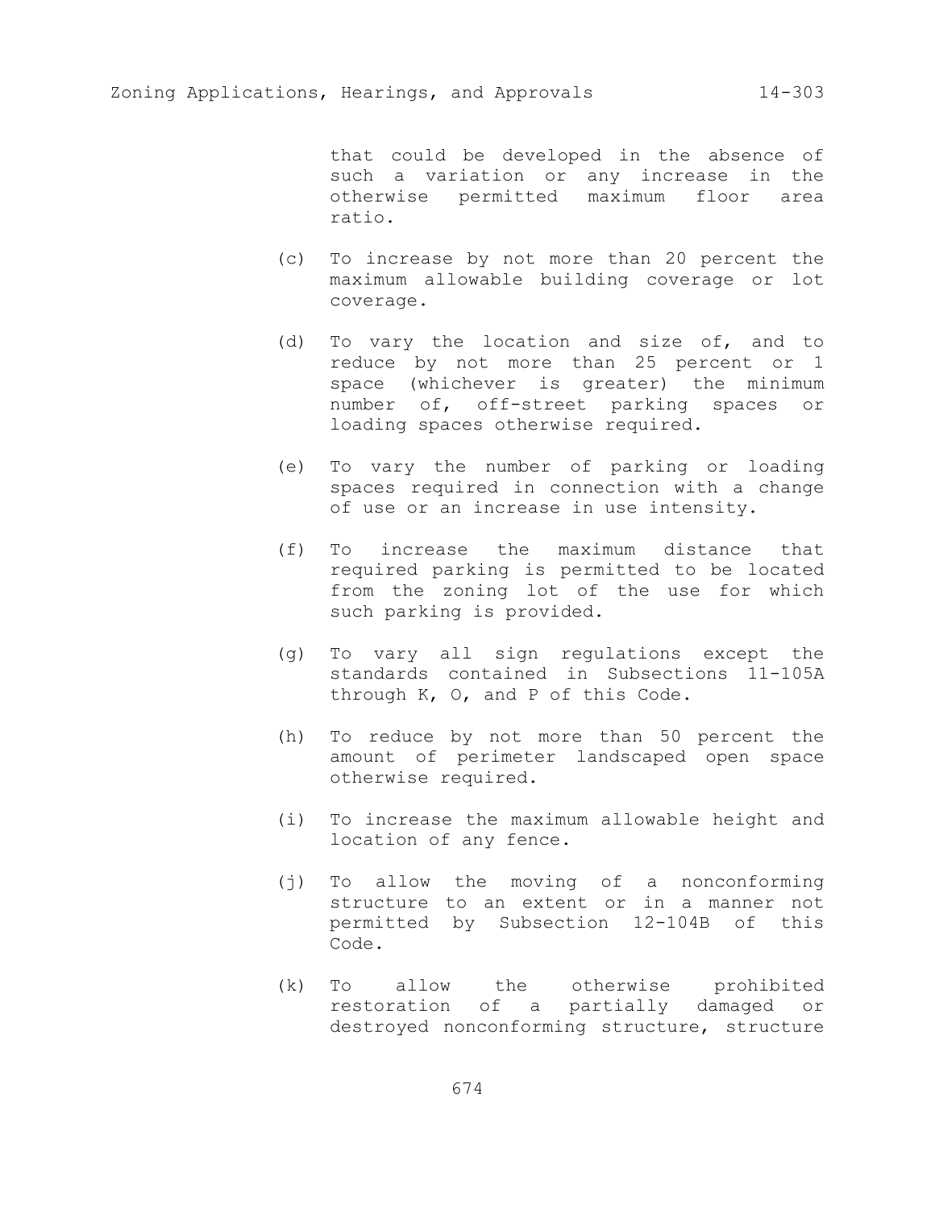that could be developed in the absence of such a variation or any increase in the otherwise permitted maximum floor area ratio.

(c) To increase by not more than 20 percent the maximum allowable building coverage or lot coverage.

(d) To vary the location and size of, and to reduce by not more than 25 percent or 1 space (whichever is greater) the minimum number of, off-street parking spaces or loading spaces otherwise required.

(e) To vary the number of parking or loading spaces required in connection with a change of use or an increase in use intensity.

(f) To increase the maximum distance that required parking is permitted to be located from the zoning lot of the use for which such parking is provided.

(g) To vary all sign regulations except the standards contained in Subsections 11-105A through K, O, and P of this Code.

(h) To reduce by not more than 50 percent the amount of perimeter landscaped open space otherwise required.

(i) To increase the maximum allowable height and location of any fence.

(j) To allow the moving of a nonconforming structure to an extent or in a manner not permitted by Subsection 12-104B of this Code.

(k) To allow the otherwise prohibited restoration of a partially damaged or destroyed nonconforming structure, structure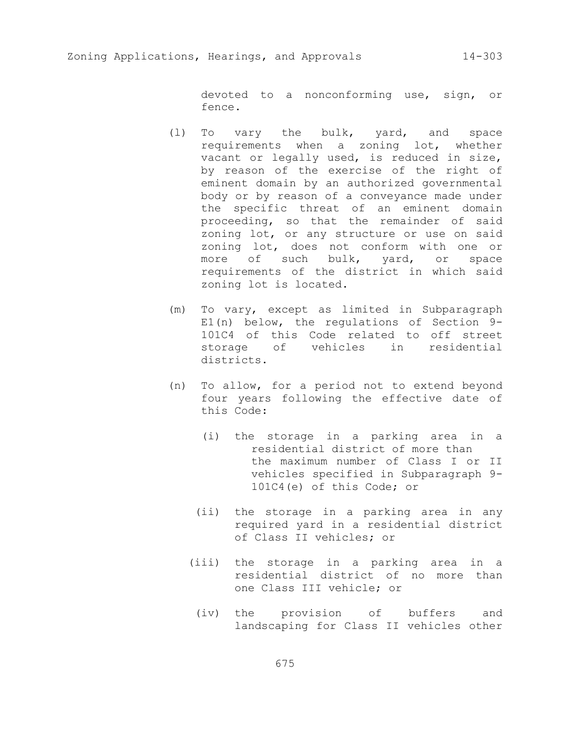devoted to a nonconforming use, sign, or fence.

(l) To vary the bulk, yard, and space requirements when a zoning lot, whether vacant or legally used, is reduced in size, by reason of the exercise of the right of eminent domain by an authorized governmental body or by reason of a conveyance made under the specific threat of an eminent domain proceeding, so that the remainder of said zoning lot, or any structure or use on said zoning lot, does not conform with one or more of such bulk, yard, or space requirements of the district in which said zoning lot is located.

(m) To vary, except as limited in Subparagraph E1(n) below, the regulations of Section 9-101C4 of this Code related to off street storage of vehicles in residential districts.

(n) To allow, for a period not to extend beyond four years following the effective date of this Code:

(i) the storage in a parking area in a residential district of more than the maximum number of Class I or II vehicles specified in Subparagraph 9-101C4(e) of this Code; or

(ii) the storage in a parking area in any required yard in a residential district of Class II vehicles; or

(iii) the storage in a parking area in a residential district of no more than one Class III vehicle; or

(iv) the provision of buffers and landscaping for Class II vehicles other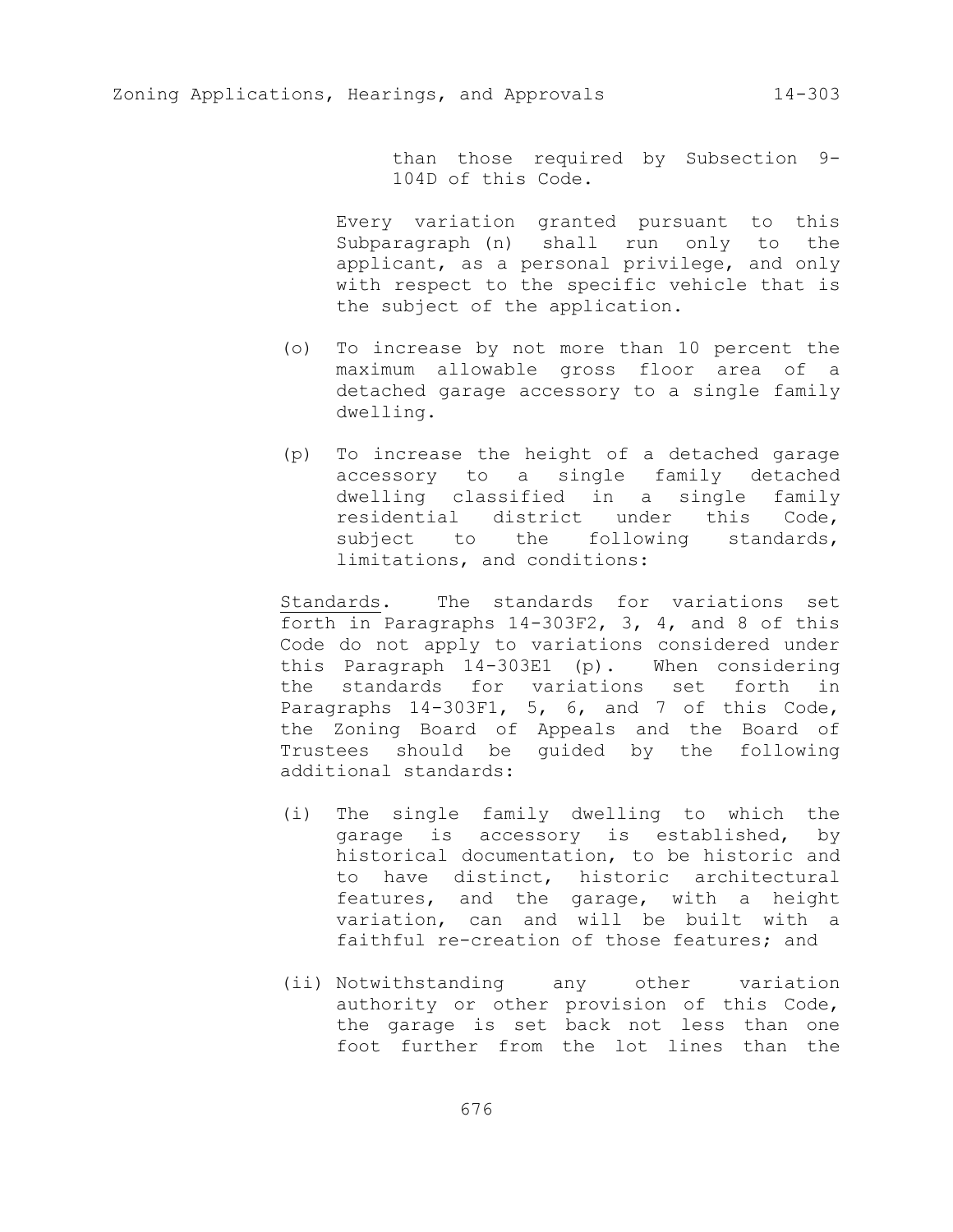than those required by Subsection 9-104D of this Code.

Every variation granted pursuant to this Subparagraph (n) shall run only to the applicant, as a personal privilege, and only with respect to the specific vehicle that is the subject of the application.

(o) To increase by not more than 10 percent the maximum allowable gross floor area of a detached garage accessory to a single family dwelling.

(p) To increase the height of a detached garage accessory to a single family detached dwelling classified in a single family residential district under this Code, subject to the following standards, limitations, and conditions:

Standards. The standards for variations set forth in Paragraphs 14-303F2, 3, 4, and 8 of this Code do not apply to variations considered under this Paragraph 14-303E1 (p). When considering the standards for variations set forth in Paragraphs 14-303F1, 5, 6, and 7 of this Code, the Zoning Board of Appeals and the Board of Trustees should be guided by the following additional standards:

(i) The single family dwelling to which the garage is accessory is established, by historical documentation, to be historic and to have distinct, historic architectural features, and the garage, with a height variation, can and will be built with a faithful re-creation of those features; and

(ii) Notwithstanding any other variation authority or other provision of this Code, the garage is set back not less than one foot further from the lot lines than the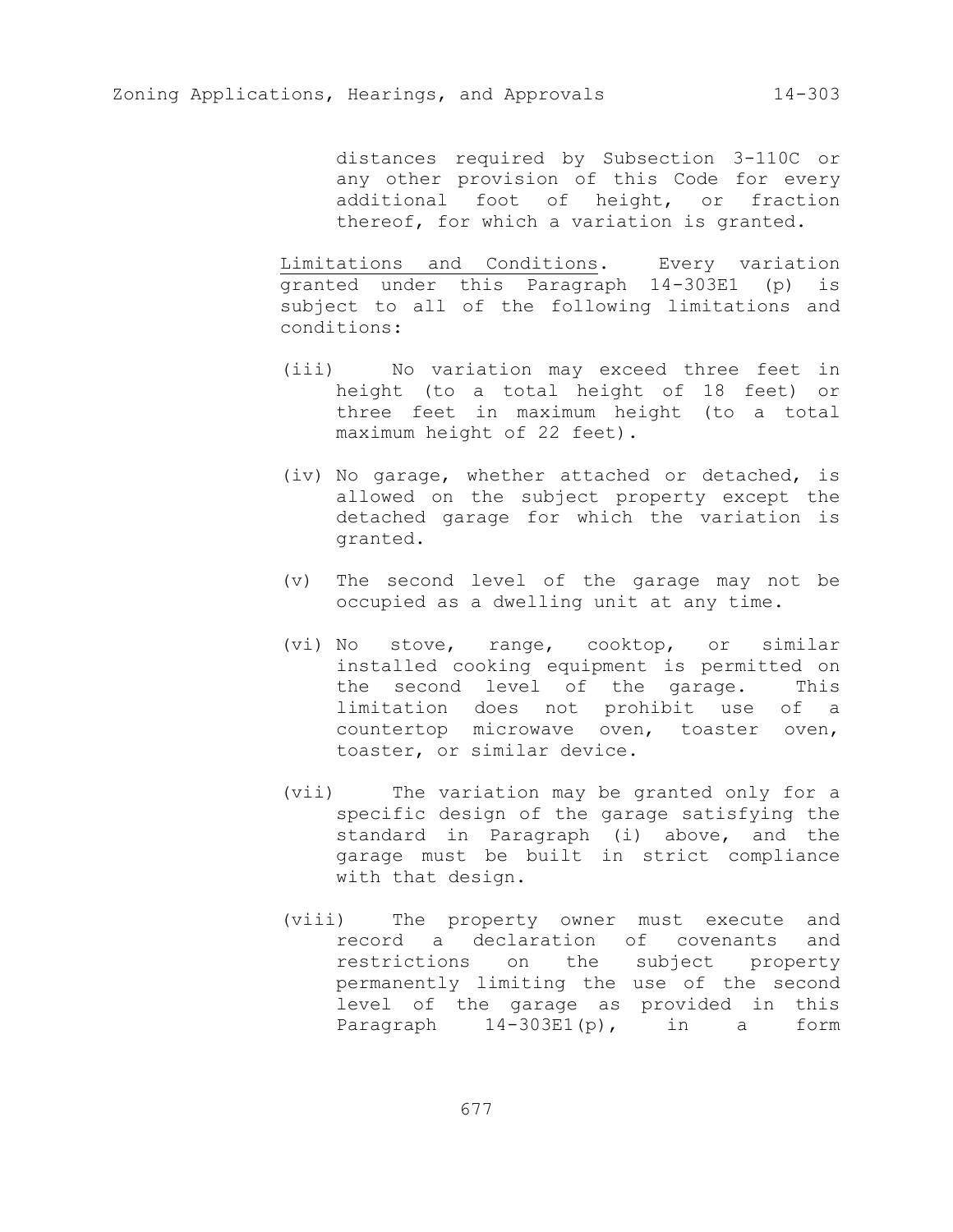distances required by Subsection 3-110C or any other provision of this Code for every additional foot of height, or fraction thereof, for which a variation is granted.

Limitations and Conditions. Every variation granted under this Paragraph 14-303E1 (p) is subject to all of the following limitations and conditions:

(iii) No variation may exceed three feet in height (to a total height of 18 feet) or three feet in maximum height (to a total maximum height of 22 feet).

(iv) No garage, whether attached or detached, is allowed on the subject property except the detached garage for which the variation is granted.

(v) The second level of the garage may not be occupied as a dwelling unit at any time.

(vi) No stove, range, cooktop, or similar installed cooking equipment is permitted on the second level of the garage. This limitation does not prohibit use of a countertop microwave oven, toaster oven, toaster, or similar device.

(vii) The variation may be granted only for a specific design of the garage satisfying the standard in Paragraph (i) above, and the garage must be built in strict compliance with that design.

(viii) The property owner must execute and record a declaration of covenants and restrictions on the subject property permanently limiting the use of the second level of the garage as provided in this Paragraph 14-303E1(p), in a form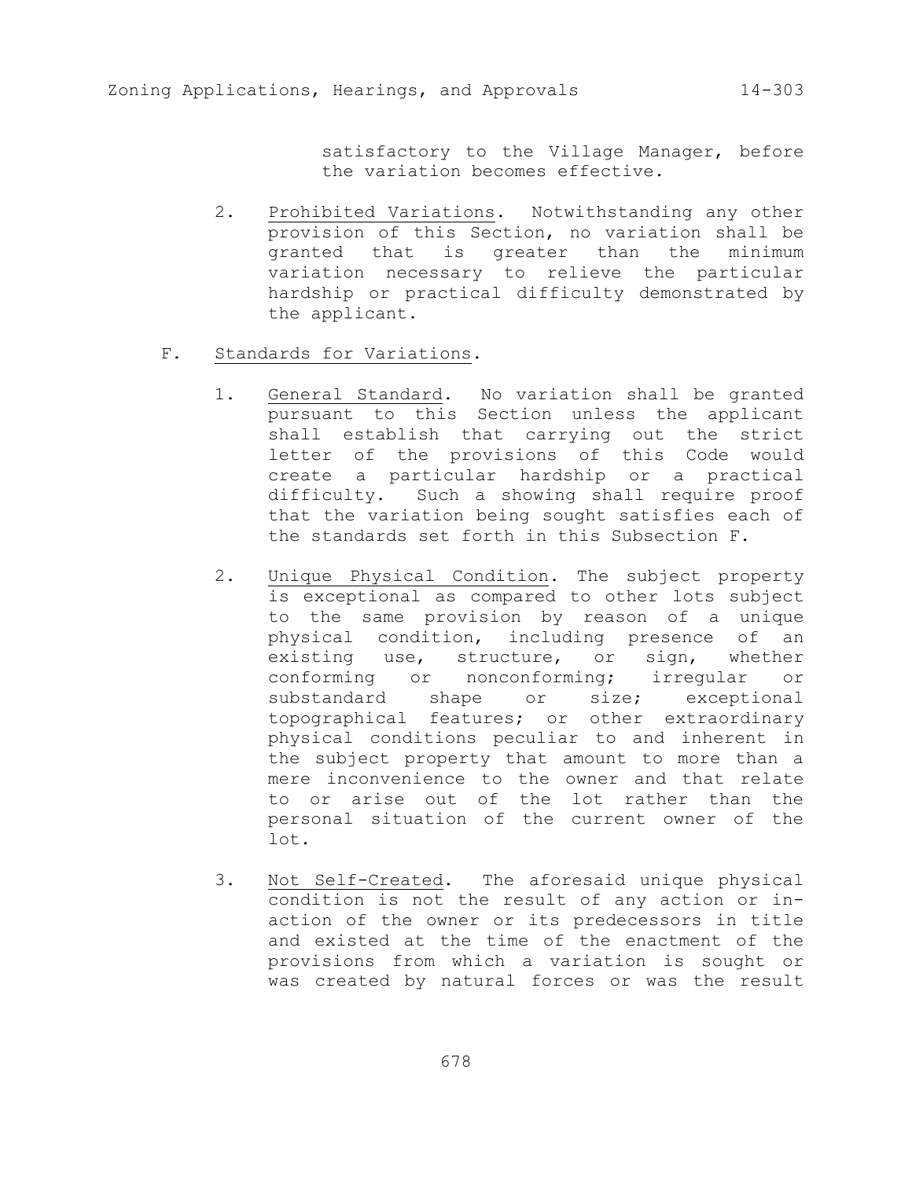satisfactory to the Village Manager, before the variation becomes effective.

2. Prohibited Variations. Notwithstanding any other provision of this Section, no variation shall be granted that is greater than the minimum variation necessary to relieve the particular hardship or practical difficulty demonstrated by the applicant.

F. Standards for Variations.

1. General Standard. No variation shall be granted pursuant to this Section unless the applicant shall establish that carrying out the strict letter of the provisions of this Code would create a particular hardship or a practical difficulty. Such a showing shall require proof that the variation being sought satisfies each of the standards set forth in this Subsection F.

2. Unique Physical Condition. The subject property is exceptional as compared to other lots subject to the same provision by reason of a unique physical condition, including presence of an existing use, structure, or sign, whether conforming or nonconforming; irregular or substandard shape or size; exceptional topographical features; or other extraordinary physical conditions peculiar to and inherent in the subject property that amount to more than a mere inconvenience to the owner and that relate to or arise out of the lot rather than the personal situation of the current owner of the lot.

3. Not Self-Created. The aforesaid unique physical condition is not the result of any action or inaction of the owner or its predecessors in title and existed at the time of the enactment of the provisions from which a variation is sought or was created by natural forces or was the result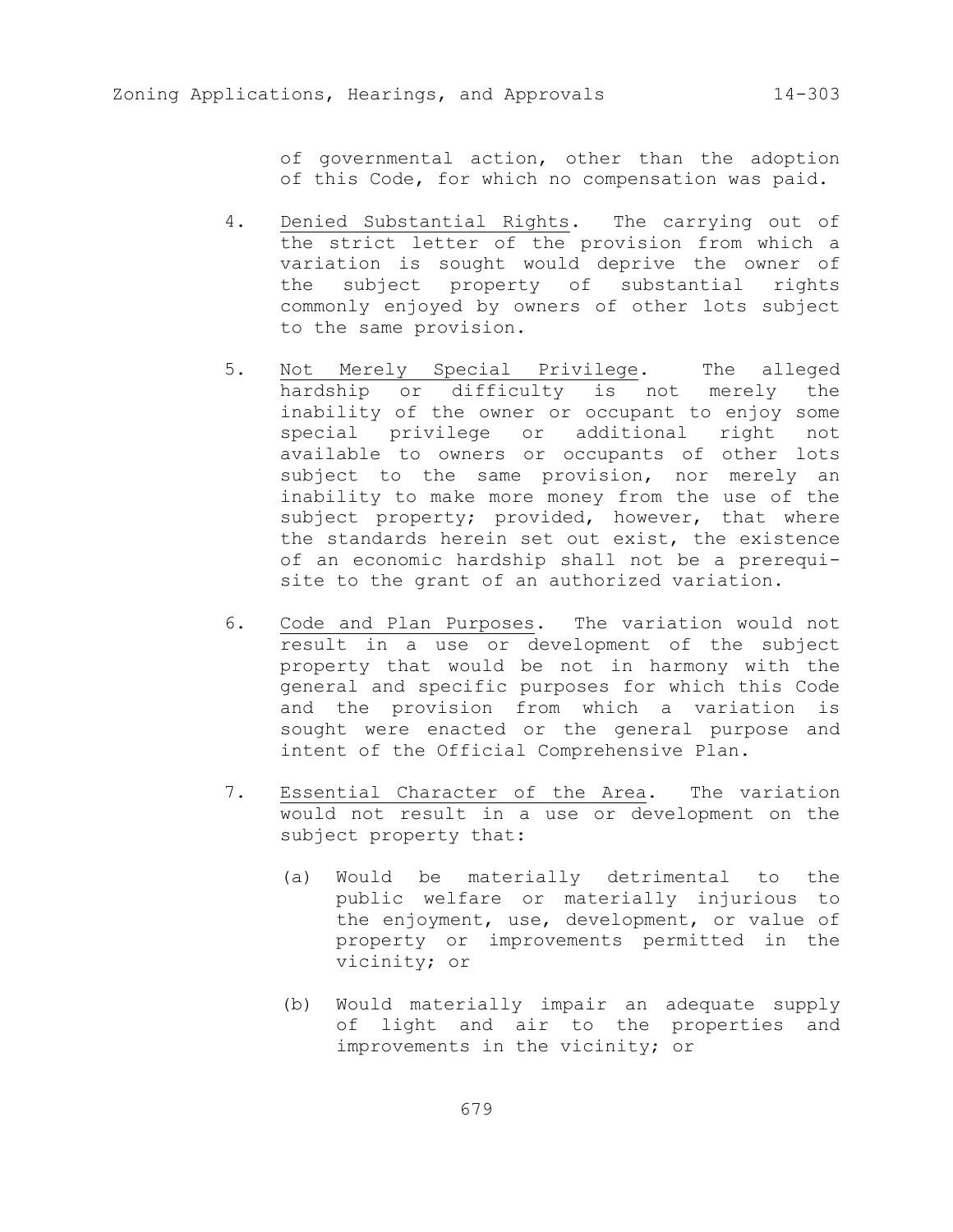of governmental action, other than the adoption of this Code, for which no compensation was paid.

4. Denied Substantial Rights. The carrying out of the strict letter of the provision from which a variation is sought would deprive the owner of the subject property of substantial rights commonly enjoyed by owners of other lots subject to the same provision.

5. Not Merely Special Privilege. The alleged hardship or difficulty is not merely the inability of the owner or occupant to enjoy some special privilege or additional right not available to owners or occupants of other lots subject to the same provision, nor merely an inability to make more money from the use of the subject property; provided, however, that where the standards herein set out exist, the existence of an economic hardship shall not be a prerequisite to the grant of an authorized variation.

6. Code and Plan Purposes. The variation would not result in a use or development of the subject property that would be not in harmony with the general and specific purposes for which this Code and the provision from which a variation is sought were enacted or the general purpose and intent of the Official Comprehensive Plan.

7. Essential Character of the Area. The variation would not result in a use or development on the subject property that:

   (a) Would be materially detrimental to the public welfare or materially injurious to the enjoyment, use, development, or value of property or improvements permitted in the vicinity; or

   (b) Would materially impair an adequate supply of light and air to the properties and improvements in the vicinity; or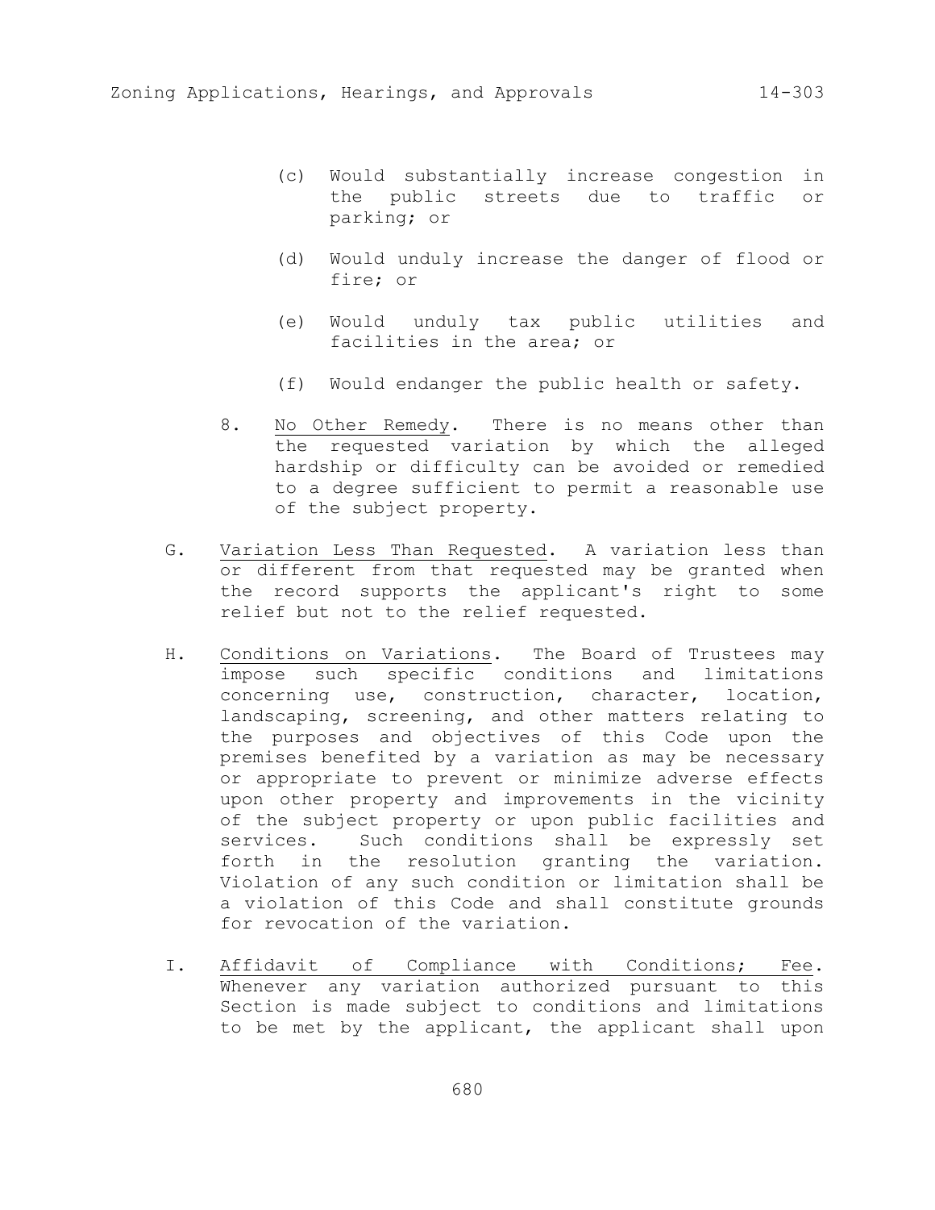(c) Would substantially increase congestion in the public streets due to traffic or parking; or

(d) Would unduly increase the danger of flood or fire; or

(e) Would unduly tax public utilities and facilities in the area; or

(f) Would endanger the public health or safety.

8. No Other Remedy. There is no means other than the requested variation by which the alleged hardship or difficulty can be avoided or remedied to a degree sufficient to permit a reasonable use of the subject property.

G. Variation Less Than Requested. A variation less than or different from that requested may be granted when the record supports the applicant's right to some relief but not to the relief requested.

H. Conditions on Variations. The Board of Trustees may impose such specific conditions and limitations concerning use, construction, character, location, landscaping, screening, and other matters relating to the purposes and objectives of this Code upon the premises benefited by a variation as may be necessary or appropriate to prevent or minimize adverse effects upon other property and improvements in the vicinity of the subject property or upon public facilities and services. Such conditions shall be expressly set forth in the resolution granting the variation. Violation of any such condition or limitation shall be a violation of this Code and shall constitute grounds for revocation of the variation.

I. Affidavit of Compliance with Conditions; Fee. Whenever any variation authorized pursuant to this Section is made subject to conditions and limitations to be met by the applicant, the applicant shall upon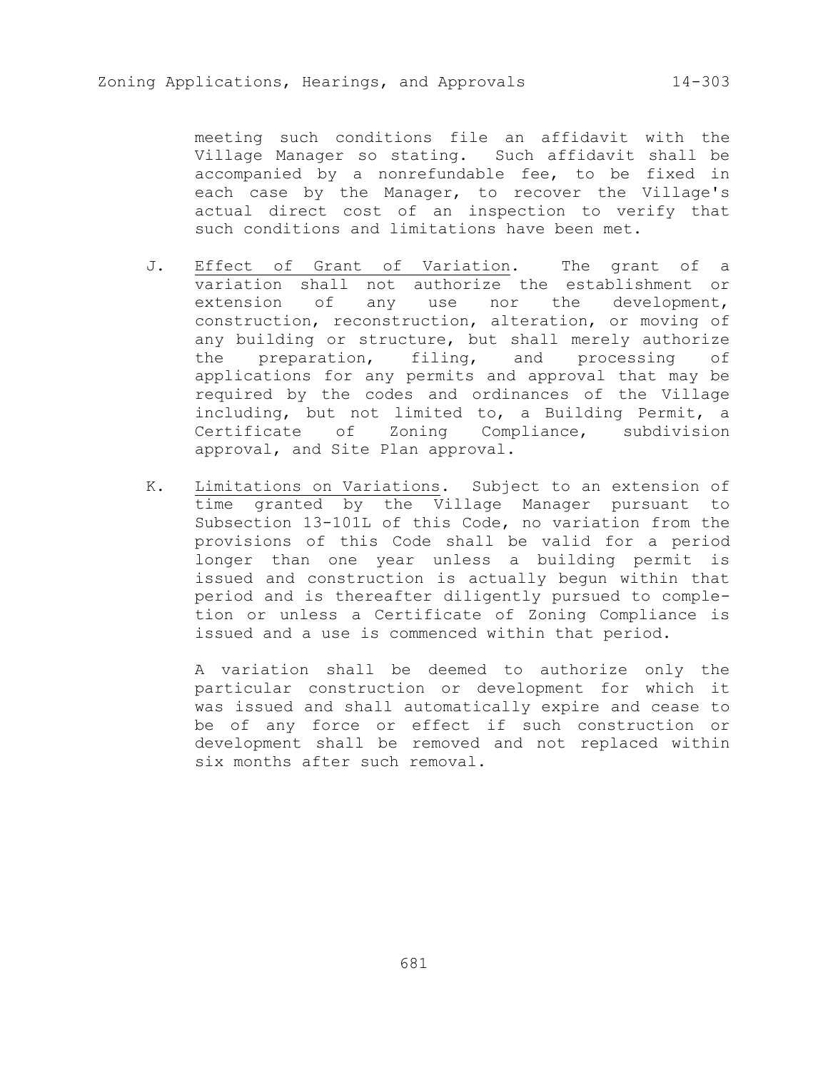meeting such conditions file an affidavit with the Village Manager so stating. Such affidavit shall be accompanied by a nonrefundable fee, to be fixed in each case by the Manager, to recover the Village's actual direct cost of an inspection to verify that such conditions and limitations have been met.

J. Effect of Grant of Variation. The grant of a variation shall not authorize the establishment or extension of any use nor the development, construction, reconstruction, alteration, or moving of any building or structure, but shall merely authorize the preparation, filing, and processing of applications for any permits and approval that may be required by the codes and ordinances of the Village including, but not limited to, a Building Permit, a Certificate of Zoning Compliance, subdivision approval, and Site Plan approval.

K. Limitations on Variations. Subject to an extension of time granted by the Village Manager pursuant to Subsection 13-101L of this Code, no variation from the provisions of this Code shall be valid for a period longer than one year unless a building permit is issued and construction is actually begun within that period and is thereafter diligently pursued to completion or unless a Certificate of Zoning Compliance is issued and a use is commenced within that period.

A variation shall be deemed to authorize only the particular construction or development for which it was issued and shall automatically expire and cease to be of any force or effect if such construction or development shall be removed and not replaced within six months after such removal.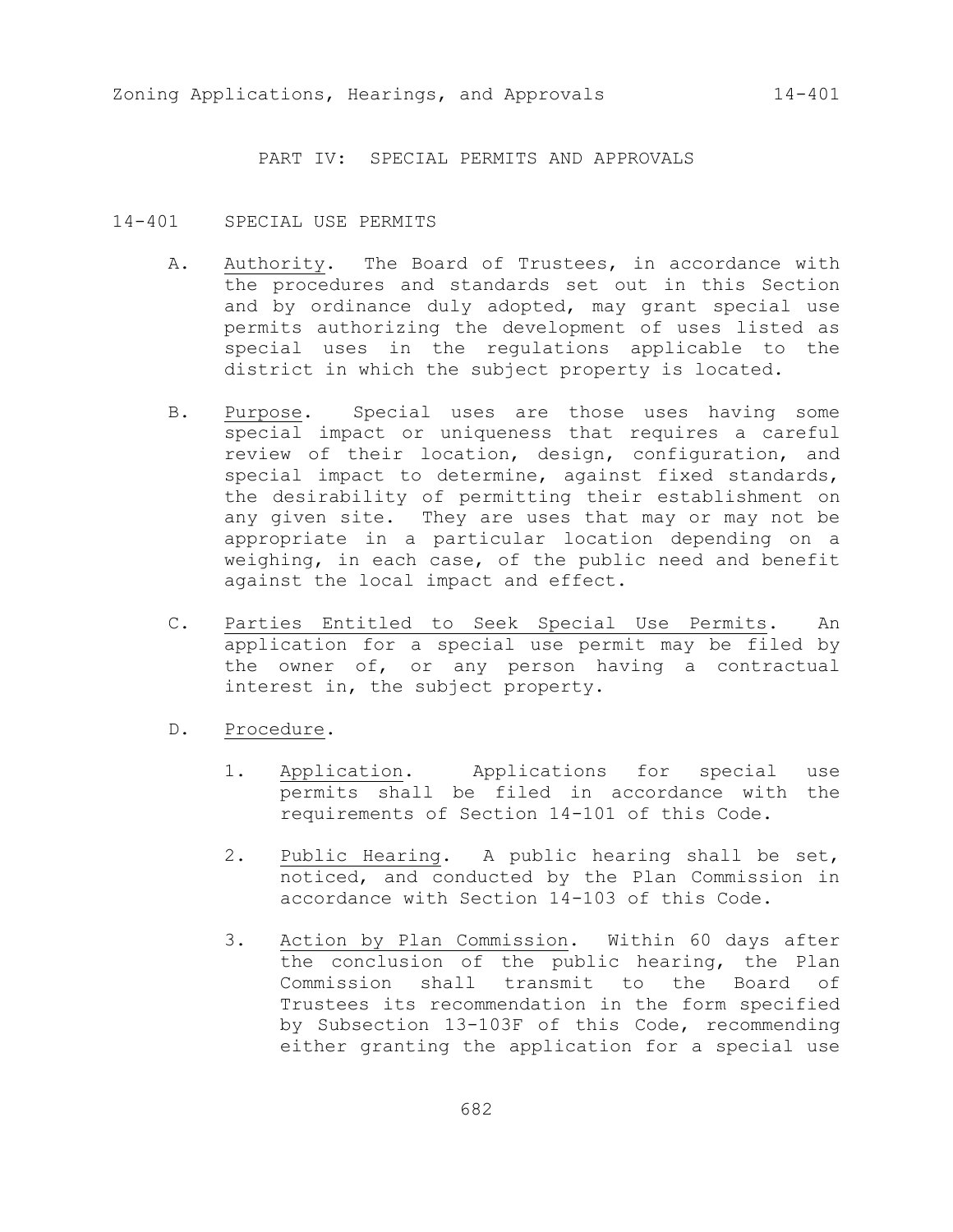## PART IV: SPECIAL PERMITS AND APPROVALS

### 14-401 SPECIAL USE PERMITS

A. Authority. The Board of Trustees, in accordance with the procedures and standards set out in this Section and by ordinance duly adopted, may grant special use permits authorizing the development of uses listed as special uses in the regulations applicable to the district in which the subject property is located.

B. Purpose. Special uses are those uses having some special impact or uniqueness that requires a careful review of their location, design, configuration, and special impact to determine, against fixed standards, the desirability of permitting their establishment on any given site. They are uses that may or may not be appropriate in a particular location depending on a weighing, in each case, of the public need and benefit against the local impact and effect.

C. Parties Entitled to Seek Special Use Permits. An application for a special use permit may be filed by the owner of, or any person having a contractual interest in, the subject property.

D. Procedure.

1. Application. Applications for special use permits shall be filed in accordance with the requirements of Section 14-101 of this Code.

2. Public Hearing. A public hearing shall be set, noticed, and conducted by the Plan Commission in accordance with Section 14-103 of this Code.

3. Action by Plan Commission. Within 60 days after the conclusion of the public hearing, the Plan Commission shall transmit to the Board of Trustees its recommendation in the form specified by Subsection 13-103F of this Code, recommending either granting the application for a special use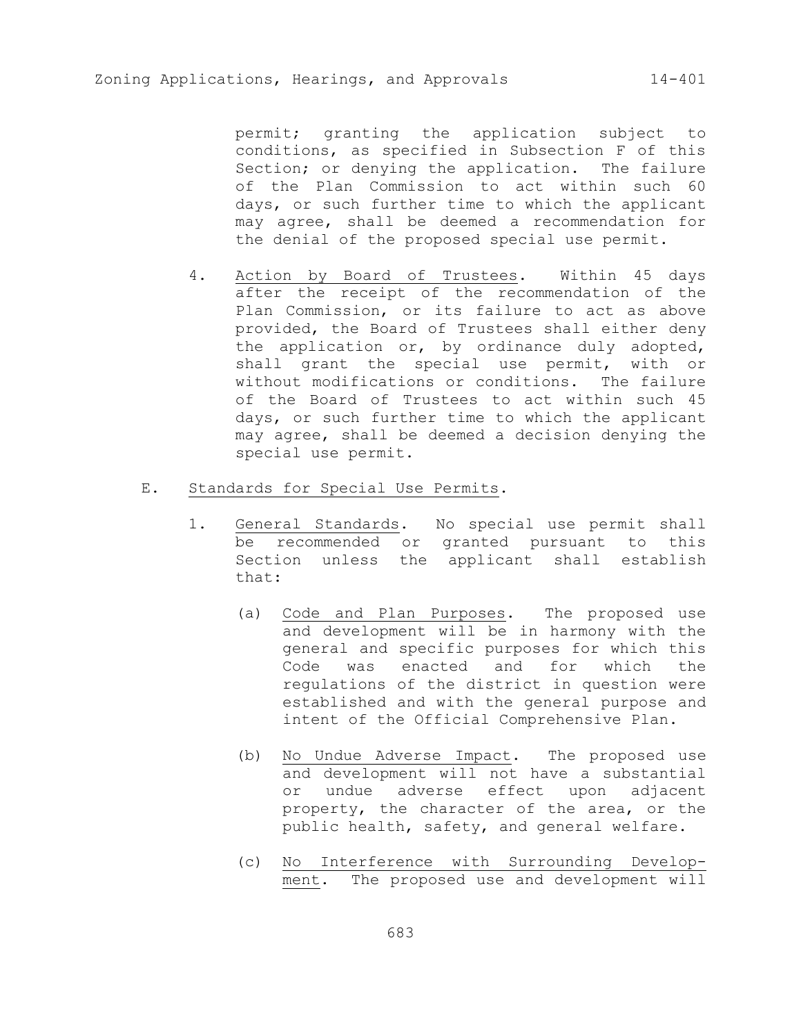permit; granting the application subject to conditions, as specified in Subsection F of this Section; or denying the application. The failure of the Plan Commission to act within such 60 days, or such further time to which the applicant may agree, shall be deemed a recommendation for the denial of the proposed special use permit.

4. Action by Board of Trustees. Within 45 days after the receipt of the recommendation of the Plan Commission, or its failure to act as above provided, the Board of Trustees shall either deny the application or, by ordinance duly adopted, shall grant the special use permit, with or without modifications or conditions. The failure of the Board of Trustees to act within such 45 days, or such further time to which the applicant may agree, shall be deemed a decision denying the special use permit.

E. Standards for Special Use Permits.

1. General Standards. No special use permit shall be recommended or granted pursuant to this Section unless the applicant shall establish that:

   (a) Code and Plan Purposes. The proposed use and development will be in harmony with the general and specific purposes for which this Code was enacted and for which the regulations of the district in question were established and with the general purpose and intent of the Official Comprehensive Plan.

   (b) No Undue Adverse Impact. The proposed use and development will not have a substantial or undue adverse effect upon adjacent property, the character of the area, or the public health, safety, and general welfare.

   (c) No Interference with Surrounding Development. The proposed use and development will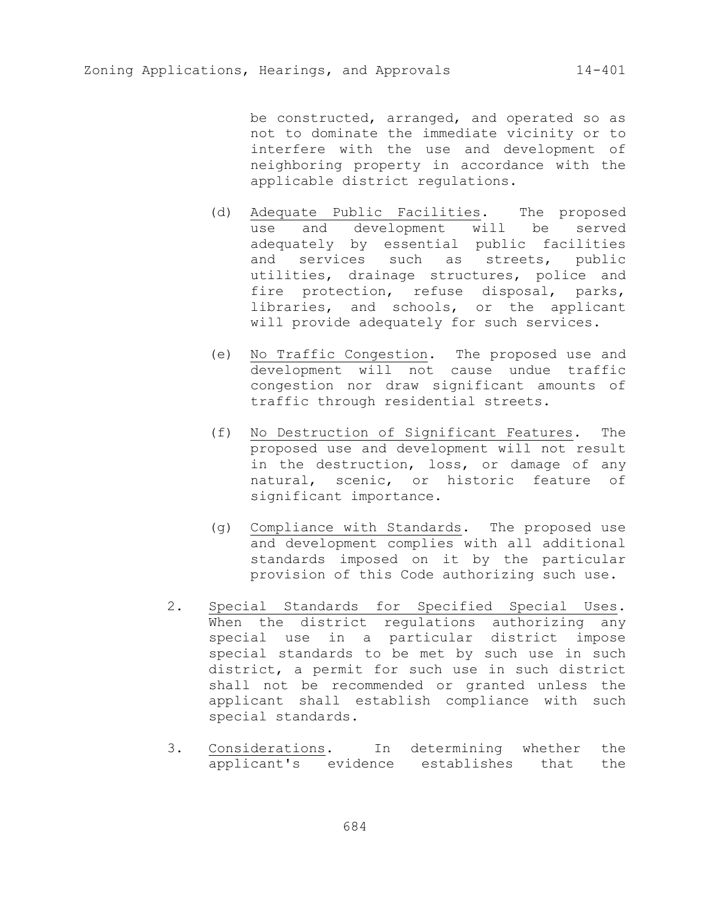be constructed, arranged, and operated so as not to dominate the immediate vicinity or to interfere with the use and development of neighboring property in accordance with the applicable district regulations.

(d) Adequate Public Facilities. The proposed use and development will be served adequately by essential public facilities and services such as streets, public utilities, drainage structures, police and fire protection, refuse disposal, parks, libraries, and schools, or the applicant will provide adequately for such services.

(e) No Traffic Congestion. The proposed use and development will not cause undue traffic congestion nor draw significant amounts of traffic through residential streets.

(f) No Destruction of Significant Features. The proposed use and development will not result in the destruction, loss, or damage of any natural, scenic, or historic feature of significant importance.

(g) Compliance with Standards. The proposed use and development complies with all additional standards imposed on it by the particular provision of this Code authorizing such use.

2. Special Standards for Specified Special Uses. When the district regulations authorizing any special use in a particular district impose special standards to be met by such use in such district, a permit for such use in such district shall not be recommended or granted unless the applicant shall establish compliance with such special standards.

3. Considerations. In determining whether the applicant's evidence establishes that the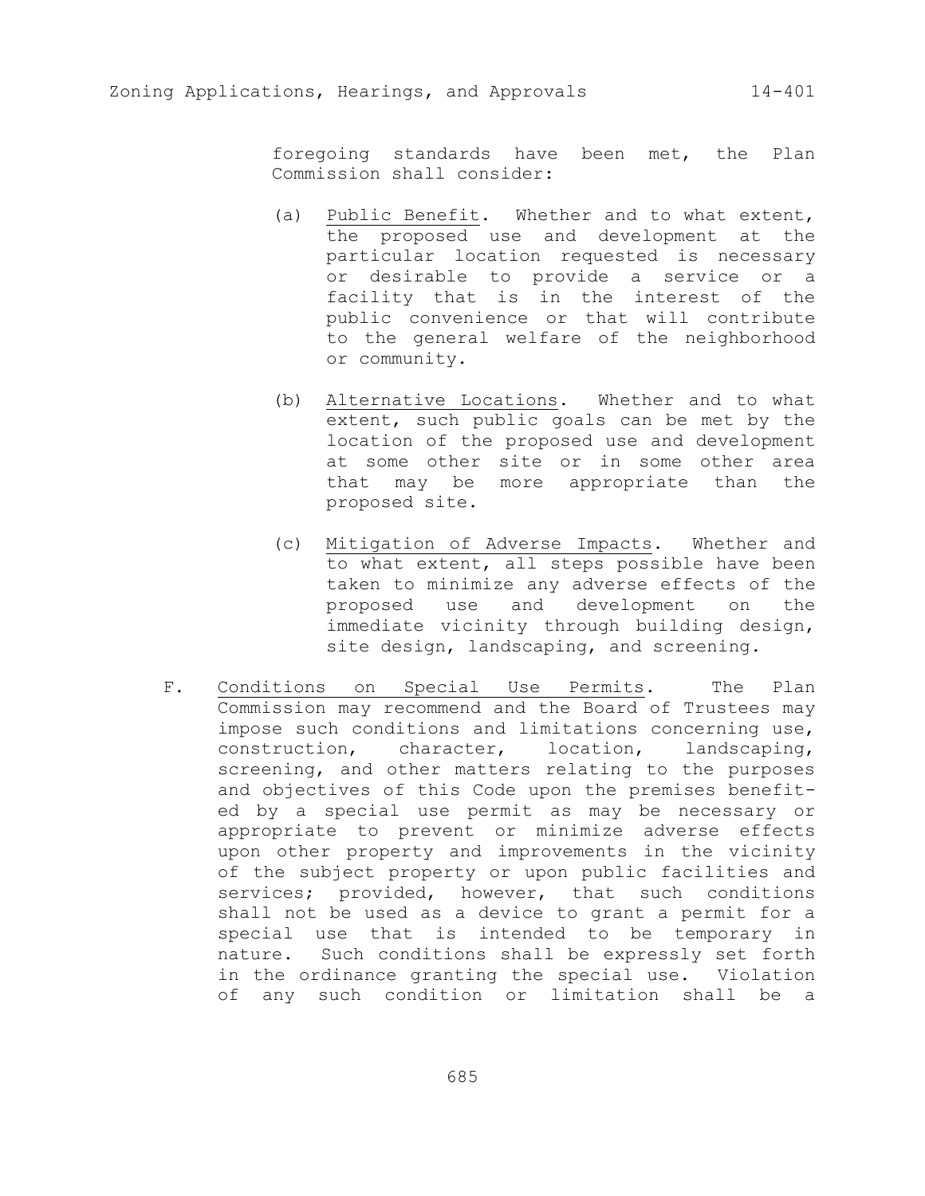foregoing standards have been met, the Plan Commission shall consider:

(a) Public Benefit. Whether and to what extent, the proposed use and development at the particular location requested is necessary or desirable to provide a service or a facility that is in the interest of the public convenience or that will contribute to the general welfare of the neighborhood or community.

(b) Alternative Locations. Whether and to what extent, such public goals can be met by the location of the proposed use and development at some other site or in some other area that may be more appropriate than the proposed site.

(c) Mitigation of Adverse Impacts. Whether and to what extent, all steps possible have been taken to minimize any adverse effects of the proposed use and development on the immediate vicinity through building design, site design, landscaping, and screening.

F. Conditions on Special Use Permits. The Plan Commission may recommend and the Board of Trustees may impose such conditions and limitations concerning use, construction, character, location, landscaping, screening, and other matters relating to the purposes and objectives of this Code upon the premises benefited by a special use permit as may be necessary or appropriate to prevent or minimize adverse effects upon other property and improvements in the vicinity of the subject property or upon public facilities and services; provided, however, that such conditions shall not be used as a device to grant a permit for a special use that is intended to be temporary in nature. Such conditions shall be expressly set forth in the ordinance granting the special use. Violation of any such condition or limitation shall be a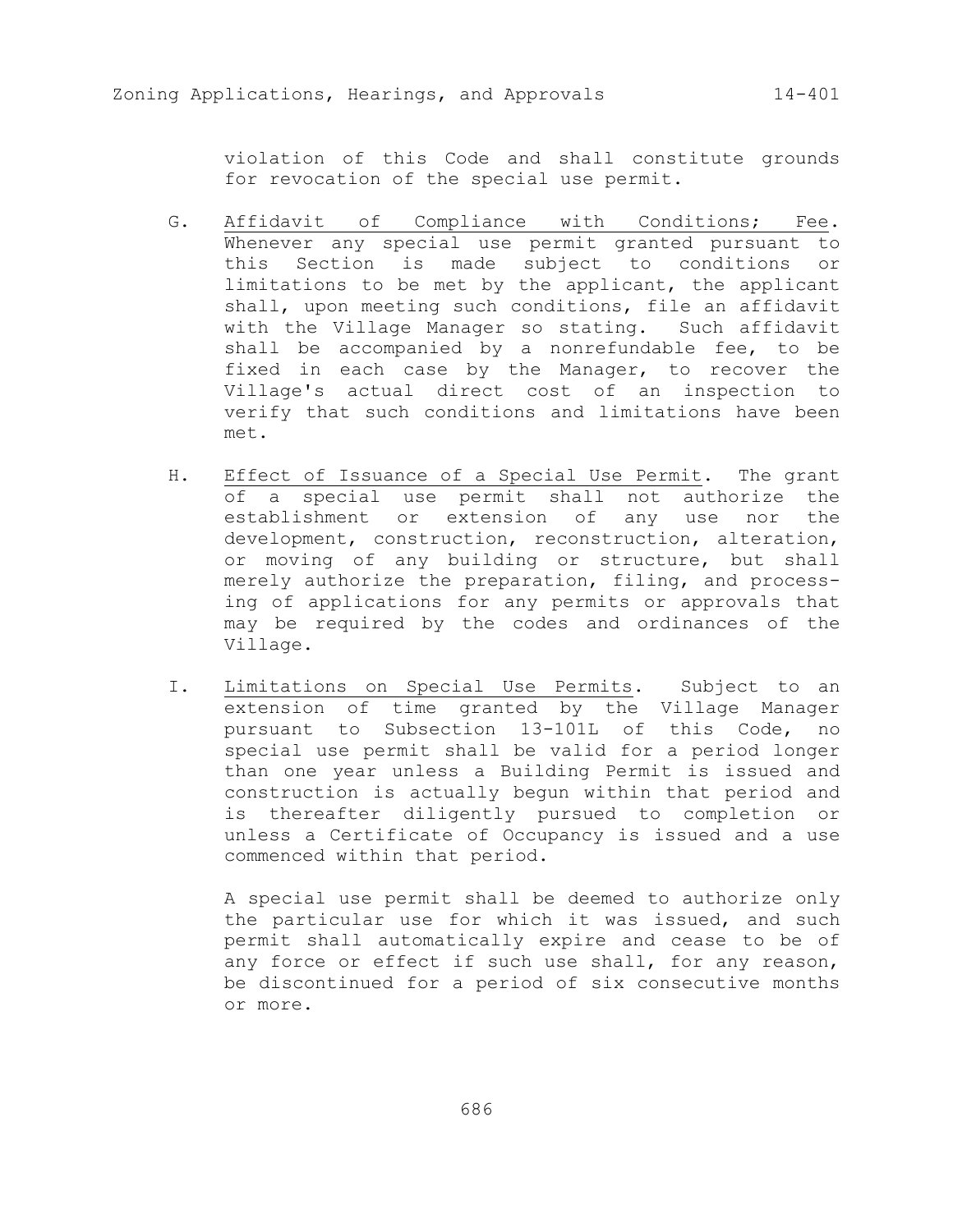violation of this Code and shall constitute grounds for revocation of the special use permit.

G. Affidavit of Compliance with Conditions; Fee. Whenever any special use permit granted pursuant to this Section is made subject to conditions or limitations to be met by the applicant, the applicant shall, upon meeting such conditions, file an affidavit with the Village Manager so stating. Such affidavit shall be accompanied by a nonrefundable fee, to be fixed in each case by the Manager, to recover the Village's actual direct cost of an inspection to verify that such conditions and limitations have been met.

H. Effect of Issuance of a Special Use Permit. The grant of a special use permit shall not authorize the establishment or extension of any use nor the development, construction, reconstruction, alteration, or moving of any building or structure, but shall merely authorize the preparation, filing, and processing of applications for any permits or approvals that may be required by the codes and ordinances of the Village.

I. Limitations on Special Use Permits. Subject to an extension of time granted by the Village Manager pursuant to Subsection 13-101L of this Code, no special use permit shall be valid for a period longer than one year unless a Building Permit is issued and construction is actually begun within that period and is thereafter diligently pursued to completion or unless a Certificate of Occupancy is issued and a use commenced within that period.

   A special use permit shall be deemed to authorize only the particular use for which it was issued, and such permit shall automatically expire and cease to be of any force or effect if such use shall, for any reason, be discontinued for a period of six consecutive months or more.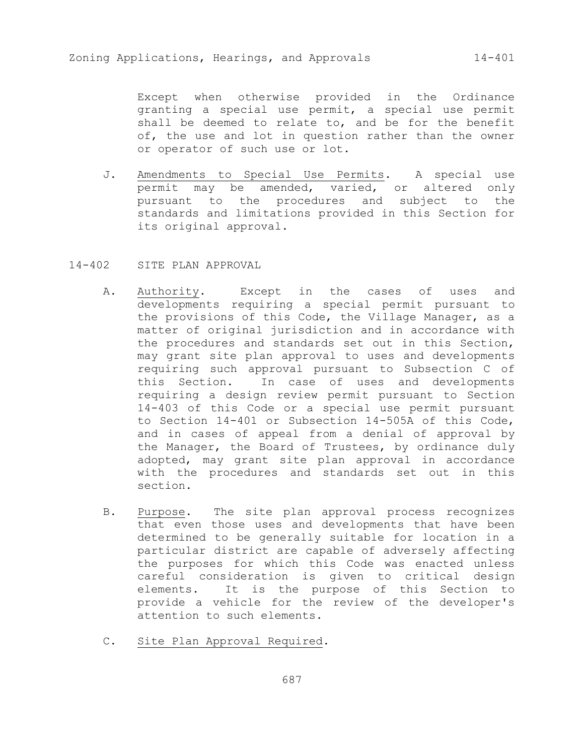Except when otherwise provided in the Ordinance granting a special use permit, a special use permit shall be deemed to relate to, and be for the benefit of, the use and lot in question rather than the owner or operator of such use or lot.

J. Amendments to Special Use Permits. A special use permit may be amended, varied, or altered only pursuant to the procedures and subject to the standards and limitations provided in this Section for its original approval.

## 14-402 SITE PLAN APPROVAL

A. Authority. Except in the cases of uses and developments requiring a special permit pursuant to the provisions of this Code, the Village Manager, as a matter of original jurisdiction and in accordance with the procedures and standards set out in this Section, may grant site plan approval to uses and developments requiring such approval pursuant to Subsection C of this Section. In case of uses and developments requiring a design review permit pursuant to Section 14-403 of this Code or a special use permit pursuant to Section 14-401 or Subsection 14-505A of this Code, and in cases of appeal from a denial of approval by the Manager, the Board of Trustees, by ordinance duly adopted, may grant site plan approval in accordance with the procedures and standards set out in this section.

B. Purpose. The site plan approval process recognizes that even those uses and developments that have been determined to be generally suitable for location in a particular district are capable of adversely affecting the purposes for which this Code was enacted unless careful consideration is given to critical design elements. It is the purpose of this Section to provide a vehicle for the review of the developer's attention to such elements.

C. Site Plan Approval Required.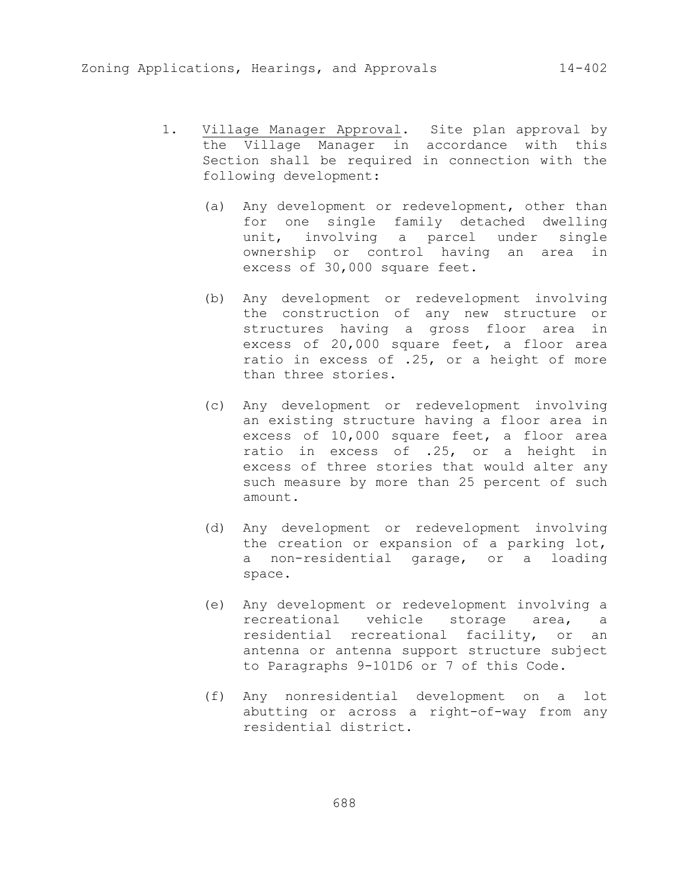1. Village Manager Approval. Site plan approval by the Village Manager in accordance with this Section shall be required in connection with the following development:

   (a) Any development or redevelopment, other than for one single family detached dwelling unit, involving a parcel under single ownership or control having an area in excess of 30,000 square feet.

   (b) Any development or redevelopment involving the construction of any new structure or structures having a gross floor area in excess of 20,000 square feet, a floor area ratio in excess of .25, or a height of more than three stories.

   (c) Any development or redevelopment involving an existing structure having a floor area in excess of 10,000 square feet, a floor area ratio in excess of .25, or a height in excess of three stories that would alter any such measure by more than 25 percent of such amount.

   (d) Any development or redevelopment involving the creation or expansion of a parking lot, a non-residential garage, or a loading space.

   (e) Any development or redevelopment involving a recreational vehicle storage area, a residential recreational facility, or an antenna or antenna support structure subject to Paragraphs 9-101D6 or 7 of this Code.

   (f) Any nonresidential development on a lot abutting or across a right-of-way from any residential district.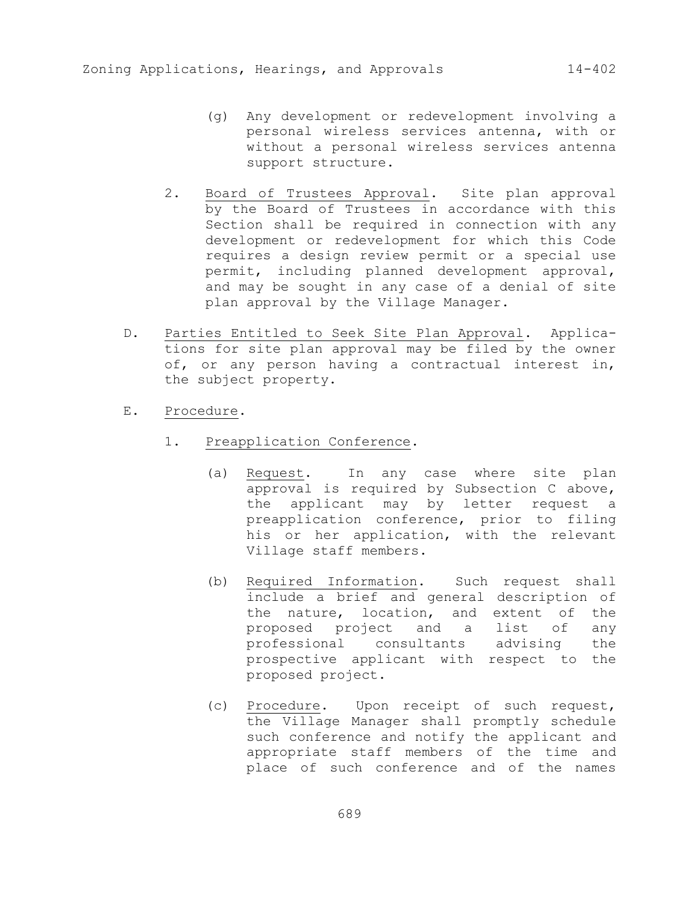(g) Any development or redevelopment involving a personal wireless services antenna, with or without a personal wireless services antenna support structure.

2. Board of Trustees Approval. Site plan approval by the Board of Trustees in accordance with this Section shall be required in connection with any development or redevelopment for which this Code requires a design review permit or a special use permit, including planned development approval, and may be sought in any case of a denial of site plan approval by the Village Manager.

D. Parties Entitled to Seek Site Plan Approval. Applications for site plan approval may be filed by the owner of, or any person having a contractual interest in, the subject property.

E. Procedure.

1. Preapplication Conference.

(a) Request. In any case where site plan approval is required by Subsection C above, the applicant may by letter request a preapplication conference, prior to filing his or her application, with the relevant Village staff members.

(b) Required Information. Such request shall include a brief and general description of the nature, location, and extent of the proposed project and a list of any professional consultants advising the prospective applicant with respect to the proposed project.

(c) Procedure. Upon receipt of such request, the Village Manager shall promptly schedule such conference and notify the applicant and appropriate staff members of the time and place of such conference and of the names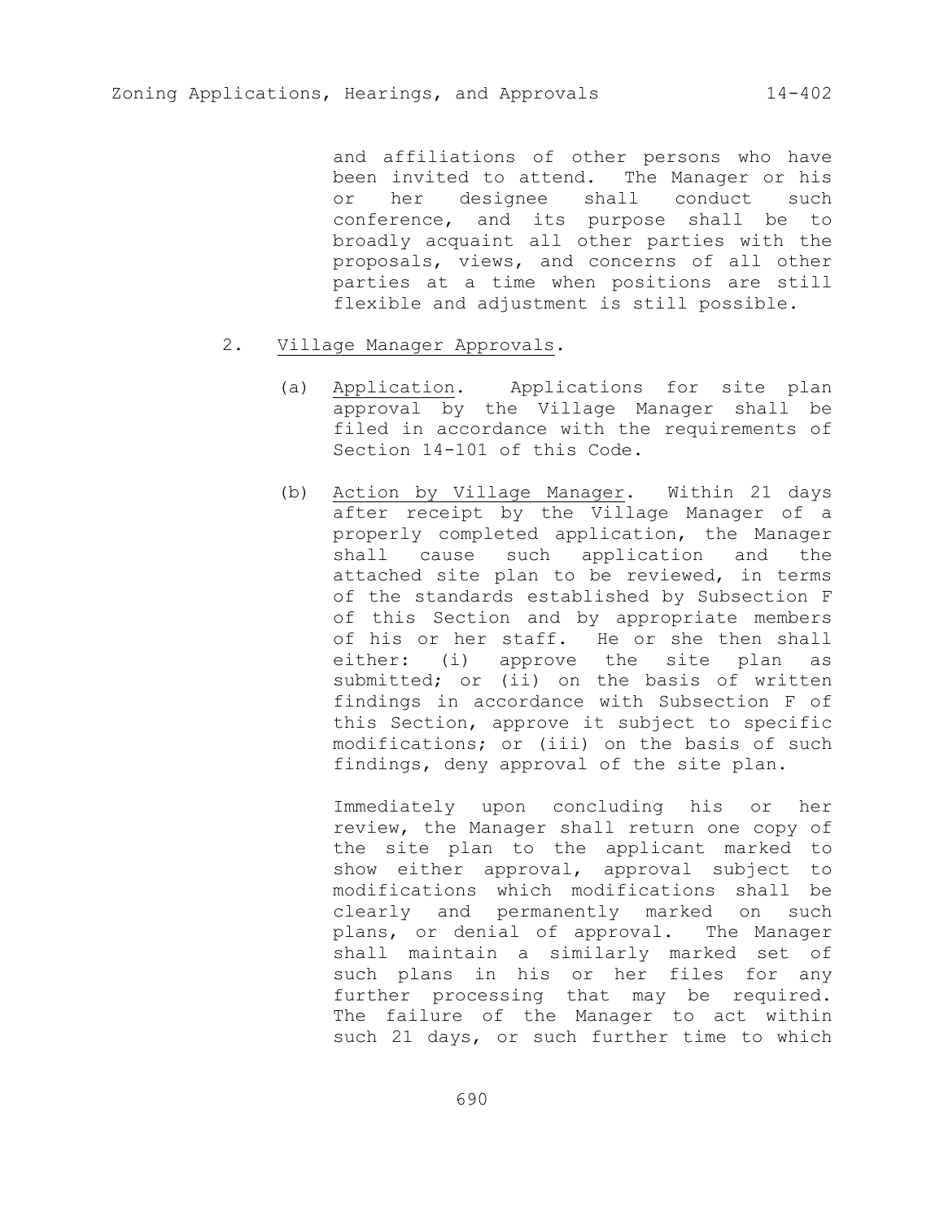and affiliations of other persons who have been invited to attend. The Manager or his or her designee shall conduct such conference, and its purpose shall be to broadly acquaint all other parties with the proposals, views, and concerns of all other parties at a time when positions are still flexible and adjustment is still possible.

2. Village Manager Approvals.

   (a) Application. Applications for site plan approval by the Village Manager shall be filed in accordance with the requirements of Section 14-101 of this Code.

   (b) Action by Village Manager. Within 21 days after receipt by the Village Manager of a properly completed application, the Manager shall cause such application and the attached site plan to be reviewed, in terms of the standards established by Subsection F of this Section and by appropriate members of his or her staff. He or she then shall either: (i) approve the site plan as submitted; or (ii) on the basis of written findings in accordance with Subsection F of this Section, approve it subject to specific modifications; or (iii) on the basis of such findings, deny approval of the site plan.

   Immediately upon concluding his or her review, the Manager shall return one copy of the site plan to the applicant marked to show either approval, approval subject to modifications which modifications shall be clearly and permanently marked on such plans, or denial of approval. The Manager shall maintain a similarly marked set of such plans in his or her files for any further processing that may be required. The failure of the Manager to act within such 21 days, or such further time to which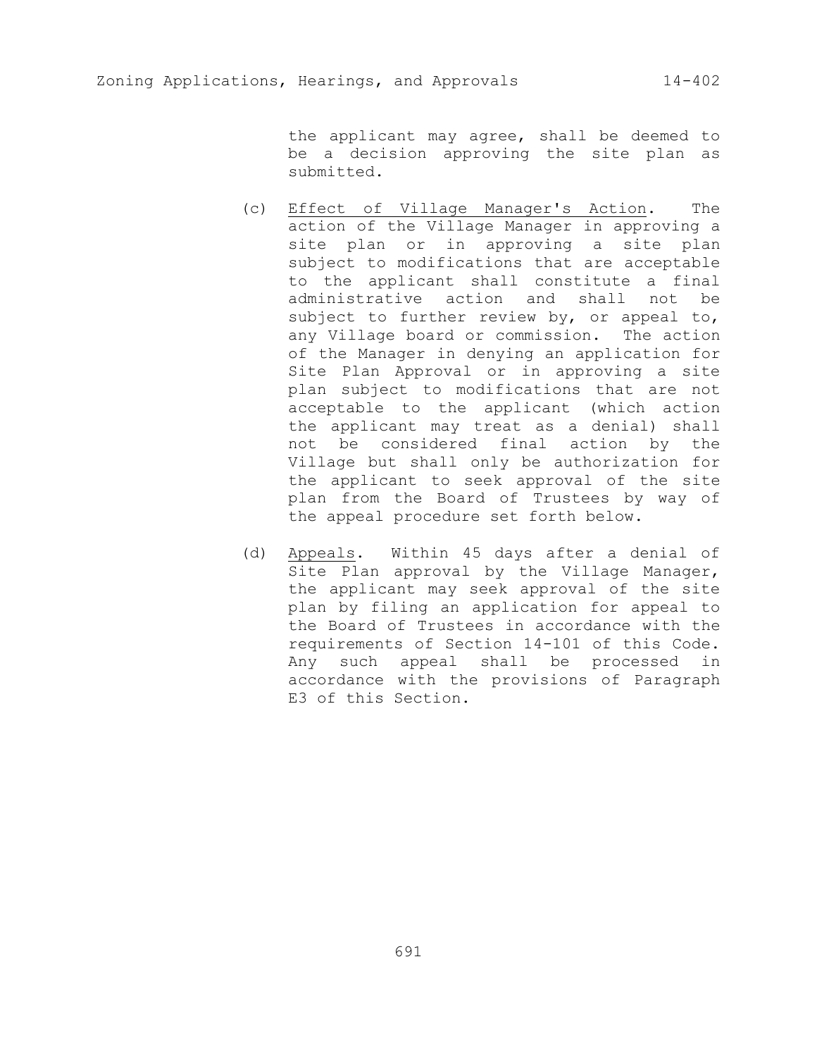the applicant may agree, shall be deemed to be a decision approving the site plan as submitted.

(c) Effect of Village Manager's Action. The action of the Village Manager in approving a site plan or in approving a site plan subject to modifications that are acceptable to the applicant shall constitute a final administrative action and shall not be subject to further review by, or appeal to, any Village board or commission. The action of the Manager in denying an application for Site Plan Approval or in approving a site plan subject to modifications that are not acceptable to the applicant (which action the applicant may treat as a denial) shall not be considered final action by the Village but shall only be authorization for the applicant to seek approval of the site plan from the Board of Trustees by way of the appeal procedure set forth below.

(d) Appeals. Within 45 days after a denial of Site Plan approval by the Village Manager, the applicant may seek approval of the site plan by filing an application for appeal to the Board of Trustees in accordance with the requirements of Section 14-101 of this Code. Any such appeal shall be processed in accordance with the provisions of Paragraph E3 of this Section.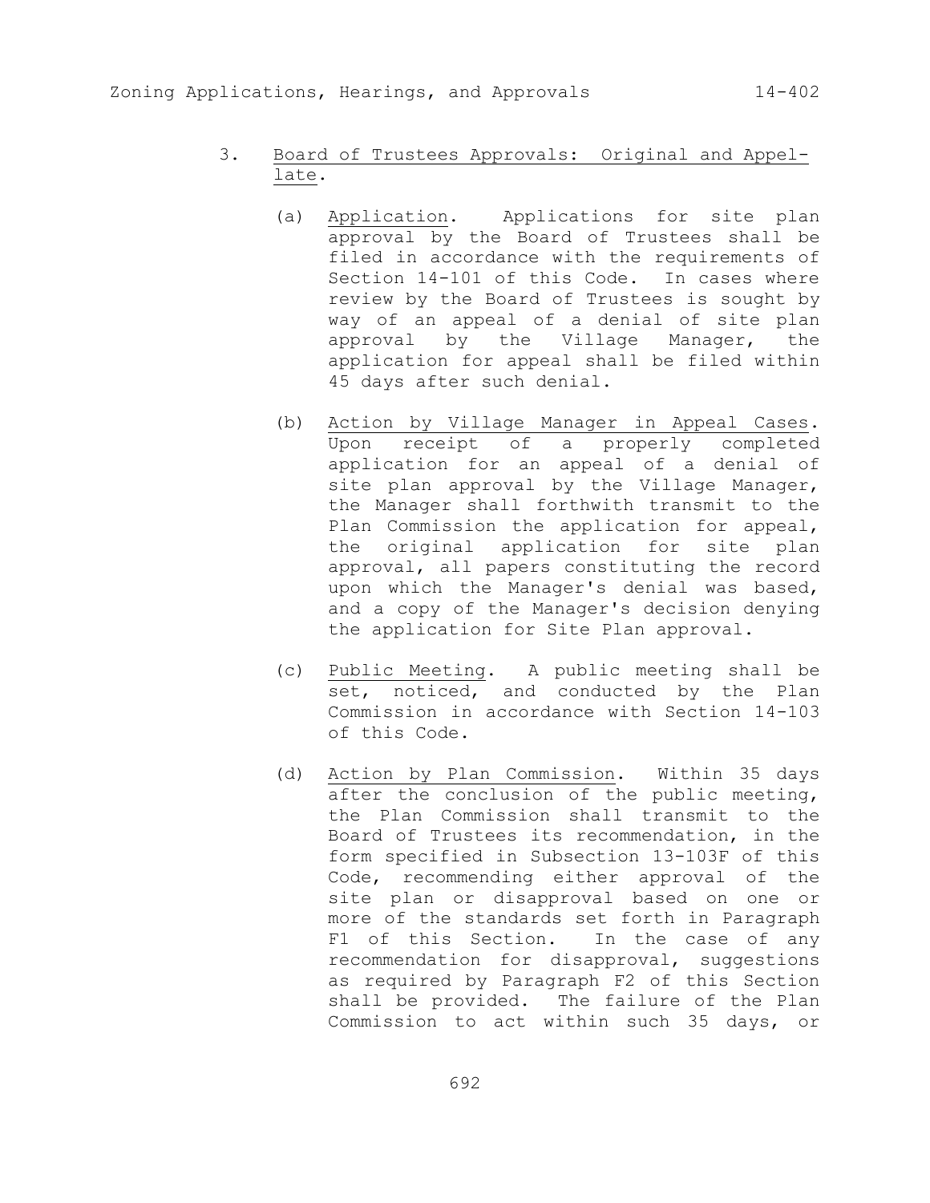3. Board of Trustees Approvals: Original and Appellate.

   (a) Application. Applications for site plan approval by the Board of Trustees shall be filed in accordance with the requirements of Section 14-101 of this Code. In cases where review by the Board of Trustees is sought by way of an appeal of a denial of site plan approval by the Village Manager, the application for appeal shall be filed within 45 days after such denial.

   (b) Action by Village Manager in Appeal Cases. Upon receipt of a properly completed application for an appeal of a denial of site plan approval by the Village Manager, the Manager shall forthwith transmit to the Plan Commission the application for appeal, the original application for site plan approval, all papers constituting the record upon which the Manager's denial was based, and a copy of the Manager's decision denying the application for Site Plan approval.

   (c) Public Meeting. A public meeting shall be set, noticed, and conducted by the Plan Commission in accordance with Section 14-103 of this Code.

   (d) Action by Plan Commission. Within 35 days after the conclusion of the public meeting, the Plan Commission shall transmit to the Board of Trustees its recommendation, in the form specified in Subsection 13-103F of this Code, recommending either approval of the site plan or disapproval based on one or more of the standards set forth in Paragraph F1 of this Section. In the case of any recommendation for disapproval, suggestions as required by Paragraph F2 of this Section shall be provided. The failure of the Plan Commission to act within such 35 days, or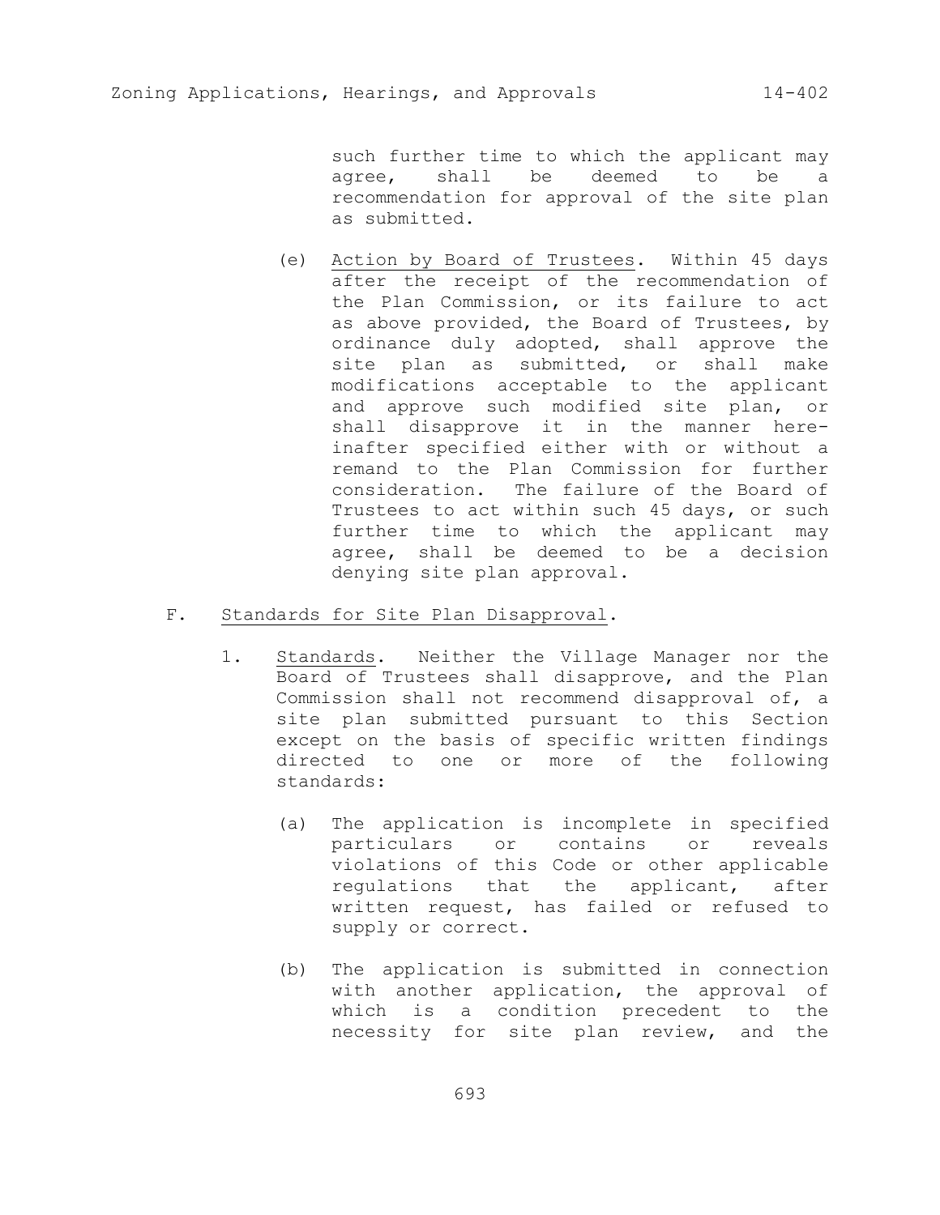such further time to which the applicant may agree, shall be deemed to be a recommendation for approval of the site plan as submitted.

(e) Action by Board of Trustees. Within 45 days after the receipt of the recommendation of the Plan Commission, or its failure to act as above provided, the Board of Trustees, by ordinance duly adopted, shall approve the site plan as submitted, or shall make modifications acceptable to the applicant and approve such modified site plan, or shall disapprove it in the manner hereinafter specified either with or without a remand to the Plan Commission for further consideration. The failure of the Board of Trustees to act within such 45 days, or such further time to which the applicant may agree, shall be deemed to be a decision denying site plan approval.

F. Standards for Site Plan Disapproval.

1. Standards. Neither the Village Manager nor the Board of Trustees shall disapprove, and the Plan Commission shall not recommend disapproval of, a site plan submitted pursuant to this Section except on the basis of specific written findings directed to one or more of the following standards:

(a) The application is incomplete in specified particulars or contains or reveals violations of this Code or other applicable regulations that the applicant, after written request, has failed or refused to supply or correct.

(b) The application is submitted in connection with another application, the approval of which is a condition precedent to the necessity for site plan review, and the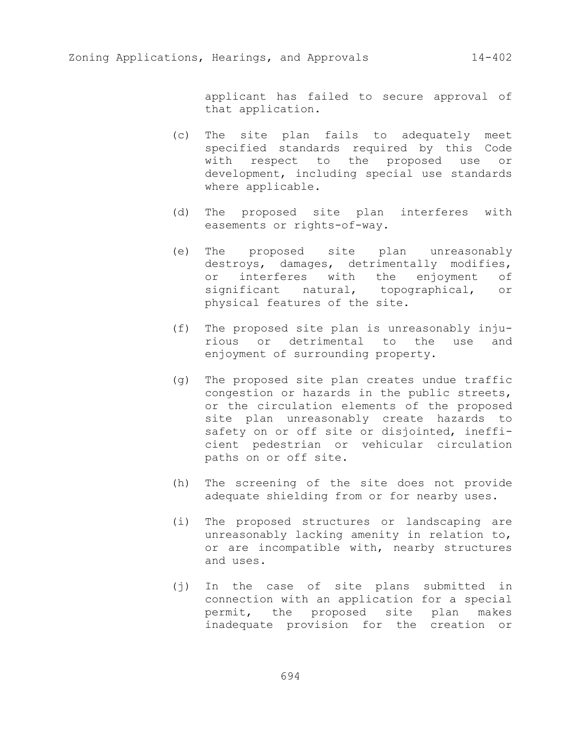applicant has failed to secure approval of that application.

(c) The site plan fails to adequately meet specified standards required by this Code with respect to the proposed use or development, including special use standards where applicable.

(d) The proposed site plan interferes with easements or rights-of-way.

(e) The proposed site plan unreasonably destroys, damages, detrimentally modifies, or interferes with the enjoyment of significant natural, topographical, or physical features of the site.

(f) The proposed site plan is unreasonably injurious or detrimental to the use and enjoyment of surrounding property.

(g) The proposed site plan creates undue traffic congestion or hazards in the public streets, or the circulation elements of the proposed site plan unreasonably create hazards to safety on or off site or disjointed, inefficient pedestrian or vehicular circulation paths on or off site.

(h) The screening of the site does not provide adequate shielding from or for nearby uses.

(i) The proposed structures or landscaping are unreasonably lacking amenity in relation to, or are incompatible with, nearby structures and uses.

(j) In the case of site plans submitted in connection with an application for a special permit, the proposed site plan makes inadequate provision for the creation or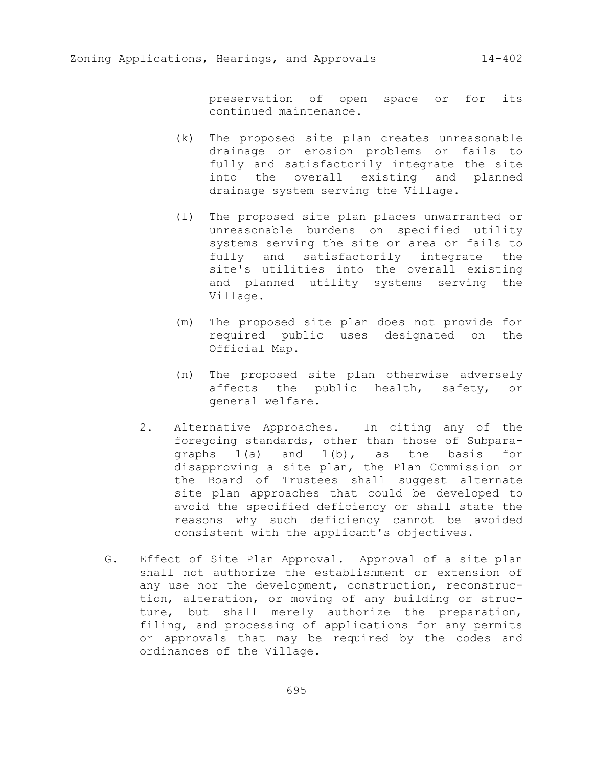preservation of open space or for its continued maintenance.

(k) The proposed site plan creates unreasonable drainage or erosion problems or fails to fully and satisfactorily integrate the site into the overall existing and planned drainage system serving the Village.

(l) The proposed site plan places unwarranted or unreasonable burdens on specified utility systems serving the site or area or fails to fully and satisfactorily integrate the site's utilities into the overall existing and planned utility systems serving the Village.

(m) The proposed site plan does not provide for required public uses designated on the Official Map.

(n) The proposed site plan otherwise adversely affects the public health, safety, or general welfare.

2. Alternative Approaches. In citing any of the foregoing standards, other than those of Subparagraphs 1(a) and 1(b), as the basis for disapproving a site plan, the Plan Commission or the Board of Trustees shall suggest alternate site plan approaches that could be developed to avoid the specified deficiency or shall state the reasons why such deficiency cannot be avoided consistent with the applicant's objectives.

G. Effect of Site Plan Approval. Approval of a site plan shall not authorize the establishment or extension of any use nor the development, construction, reconstruction, alteration, or moving of any building or structure, but shall merely authorize the preparation, filing, and processing of applications for any permits or approvals that may be required by the codes and ordinances of the Village.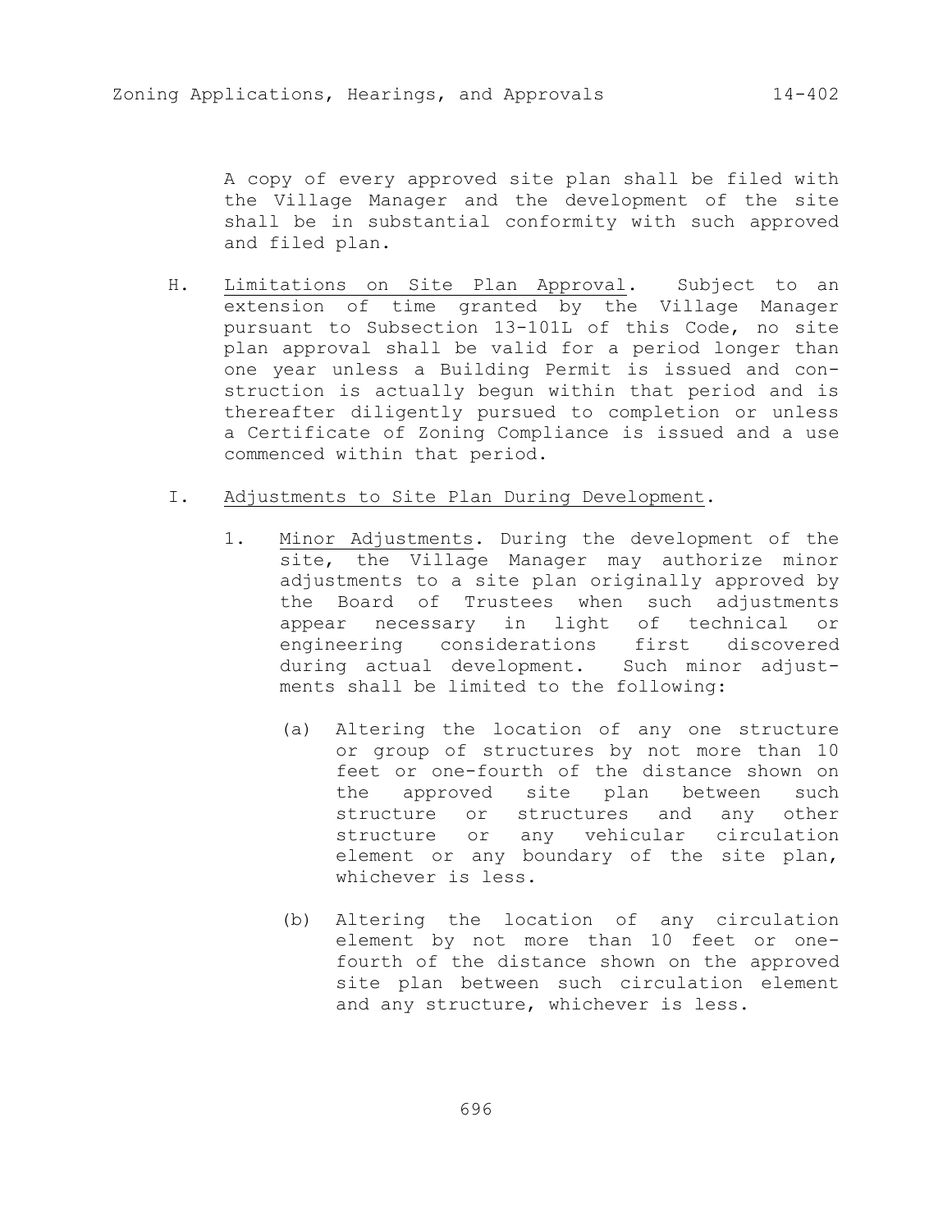A copy of every approved site plan shall be filed with the Village Manager and the development of the site shall be in substantial conformity with such approved and filed plan.

H. Limitations on Site Plan Approval. Subject to an extension of time granted by the Village Manager pursuant to Subsection 13-101L of this Code, no site plan approval shall be valid for a period longer than one year unless a Building Permit is issued and construction is actually begun within that period and is thereafter diligently pursued to completion or unless a Certificate of Zoning Compliance is issued and a use commenced within that period.

I. Adjustments to Site Plan During Development.

1. Minor Adjustments. During the development of the site, the Village Manager may authorize minor adjustments to a site plan originally approved by the Board of Trustees when such adjustments appear necessary in light of technical or engineering considerations first discovered during actual development. Such minor adjustments shall be limited to the following:

   (a) Altering the location of any one structure or group of structures by not more than 10 feet or one-fourth of the distance shown on the approved site plan between such structure or structures and any other structure or any vehicular circulation element or any boundary of the site plan, whichever is less.

   (b) Altering the location of any circulation element by not more than 10 feet or one-fourth of the distance shown on the approved site plan between such circulation element and any structure, whichever is less.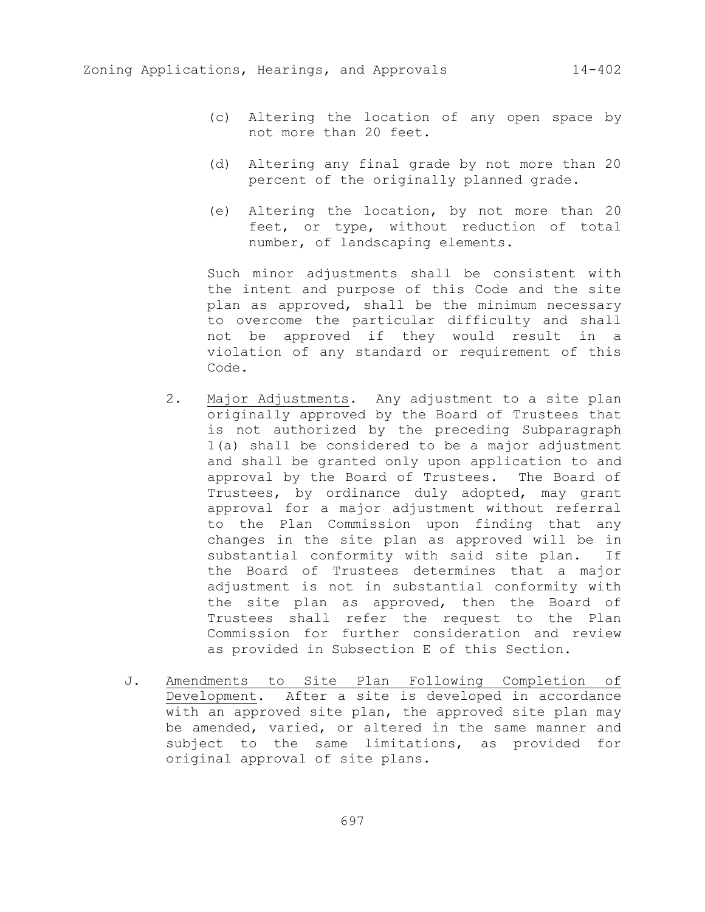(c) Altering the location of any open space by not more than 20 feet.

(d) Altering any final grade by not more than 20 percent of the originally planned grade.

(e) Altering the location, by not more than 20 feet, or type, without reduction of total number, of landscaping elements.

Such minor adjustments shall be consistent with the intent and purpose of this Code and the site plan as approved, shall be the minimum necessary to overcome the particular difficulty and shall not be approved if they would result in a violation of any standard or requirement of this Code.

2. Major Adjustments. Any adjustment to a site plan originally approved by the Board of Trustees that is not authorized by the preceding Subparagraph 1(a) shall be considered to be a major adjustment and shall be granted only upon application to and approval by the Board of Trustees. The Board of Trustees, by ordinance duly adopted, may grant approval for a major adjustment without referral to the Plan Commission upon finding that any changes in the site plan as approved will be in substantial conformity with said site plan. If the Board of Trustees determines that a major adjustment is not in substantial conformity with the site plan as approved, then the Board of Trustees shall refer the request to the Plan Commission for further consideration and review as provided in Subsection E of this Section.

J. Amendments to Site Plan Following Completion of Development. After a site is developed in accordance with an approved site plan, the approved site plan may be amended, varied, or altered in the same manner and subject to the same limitations, as provided for original approval of site plans.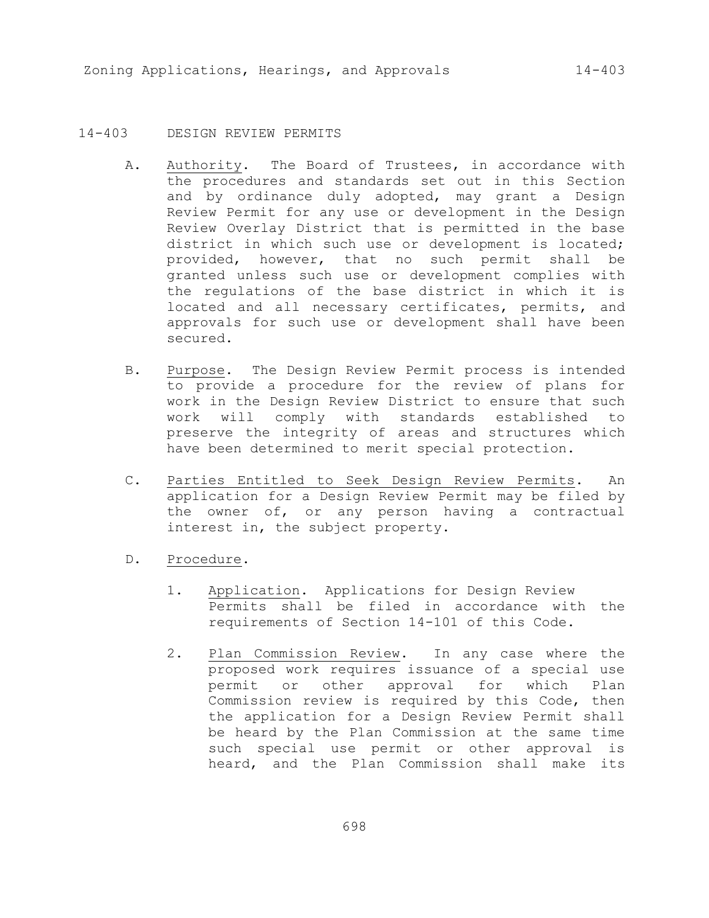## 14-403 DESIGN REVIEW PERMITS

A. Authority. The Board of Trustees, in accordance with the procedures and standards set out in this Section and by ordinance duly adopted, may grant a Design Review Permit for any use or development in the Design Review Overlay District that is permitted in the base district in which such use or development is located; provided, however, that no such permit shall be granted unless such use or development complies with the regulations of the base district in which it is located and all necessary certificates, permits, and approvals for such use or development shall have been secured.

B. Purpose. The Design Review Permit process is intended to provide a procedure for the review of plans for work in the Design Review District to ensure that such work will comply with standards established to preserve the integrity of areas and structures which have been determined to merit special protection.

C. Parties Entitled to Seek Design Review Permits. An application for a Design Review Permit may be filed by the owner of, or any person having a contractual interest in, the subject property.

D. Procedure.

1. Application. Applications for Design Review Permits shall be filed in accordance with the requirements of Section 14-101 of this Code.

2. Plan Commission Review. In any case where the proposed work requires issuance of a special use permit or other approval for which Plan Commission review is required by this Code, then the application for a Design Review Permit shall be heard by the Plan Commission at the same time such special use permit or other approval is heard, and the Plan Commission shall make its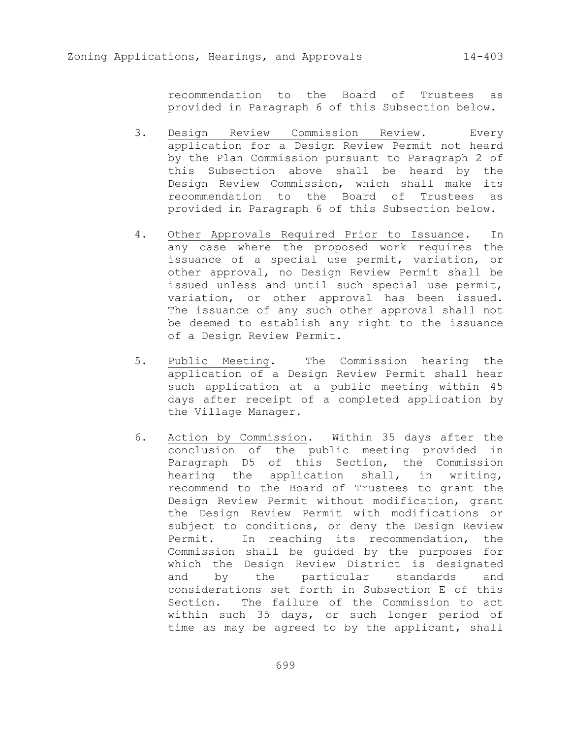recommendation to the Board of Trustees as provided in Paragraph 6 of this Subsection below.

3. Design Review Commission Review. Every application for a Design Review Permit not heard by the Plan Commission pursuant to Paragraph 2 of this Subsection above shall be heard by the Design Review Commission, which shall make its recommendation to the Board of Trustees as provided in Paragraph 6 of this Subsection below.

4. Other Approvals Required Prior to Issuance. In any case where the proposed work requires the issuance of a special use permit, variation, or other approval, no Design Review Permit shall be issued unless and until such special use permit, variation, or other approval has been issued. The issuance of any such other approval shall not be deemed to establish any right to the issuance of a Design Review Permit.

5. Public Meeting. The Commission hearing the application of a Design Review Permit shall hear such application at a public meeting within 45 days after receipt of a completed application by the Village Manager.

6. Action by Commission. Within 35 days after the conclusion of the public meeting provided in Paragraph D5 of this Section, the Commission hearing the application shall, in writing, recommend to the Board of Trustees to grant the Design Review Permit without modification, grant the Design Review Permit with modifications or subject to conditions, or deny the Design Review Permit. In reaching its recommendation, the Commission shall be guided by the purposes for which the Design Review District is designated and by the particular standards and considerations set forth in Subsection E of this Section. The failure of the Commission to act within such 35 days, or such longer period of time as may be agreed to by the applicant, shall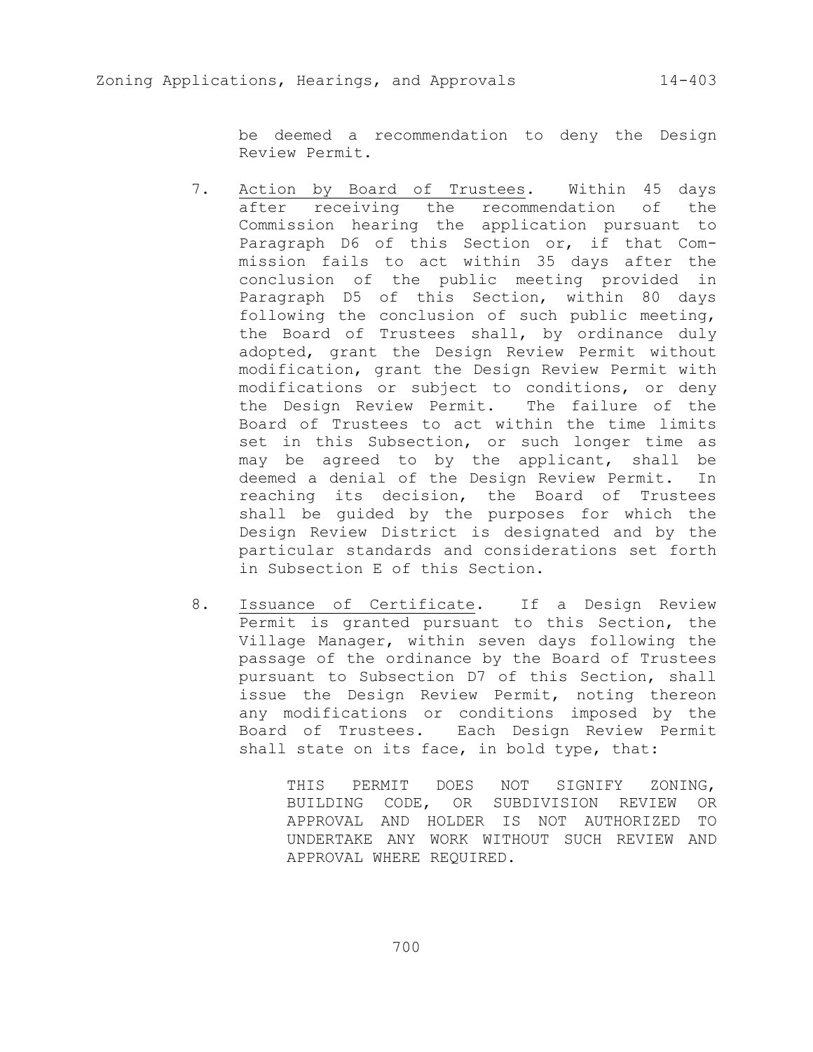be deemed a recommendation to deny the Design Review Permit.

7. Action by Board of Trustees. Within 45 days after receiving the recommendation of the Commission hearing the application pursuant to Paragraph D6 of this Section or, if that Commission fails to act within 35 days after the conclusion of the public meeting provided in Paragraph D5 of this Section, within 80 days following the conclusion of such public meeting, the Board of Trustees shall, by ordinance duly adopted, grant the Design Review Permit without modification, grant the Design Review Permit with modifications or subject to conditions, or deny the Design Review Permit. The failure of the Board of Trustees to act within the time limits set in this Subsection, or such longer time as may be agreed to by the applicant, shall be deemed a denial of the Design Review Permit. In reaching its decision, the Board of Trustees shall be guided by the purposes for which the Design Review District is designated and by the particular standards and considerations set forth in Subsection E of this Section.

8. Issuance of Certificate. If a Design Review Permit is granted pursuant to this Section, the Village Manager, within seven days following the passage of the ordinance by the Board of Trustees pursuant to Subsection D7 of this Section, shall issue the Design Review Permit, noting thereon any modifications or conditions imposed by the Board of Trustees. Each Design Review Permit shall state on its face, in bold type, that:

   THIS PERMIT DOES NOT SIGNIFY ZONING, BUILDING CODE, OR SUBDIVISION REVIEW OR APPROVAL AND HOLDER IS NOT AUTHORIZED TO UNDERTAKE ANY WORK WITHOUT SUCH REVIEW AND APPROVAL WHERE REQUIRED.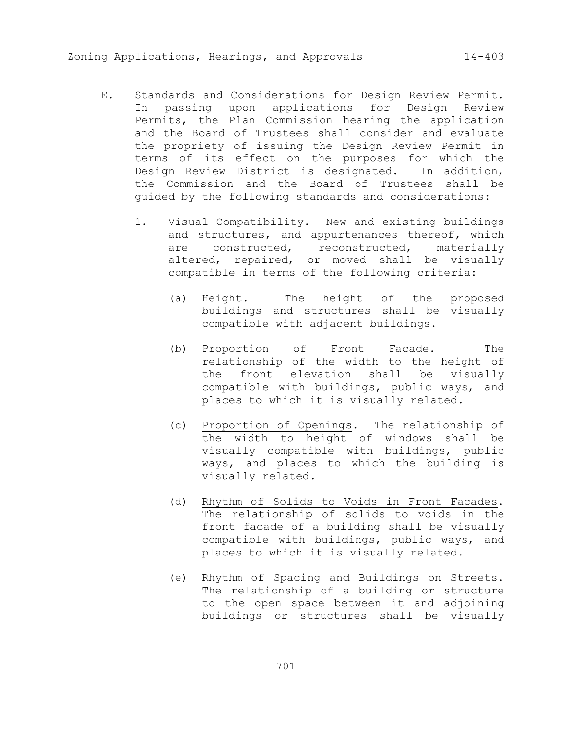E. Standards and Considerations for Design Review Permit. In passing upon applications for Design Review Permits, the Plan Commission hearing the application and the Board of Trustees shall consider and evaluate the propriety of issuing the Design Review Permit in terms of its effect on the purposes for which the Design Review District is designated. In addition, the Commission and the Board of Trustees shall be guided by the following standards and considerations:

1. Visual Compatibility. New and existing buildings and structures, and appurtenances thereof, which are constructed, reconstructed, materially altered, repaired, or moved shall be visually compatible in terms of the following criteria:

   (a) Height. The height of the proposed buildings and structures shall be visually compatible with adjacent buildings.

   (b) Proportion of Front Facade. The relationship of the width to the height of the front elevation shall be visually compatible with buildings, public ways, and places to which it is visually related.

   (c) Proportion of Openings. The relationship of the width to height of windows shall be visually compatible with buildings, public ways, and places to which the building is visually related.

   (d) Rhythm of Solids to Voids in Front Facades. The relationship of solids to voids in the front facade of a building shall be visually compatible with buildings, public ways, and places to which it is visually related.

   (e) Rhythm of Spacing and Buildings on Streets. The relationship of a building or structure to the open space between it and adjoining buildings or structures shall be visually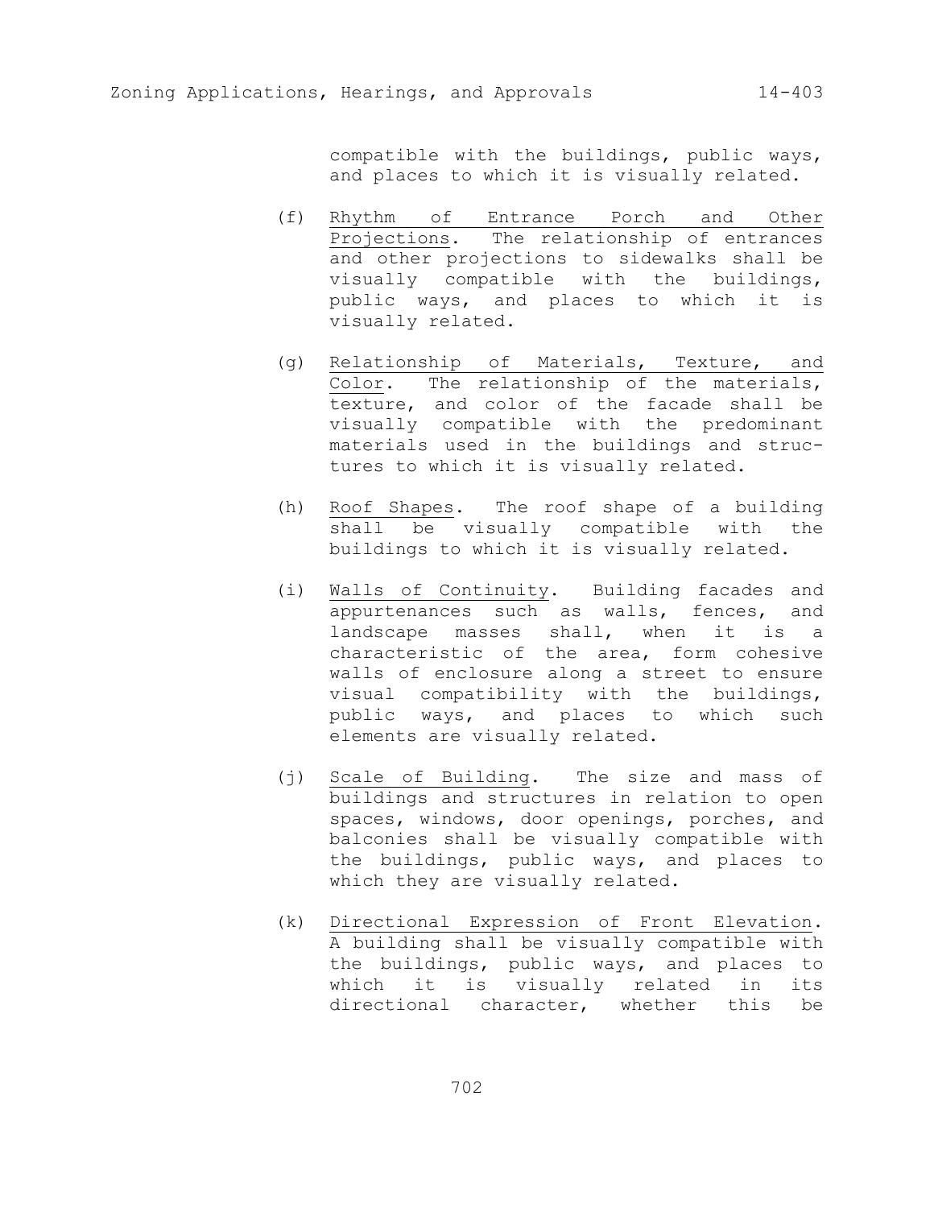compatible with the buildings, public ways, and places to which it is visually related.

(f) Rhythm of Entrance Porch and Other Projections. The relationship of entrances and other projections to sidewalks shall be visually compatible with the buildings, public ways, and places to which it is visually related.

(g) Relationship of Materials, Texture, and Color. The relationship of the materials, texture, and color of the facade shall be visually compatible with the predominant materials used in the buildings and structures to which it is visually related.

(h) Roof Shapes. The roof shape of a building shall be visually compatible with the buildings to which it is visually related.

(i) Walls of Continuity. Building facades and appurtenances such as walls, fences, and landscape masses shall, when it is a characteristic of the area, form cohesive walls of enclosure along a street to ensure visual compatibility with the buildings, public ways, and places to which such elements are visually related.

(j) Scale of Building. The size and mass of buildings and structures in relation to open spaces, windows, door openings, porches, and balconies shall be visually compatible with the buildings, public ways, and places to which they are visually related.

(k) Directional Expression of Front Elevation. A building shall be visually compatible with the buildings, public ways, and places to which it is visually related in its directional character, whether this be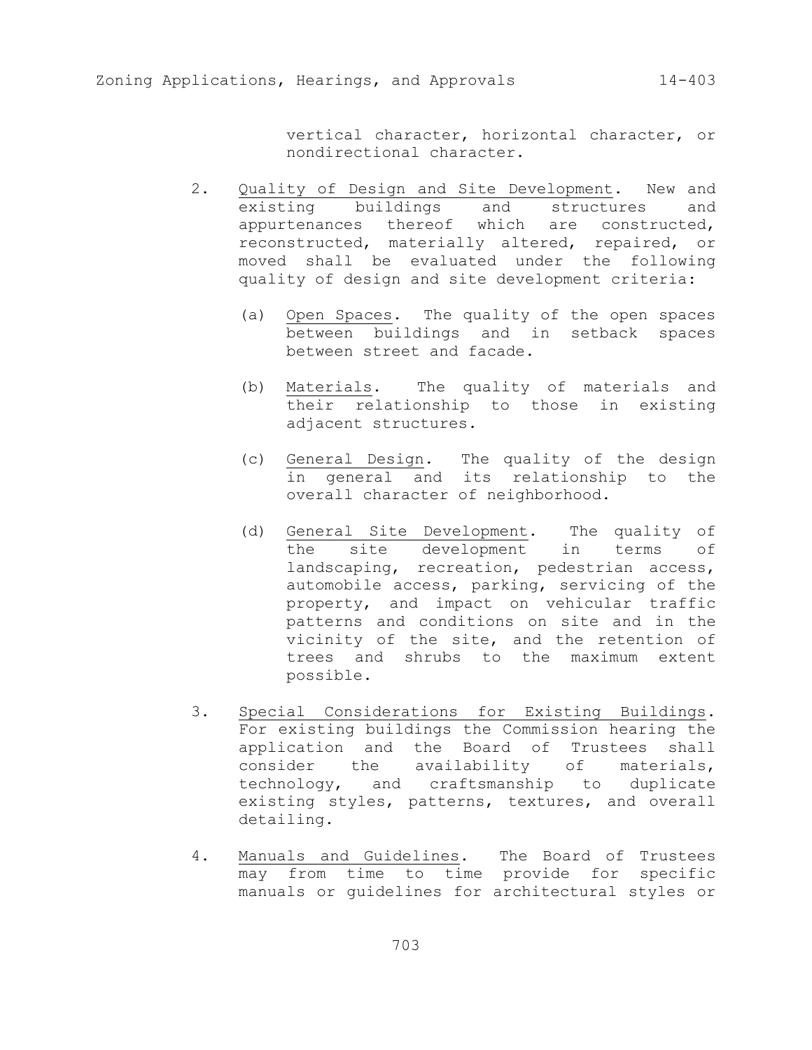vertical character, horizontal character, or nondirectional character.

2. Quality of Design and Site Development. New and existing buildings and structures and appurtenances thereof which are constructed, reconstructed, materially altered, repaired, or moved shall be evaluated under the following quality of design and site development criteria:

   (a) Open Spaces. The quality of the open spaces between buildings and in setback spaces between street and facade.

   (b) Materials. The quality of materials and their relationship to those in existing adjacent structures.

   (c) General Design. The quality of the design in general and its relationship to the overall character of neighborhood.

   (d) General Site Development. The quality of the site development in terms of landscaping, recreation, pedestrian access, automobile access, parking, servicing of the property, and impact on vehicular traffic patterns and conditions on site and in the vicinity of the site, and the retention of trees and shrubs to the maximum extent possible.

3. Special Considerations for Existing Buildings. For existing buildings the Commission hearing the application and the Board of Trustees shall consider the availability of materials, technology, and craftsmanship to duplicate existing styles, patterns, textures, and overall detailing.

4. Manuals and Guidelines. The Board of Trustees may from time to time provide for specific manuals or guidelines for architectural styles or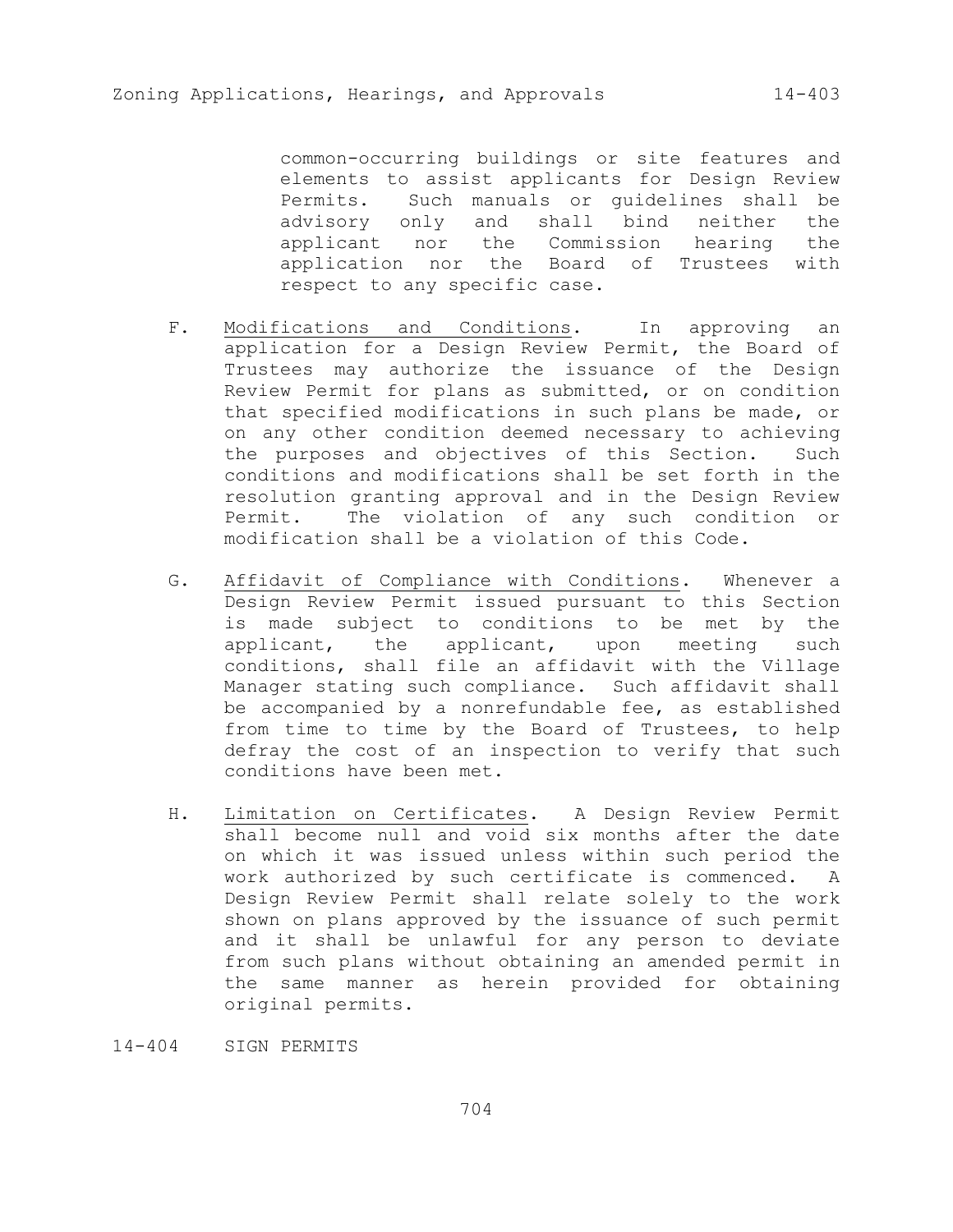common-occurring buildings or site features and elements to assist applicants for Design Review Permits. Such manuals or guidelines shall be advisory only and shall bind neither the applicant nor the Commission hearing the application nor the Board of Trustees with respect to any specific case.

F. Modifications and Conditions. In approving an application for a Design Review Permit, the Board of Trustees may authorize the issuance of the Design Review Permit for plans as submitted, or on condition that specified modifications in such plans be made, or on any other condition deemed necessary to achieving the purposes and objectives of this Section. Such conditions and modifications shall be set forth in the resolution granting approval and in the Design Review Permit. The violation of any such condition or modification shall be a violation of this Code.

G. Affidavit of Compliance with Conditions. Whenever a Design Review Permit issued pursuant to this Section is made subject to conditions to be met by the applicant, the applicant, upon meeting such conditions, shall file an affidavit with the Village Manager stating such compliance. Such affidavit shall be accompanied by a nonrefundable fee, as established from time to time by the Board of Trustees, to help defray the cost of an inspection to verify that such conditions have been met.

H. Limitation on Certificates. A Design Review Permit shall become null and void six months after the date on which it was issued unless within such period the work authorized by such certificate is commenced. A Design Review Permit shall relate solely to the work shown on plans approved by the issuance of such permit and it shall be unlawful for any person to deviate from such plans without obtaining an amended permit in the same manner as herein provided for obtaining original permits.

## 14-404 SIGN PERMITS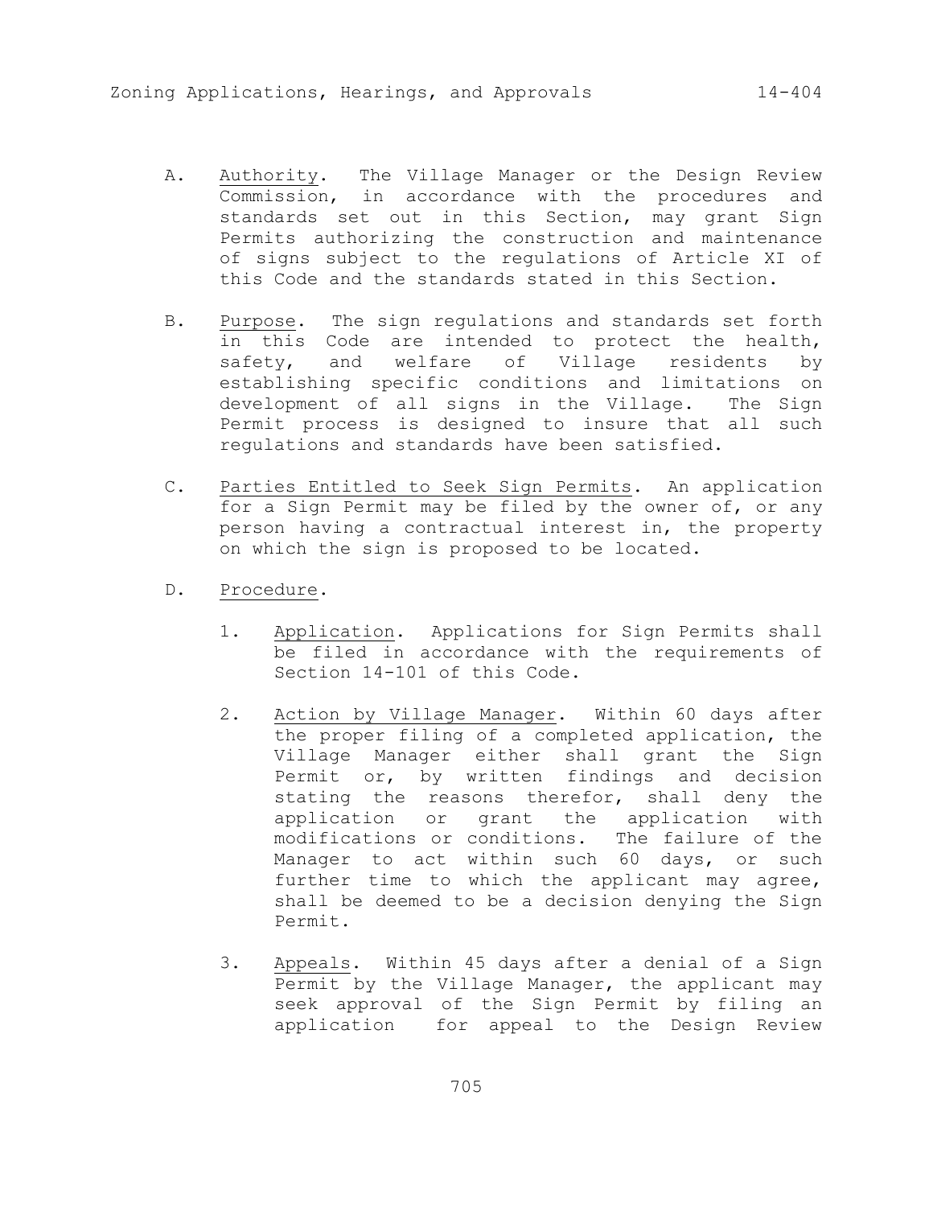A. Authority. The Village Manager or the Design Review Commission, in accordance with the procedures and standards set out in this Section, may grant Sign Permits authorizing the construction and maintenance of signs subject to the regulations of Article XI of this Code and the standards stated in this Section.

B. Purpose. The sign regulations and standards set forth in this Code are intended to protect the health, safety, and welfare of Village residents by establishing specific conditions and limitations on development of all signs in the Village. The Sign Permit process is designed to insure that all such regulations and standards have been satisfied.

C. Parties Entitled to Seek Sign Permits. An application for a Sign Permit may be filed by the owner of, or any person having a contractual interest in, the property on which the sign is proposed to be located.

D. Procedure.

   1. Application. Applications for Sign Permits shall be filed in accordance with the requirements of Section 14-101 of this Code.

   2. Action by Village Manager. Within 60 days after the proper filing of a completed application, the Village Manager either shall grant the Sign Permit or, by written findings and decision stating the reasons therefor, shall deny the application or grant the application with modifications or conditions. The failure of the Manager to act within such 60 days, or such further time to which the applicant may agree, shall be deemed to be a decision denying the Sign Permit.

   3. Appeals. Within 45 days after a denial of a Sign Permit by the Village Manager, the applicant may seek approval of the Sign Permit by filing an application for appeal to the Design Review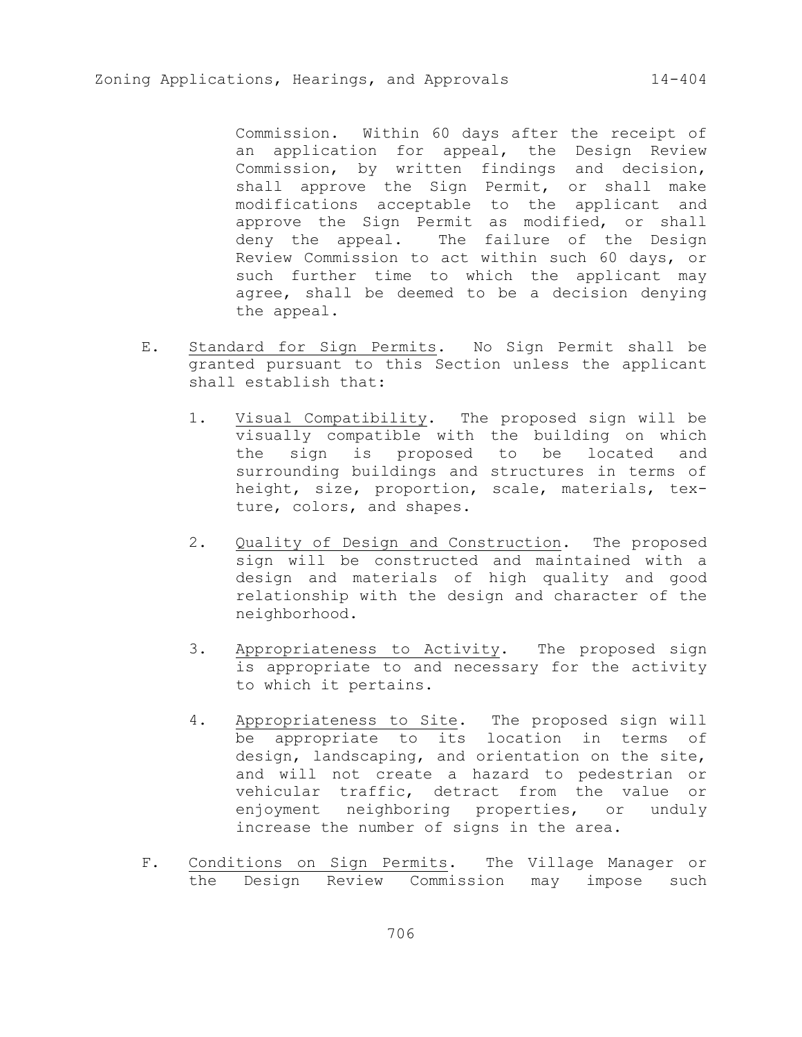Commission. Within 60 days after the receipt of an application for appeal, the Design Review Commission, by written findings and decision, shall approve the Sign Permit, or shall make modifications acceptable to the applicant and approve the Sign Permit as modified, or shall deny the appeal. The failure of the Design Review Commission to act within such 60 days, or such further time to which the applicant may agree, shall be deemed to be a decision denying the appeal.

E. Standard for Sign Permits. No Sign Permit shall be granted pursuant to this Section unless the applicant shall establish that:

1. Visual Compatibility. The proposed sign will be visually compatible with the building on which the sign is proposed to be located and surrounding buildings and structures in terms of height, size, proportion, scale, materials, texture, colors, and shapes.

2. Quality of Design and Construction. The proposed sign will be constructed and maintained with a design and materials of high quality and good relationship with the design and character of the neighborhood.

3. Appropriateness to Activity. The proposed sign is appropriate to and necessary for the activity to which it pertains.

4. Appropriateness to Site. The proposed sign will be appropriate to its location in terms of design, landscaping, and orientation on the site, and will not create a hazard to pedestrian or vehicular traffic, detract from the value or enjoyment neighboring properties, or unduly increase the number of signs in the area.

F. Conditions on Sign Permits. The Village Manager or the Design Review Commission may impose such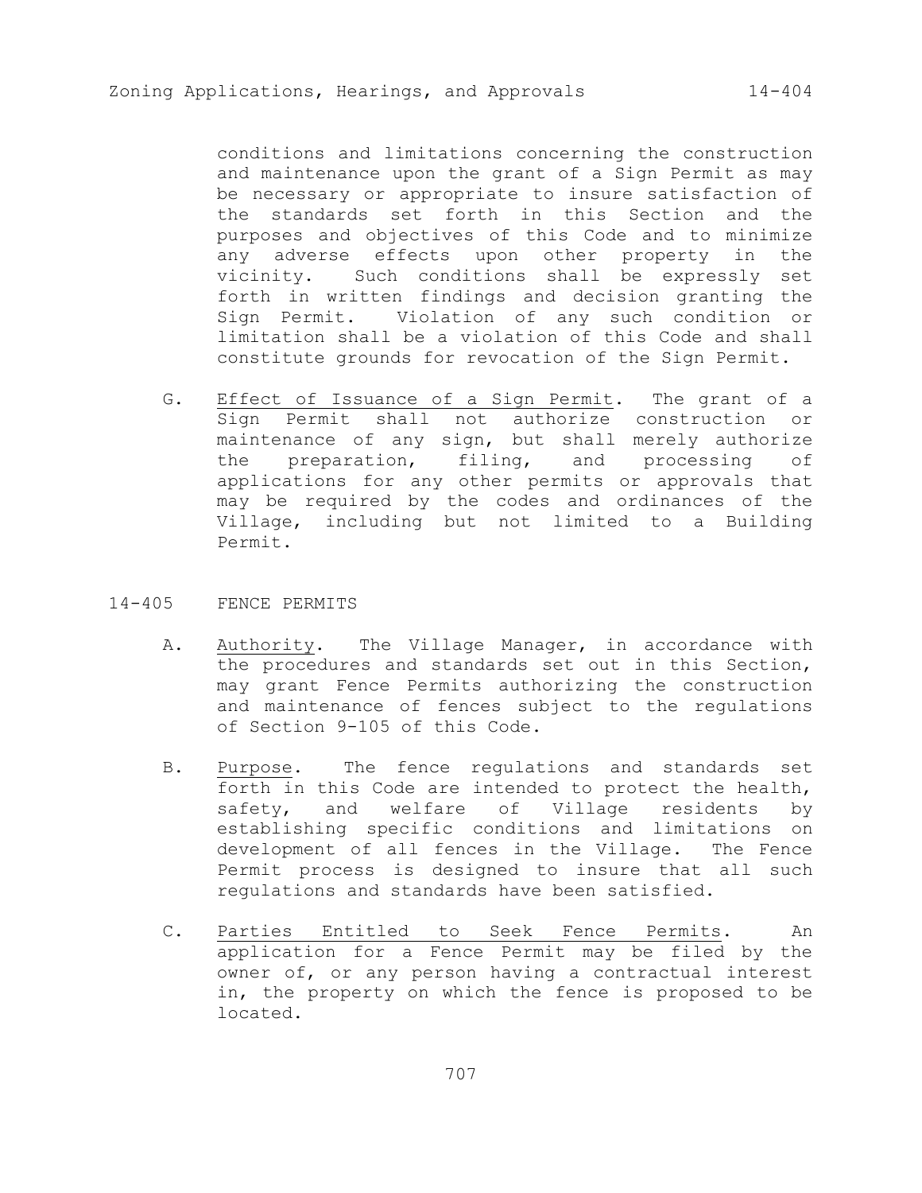conditions and limitations concerning the construction and maintenance upon the grant of a Sign Permit as may be necessary or appropriate to insure satisfaction of the standards set forth in this Section and the purposes and objectives of this Code and to minimize any adverse effects upon other property in the vicinity. Such conditions shall be expressly set forth in written findings and decision granting the Sign Permit. Violation of any such condition or limitation shall be a violation of this Code and shall constitute grounds for revocation of the Sign Permit.

G. Effect of Issuance of a Sign Permit. The grant of a Sign Permit shall not authorize construction or maintenance of any sign, but shall merely authorize the preparation, filing, and processing of applications for any other permits or approvals that may be required by the codes and ordinances of the Village, including but not limited to a Building Permit.

## 14-405 FENCE PERMITS

A. Authority. The Village Manager, in accordance with the procedures and standards set out in this Section, may grant Fence Permits authorizing the construction and maintenance of fences subject to the regulations of Section 9-105 of this Code.

B. Purpose. The fence regulations and standards set forth in this Code are intended to protect the health, safety, and welfare of Village residents by establishing specific conditions and limitations on development of all fences in the Village. The Fence Permit process is designed to insure that all such regulations and standards have been satisfied.

C. Parties Entitled to Seek Fence Permits. An application for a Fence Permit may be filed by the owner of, or any person having a contractual interest in, the property on which the fence is proposed to be located.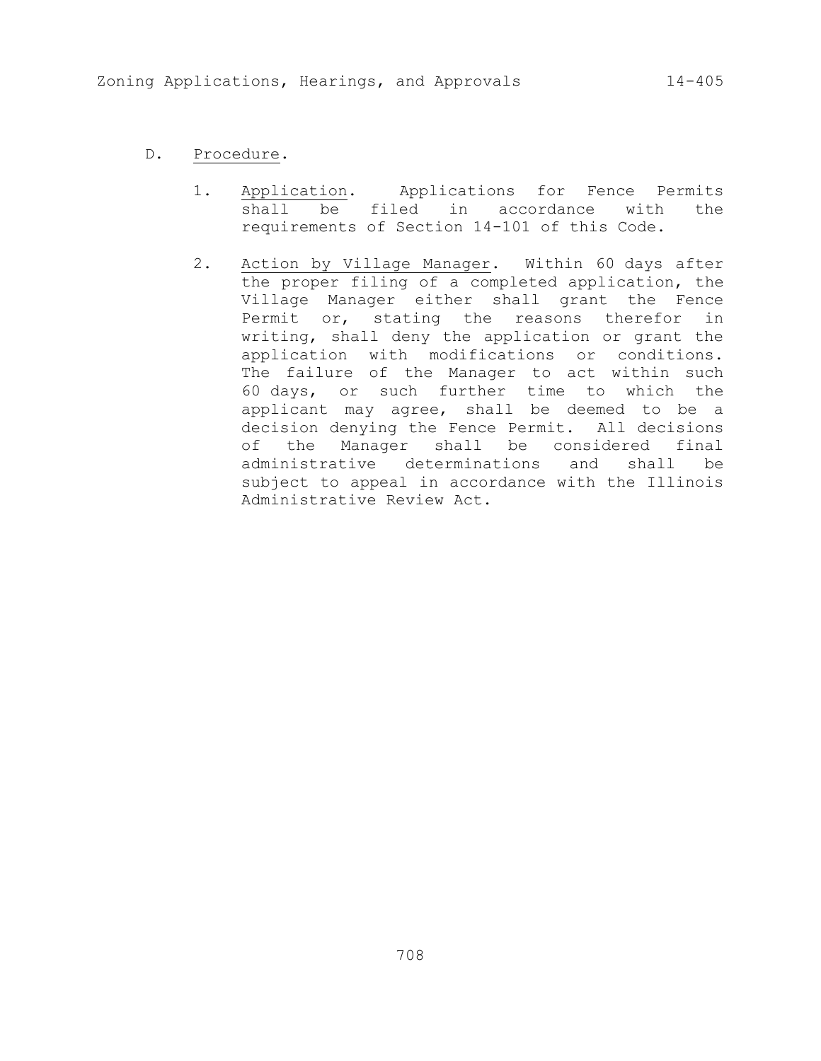D. Procedure.

1. Application. Applications for Fence Permits shall be filed in accordance with the requirements of Section 14-101 of this Code.

2. Action by Village Manager. Within 60 days after the proper filing of a completed application, the Village Manager either shall grant the Fence Permit or, stating the reasons therefor in writing, shall deny the application or grant the application with modifications or conditions. The failure of the Manager to act within such 60 days, or such further time to which the applicant may agree, shall be deemed to be a decision denying the Fence Permit. All decisions of the Manager shall be considered final administrative determinations and shall be subject to appeal in accordance with the Illinois Administrative Review Act.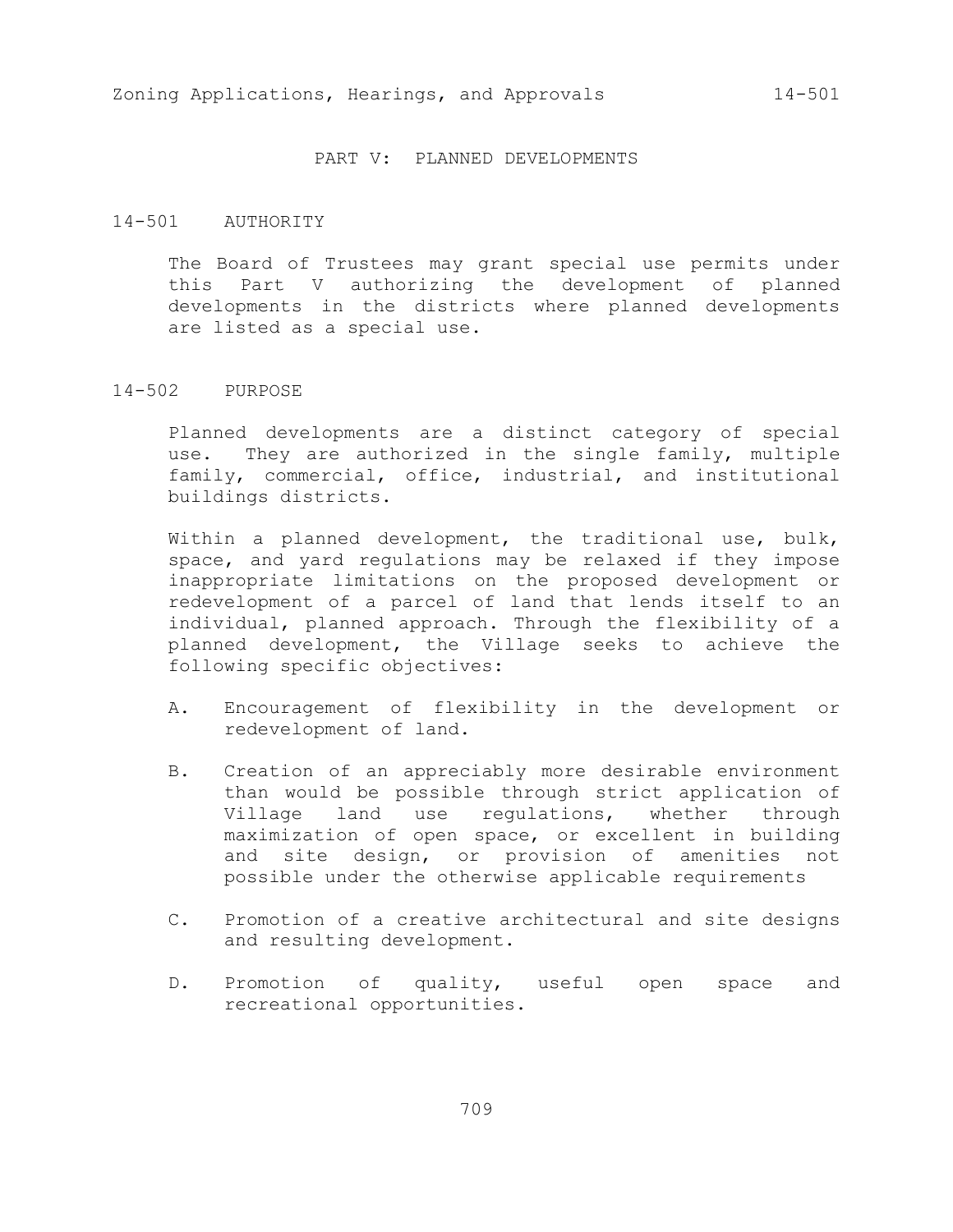## PART V: PLANNED DEVELOPMENTS

### 14-501 AUTHORITY

The Board of Trustees may grant special use permits under this Part V authorizing the development of planned developments in the districts where planned developments are listed as a special use.

### 14-502 PURPOSE

Planned developments are a distinct category of special use. They are authorized in the single family, multiple family, commercial, office, industrial, and institutional buildings districts.

Within a planned development, the traditional use, bulk, space, and yard regulations may be relaxed if they impose inappropriate limitations on the proposed development or redevelopment of a parcel of land that lends itself to an individual, planned approach. Through the flexibility of a planned development, the Village seeks to achieve the following specific objectives:

A. Encouragement of flexibility in the development or redevelopment of land.

B. Creation of an appreciably more desirable environment than would be possible through strict application of Village land use regulations, whether through maximization of open space, or excellent in building and site design, or provision of amenities not possible under the otherwise applicable requirements

C. Promotion of a creative architectural and site designs and resulting development.

D. Promotion of quality, useful open space and recreational opportunities.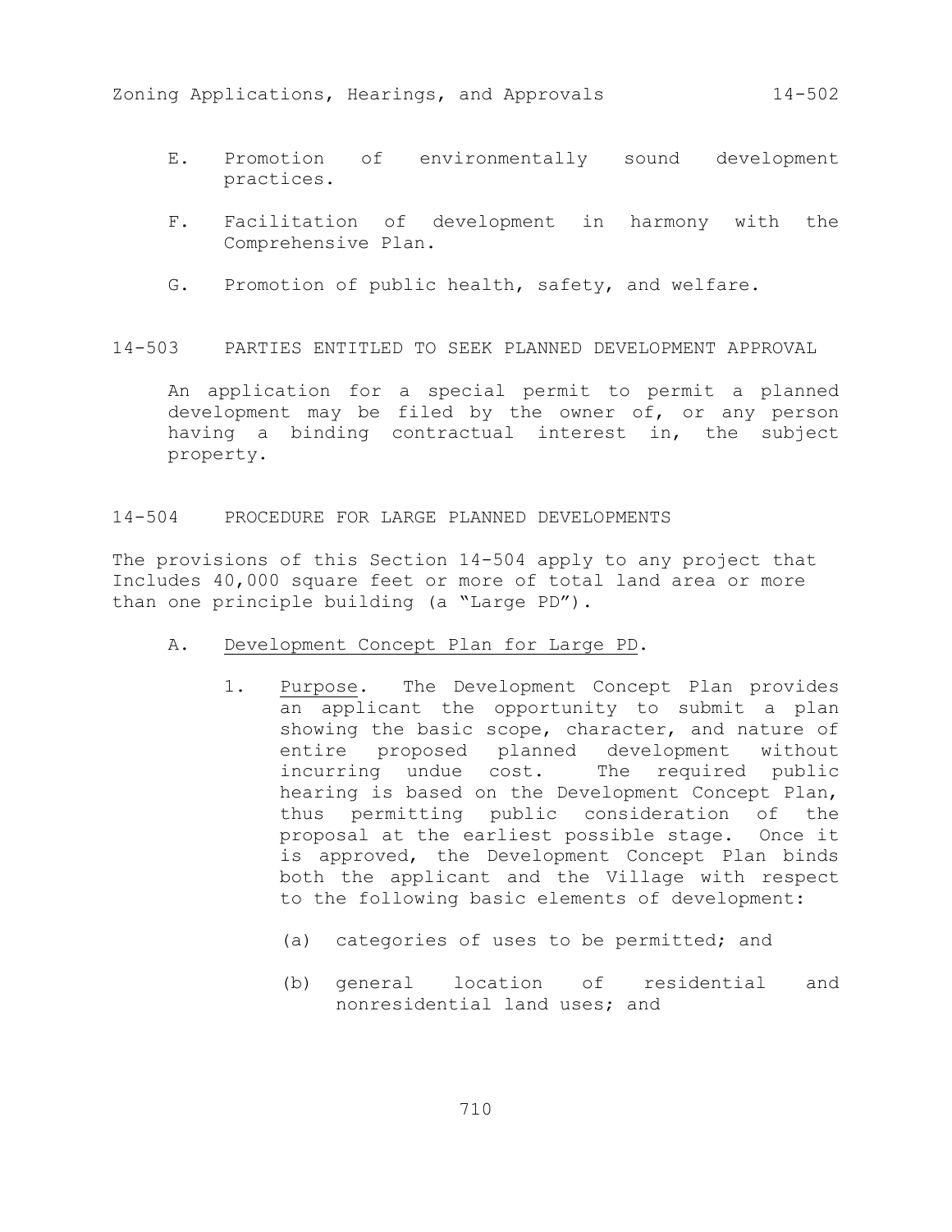E. Promotion of environmentally sound development practices.

F. Facilitation of development in harmony with the Comprehensive Plan.

G. Promotion of public health, safety, and welfare.

## 14-503 PARTIES ENTITLED TO SEEK PLANNED DEVELOPMENT APPROVAL

An application for a special permit to permit a planned development may be filed by the owner of, or any person having a binding contractual interest in, the subject property.

## 14-504 PROCEDURE FOR LARGE PLANNED DEVELOPMENTS

The provisions of this Section 14-504 apply to any project that Includes 40,000 square feet or more of total land area or more than one principle building (a "Large PD").

A. Development Concept Plan for Large PD.

1. Purpose. The Development Concept Plan provides an applicant the opportunity to submit a plan showing the basic scope, character, and nature of entire proposed planned development without incurring undue cost. The required public hearing is based on the Development Concept Plan, thus permitting public consideration of the proposal at the earliest possible stage. Once it is approved, the Development Concept Plan binds both the applicant and the Village with respect to the following basic elements of development:

   (a) categories of uses to be permitted; and

   (b) general location of residential and nonresidential land uses; and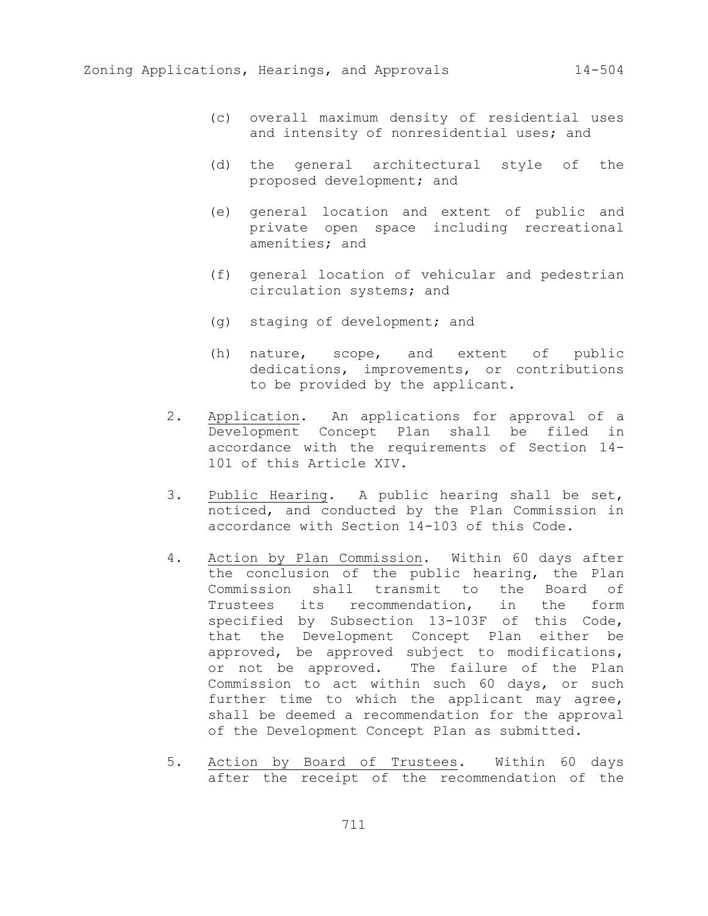(c) overall maximum density of residential uses and intensity of nonresidential uses; and

(d) the general architectural style of the proposed development; and

(e) general location and extent of public and private open space including recreational amenities; and

(f) general location of vehicular and pedestrian circulation systems; and

(g) staging of development; and

(h) nature, scope, and extent of public dedications, improvements, or contributions to be provided by the applicant.

2. Application. An applications for approval of a Development Concept Plan shall be filed in accordance with the requirements of Section 14-101 of this Article XIV.

3. Public Hearing. A public hearing shall be set, noticed, and conducted by the Plan Commission in accordance with Section 14-103 of this Code.

4. Action by Plan Commission. Within 60 days after the conclusion of the public hearing, the Plan Commission shall transmit to the Board of Trustees its recommendation, in the form specified by Subsection 13-103F of this Code, that the Development Concept Plan either be approved, be approved subject to modifications, or not be approved. The failure of the Plan Commission to act within such 60 days, or such further time to which the applicant may agree, shall be deemed a recommendation for the approval of the Development Concept Plan as submitted.

5. Action by Board of Trustees. Within 60 days after the receipt of the recommendation of the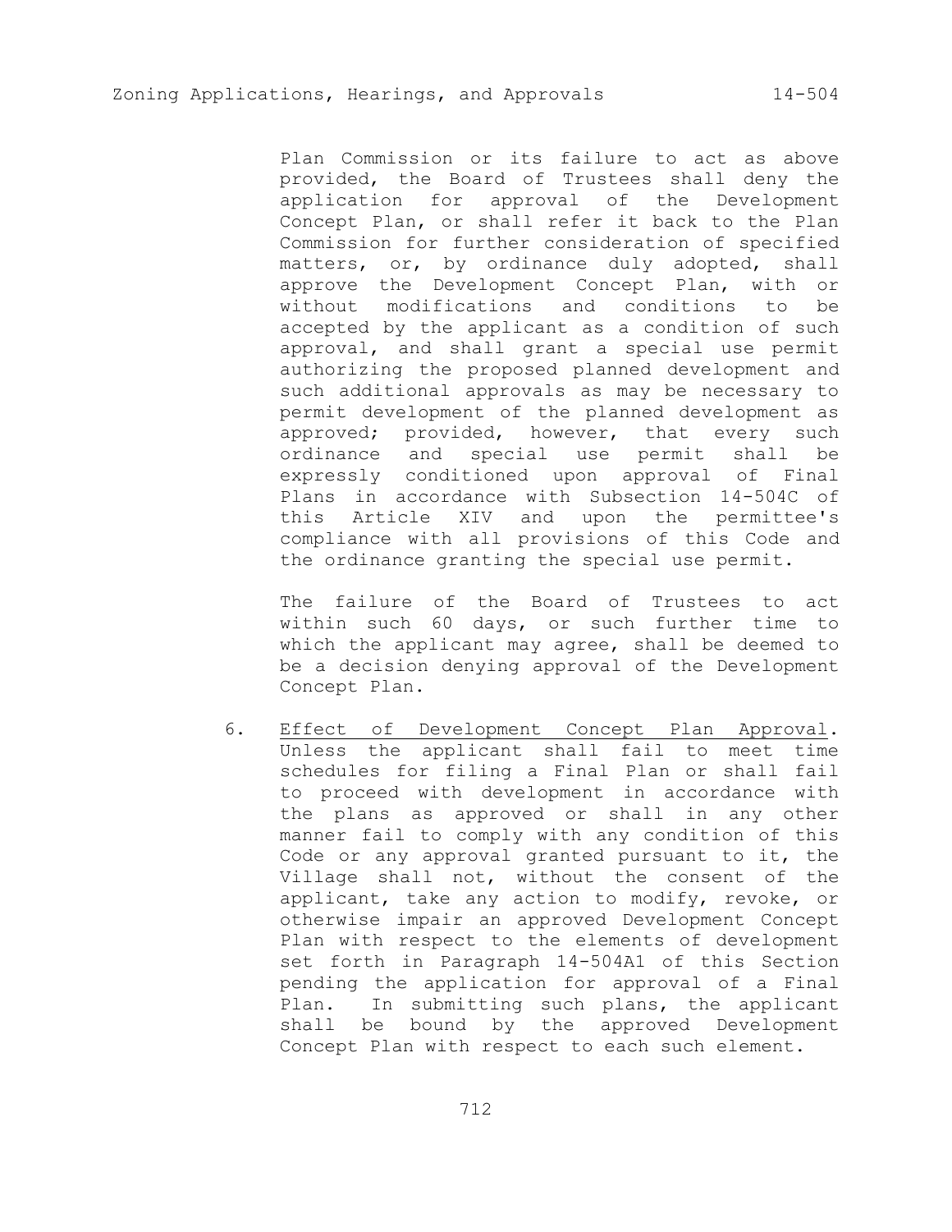Plan Commission or its failure to act as above provided, the Board of Trustees shall deny the application for approval of the Development Concept Plan, or shall refer it back to the Plan Commission for further consideration of specified matters, or, by ordinance duly adopted, shall approve the Development Concept Plan, with or without modifications and conditions to be accepted by the applicant as a condition of such approval, and shall grant a special use permit authorizing the proposed planned development and such additional approvals as may be necessary to permit development of the planned development as approved; provided, however, that every such ordinance and special use permit shall be expressly conditioned upon approval of Final Plans in accordance with Subsection 14-504C of this Article XIV and upon the permittee's compliance with all provisions of this Code and the ordinance granting the special use permit.

The failure of the Board of Trustees to act within such 60 days, or such further time to which the applicant may agree, shall be deemed to be a decision denying approval of the Development Concept Plan.

6. Effect of Development Concept Plan Approval. Unless the applicant shall fail to meet time schedules for filing a Final Plan or shall fail to proceed with development in accordance with the plans as approved or shall in any other manner fail to comply with any condition of this Code or any approval granted pursuant to it, the Village shall not, without the consent of the applicant, take any action to modify, revoke, or otherwise impair an approved Development Concept Plan with respect to the elements of development set forth in Paragraph 14-504A1 of this Section pending the application for approval of a Final Plan. In submitting such plans, the applicant shall be bound by the approved Development Concept Plan with respect to each such element.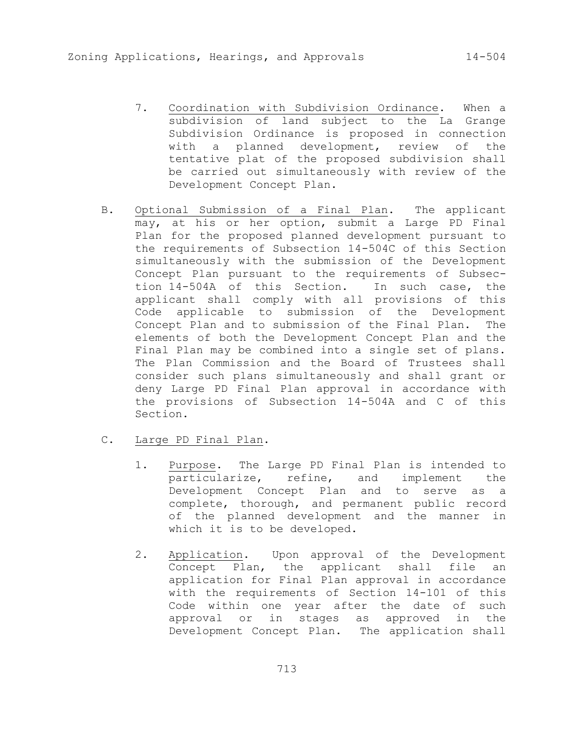7. Coordination with Subdivision Ordinance. When a subdivision of land subject to the La Grange Subdivision Ordinance is proposed in connection with a planned development, review of the tentative plat of the proposed subdivision shall be carried out simultaneously with review of the Development Concept Plan.

B. Optional Submission of a Final Plan. The applicant may, at his or her option, submit a Large PD Final Plan for the proposed planned development pursuant to the requirements of Subsection 14-504C of this Section simultaneously with the submission of the Development Concept Plan pursuant to the requirements of Subsection 14-504A of this Section. In such case, the applicant shall comply with all provisions of this Code applicable to submission of the Development Concept Plan and to submission of the Final Plan. The elements of both the Development Concept Plan and the Final Plan may be combined into a single set of plans. The Plan Commission and the Board of Trustees shall consider such plans simultaneously and shall grant or deny Large PD Final Plan approval in accordance with the provisions of Subsection 14-504A and C of this Section.

C. Large PD Final Plan.

1. Purpose. The Large PD Final Plan is intended to particularize, refine, and implement the Development Concept Plan and to serve as a complete, thorough, and permanent public record of the planned development and the manner in which it is to be developed.

2. Application. Upon approval of the Development Concept Plan, the applicant shall file an application for Final Plan approval in accordance with the requirements of Section 14-101 of this Code within one year after the date of such approval or in stages as approved in the Development Concept Plan. The application shall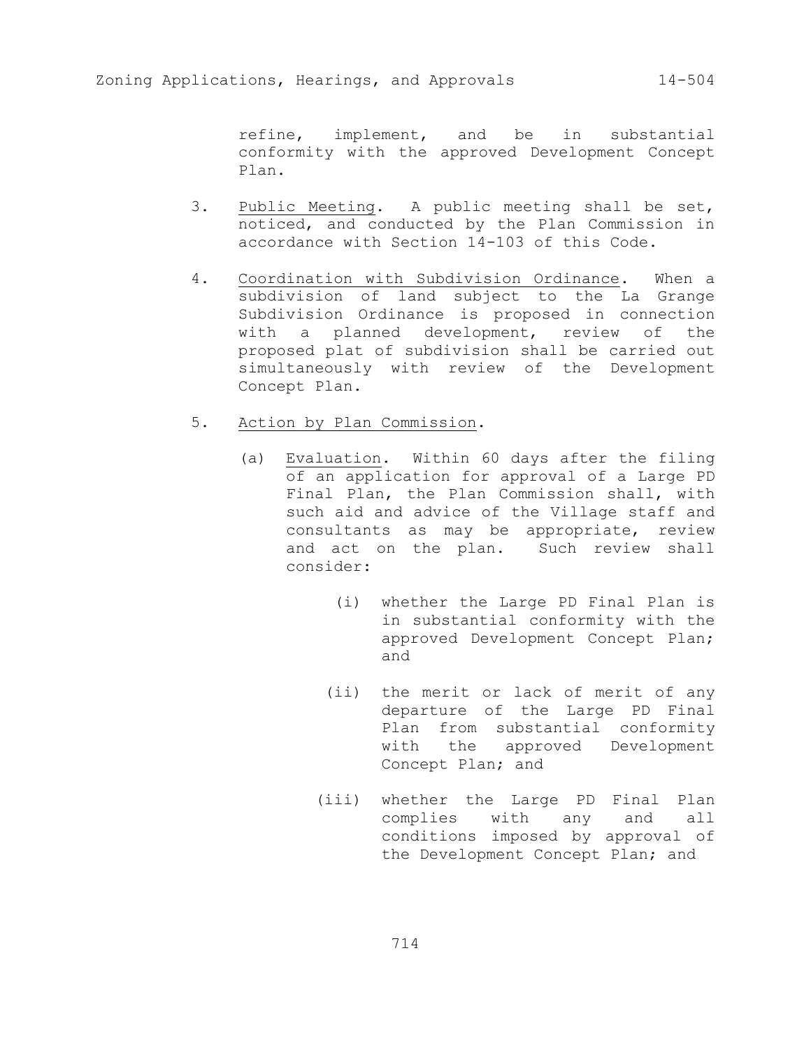refine, implement, and be in substantial conformity with the approved Development Concept Plan.

3. Public Meeting. A public meeting shall be set, noticed, and conducted by the Plan Commission in accordance with Section 14-103 of this Code.

4. Coordination with Subdivision Ordinance. When a subdivision of land subject to the La Grange Subdivision Ordinance is proposed in connection with a planned development, review of the proposed plat of subdivision shall be carried out simultaneously with review of the Development Concept Plan.

5. Action by Plan Commission.

   (a) Evaluation. Within 60 days after the filing of an application for approval of a Large PD Final Plan, the Plan Commission shall, with such aid and advice of the Village staff and consultants as may be appropriate, review and act on the plan. Such review shall consider:

      (i) whether the Large PD Final Plan is in substantial conformity with the approved Development Concept Plan; and

      (ii) the merit or lack of merit of any departure of the Large PD Final Plan from substantial conformity with the approved Development Concept Plan; and

      (iii) whether the Large PD Final Plan complies with any and all conditions imposed by approval of the Development Concept Plan; and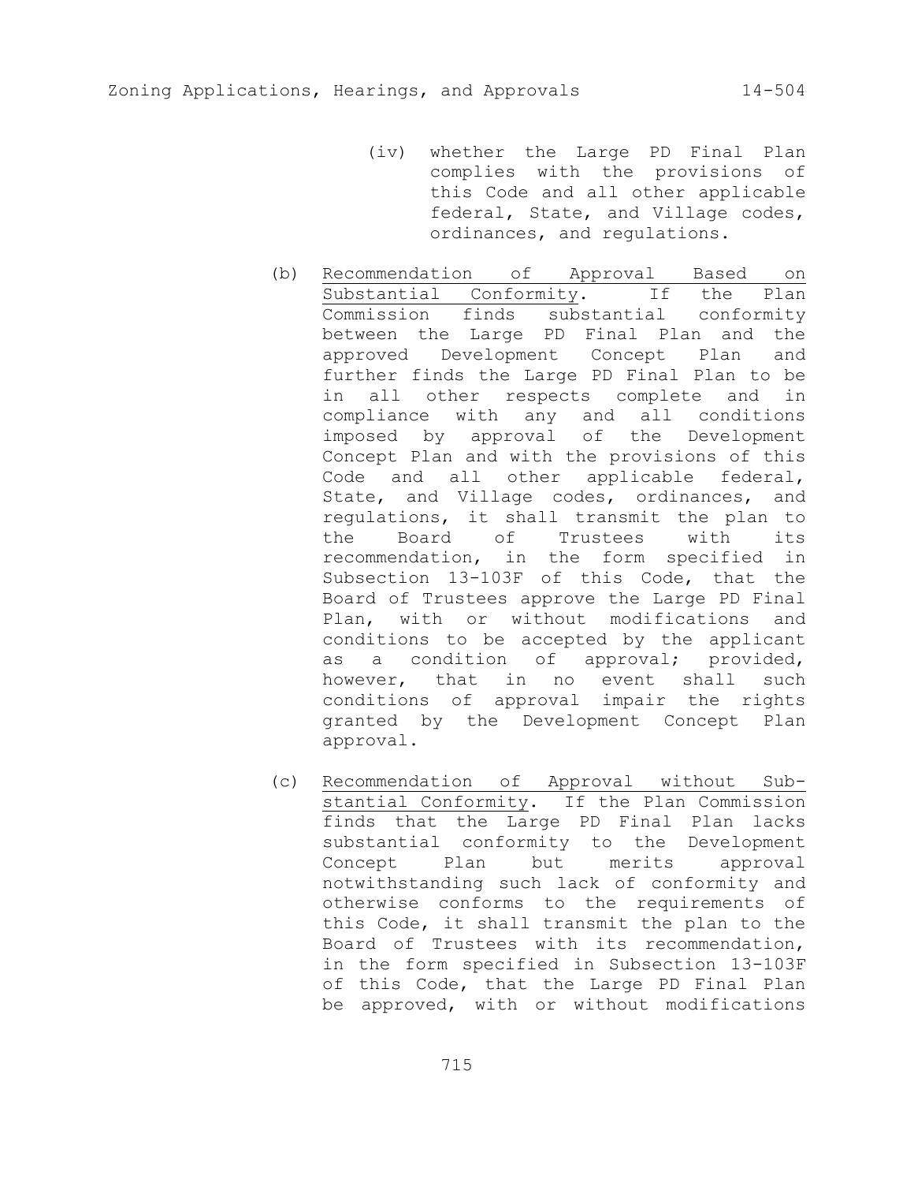(iv) whether the Large PD Final Plan complies with the provisions of this Code and all other applicable federal, State, and Village codes, ordinances, and regulations.

(b) Recommendation of Approval Based on Substantial Conformity. If the Plan Commission finds substantial conformity between the Large PD Final Plan and the approved Development Concept Plan and further finds the Large PD Final Plan to be in all other respects complete and in compliance with any and all conditions imposed by approval of the Development Concept Plan and with the provisions of this Code and all other applicable federal, State, and Village codes, ordinances, and regulations, it shall transmit the plan to the Board of Trustees with its recommendation, in the form specified in Subsection 13-103F of this Code, that the Board of Trustees approve the Large PD Final Plan, with or without modifications and conditions to be accepted by the applicant as a condition of approval; provided, however, that in no event shall such conditions of approval impair the rights granted by the Development Concept Plan approval.

(c) Recommendation of Approval without Substantial Conformity. If the Plan Commission finds that the Large PD Final Plan lacks substantial conformity to the Development Concept Plan but merits approval notwithstanding such lack of conformity and otherwise conforms to the requirements of this Code, it shall transmit the plan to the Board of Trustees with its recommendation, in the form specified in Subsection 13-103F of this Code, that the Large PD Final Plan be approved, with or without modifications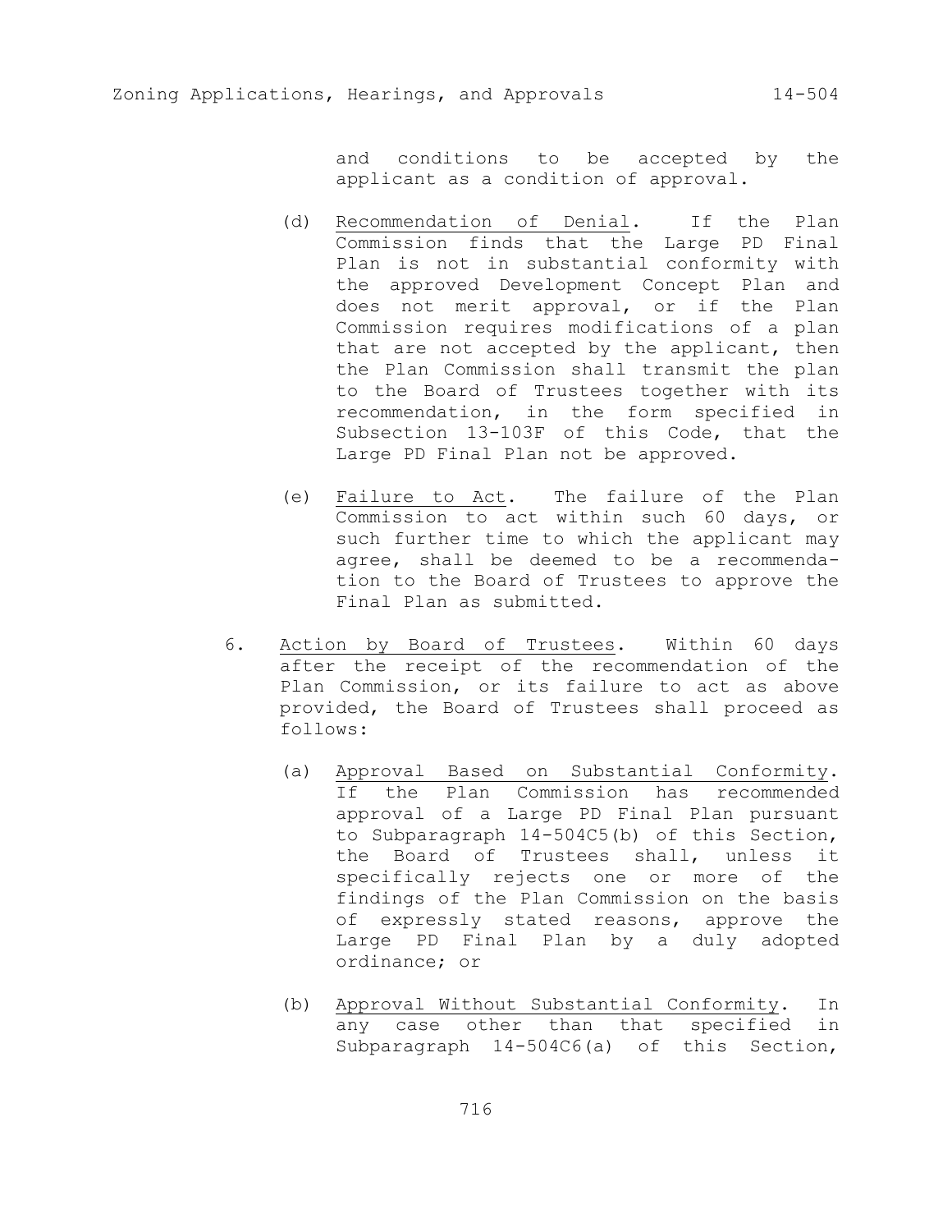and conditions to be accepted by the applicant as a condition of approval.

(d) Recommendation of Denial. If the Plan Commission finds that the Large PD Final Plan is not in substantial conformity with the approved Development Concept Plan and does not merit approval, or if the Plan Commission requires modifications of a plan that are not accepted by the applicant, then the Plan Commission shall transmit the plan to the Board of Trustees together with its recommendation, in the form specified in Subsection 13-103F of this Code, that the Large PD Final Plan not be approved.

(e) Failure to Act. The failure of the Plan Commission to act within such 60 days, or such further time to which the applicant may agree, shall be deemed to be a recommendation to the Board of Trustees to approve the Final Plan as submitted.

6. Action by Board of Trustees. Within 60 days after the receipt of the recommendation of the Plan Commission, or its failure to act as above provided, the Board of Trustees shall proceed as follows:

   (a) Approval Based on Substantial Conformity. If the Plan Commission has recommended approval of a Large PD Final Plan pursuant to Subparagraph 14-504C5(b) of this Section, the Board of Trustees shall, unless it specifically rejects one or more of the findings of the Plan Commission on the basis of expressly stated reasons, approve the Large PD Final Plan by a duly adopted ordinance; or

   (b) Approval Without Substantial Conformity. In any case other than that specified in Subparagraph 14-504C6(a) of this Section,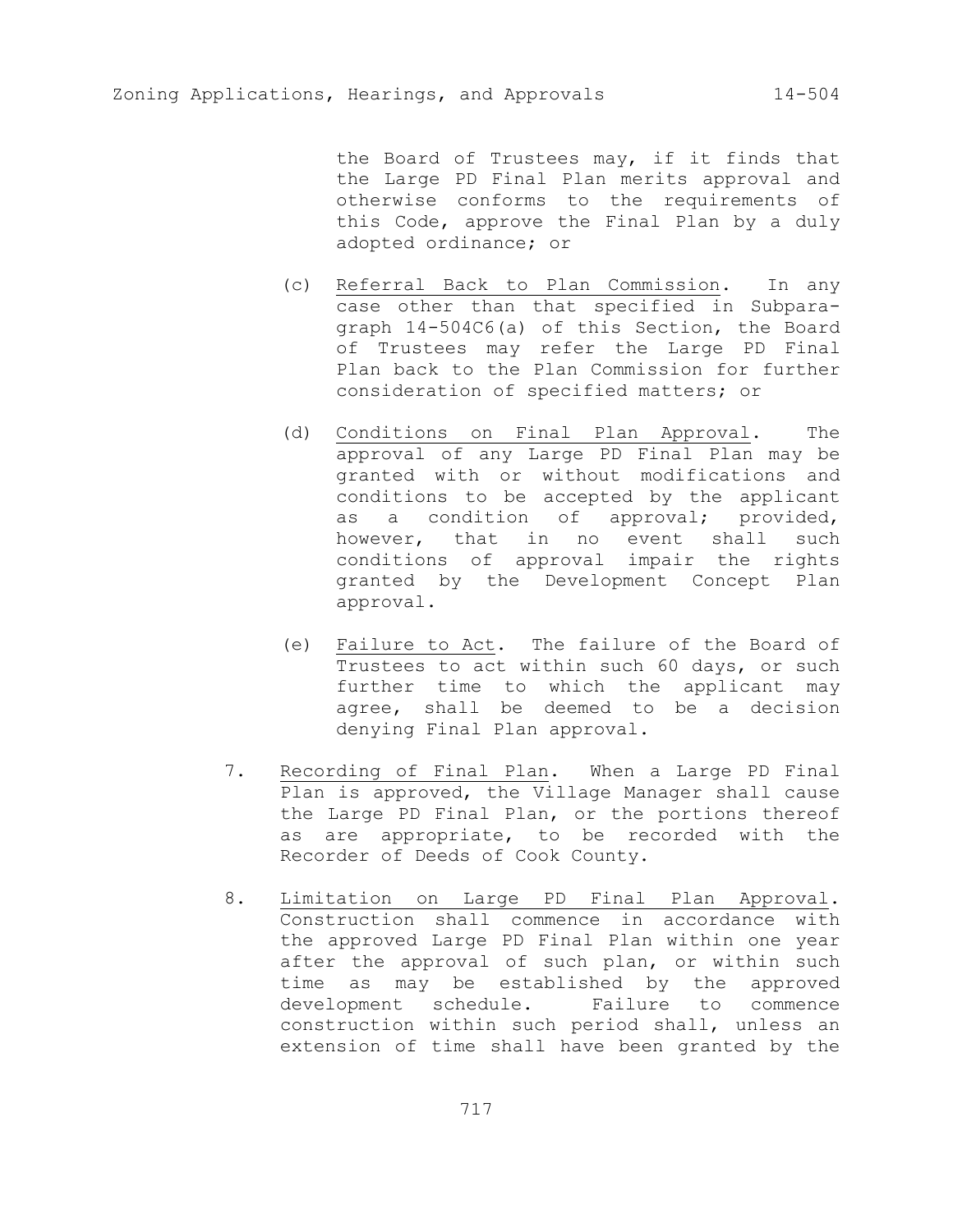the Board of Trustees may, if it finds that the Large PD Final Plan merits approval and otherwise conforms to the requirements of this Code, approve the Final Plan by a duly adopted ordinance; or

(c) Referral Back to Plan Commission. In any case other than that specified in Subparagraph 14-504C6(a) of this Section, the Board of Trustees may refer the Large PD Final Plan back to the Plan Commission for further consideration of specified matters; or

(d) Conditions on Final Plan Approval. The approval of any Large PD Final Plan may be granted with or without modifications and conditions to be accepted by the applicant as a condition of approval; provided, however, that in no event shall such conditions of approval impair the rights granted by the Development Concept Plan approval.

(e) Failure to Act. The failure of the Board of Trustees to act within such 60 days, or such further time to which the applicant may agree, shall be deemed to be a decision denying Final Plan approval.

7. Recording of Final Plan. When a Large PD Final Plan is approved, the Village Manager shall cause the Large PD Final Plan, or the portions thereof as are appropriate, to be recorded with the Recorder of Deeds of Cook County.

8. Limitation on Large PD Final Plan Approval. Construction shall commence in accordance with the approved Large PD Final Plan within one year after the approval of such plan, or within such time as may be established by the approved development schedule. Failure to commence construction within such period shall, unless an extension of time shall have been granted by the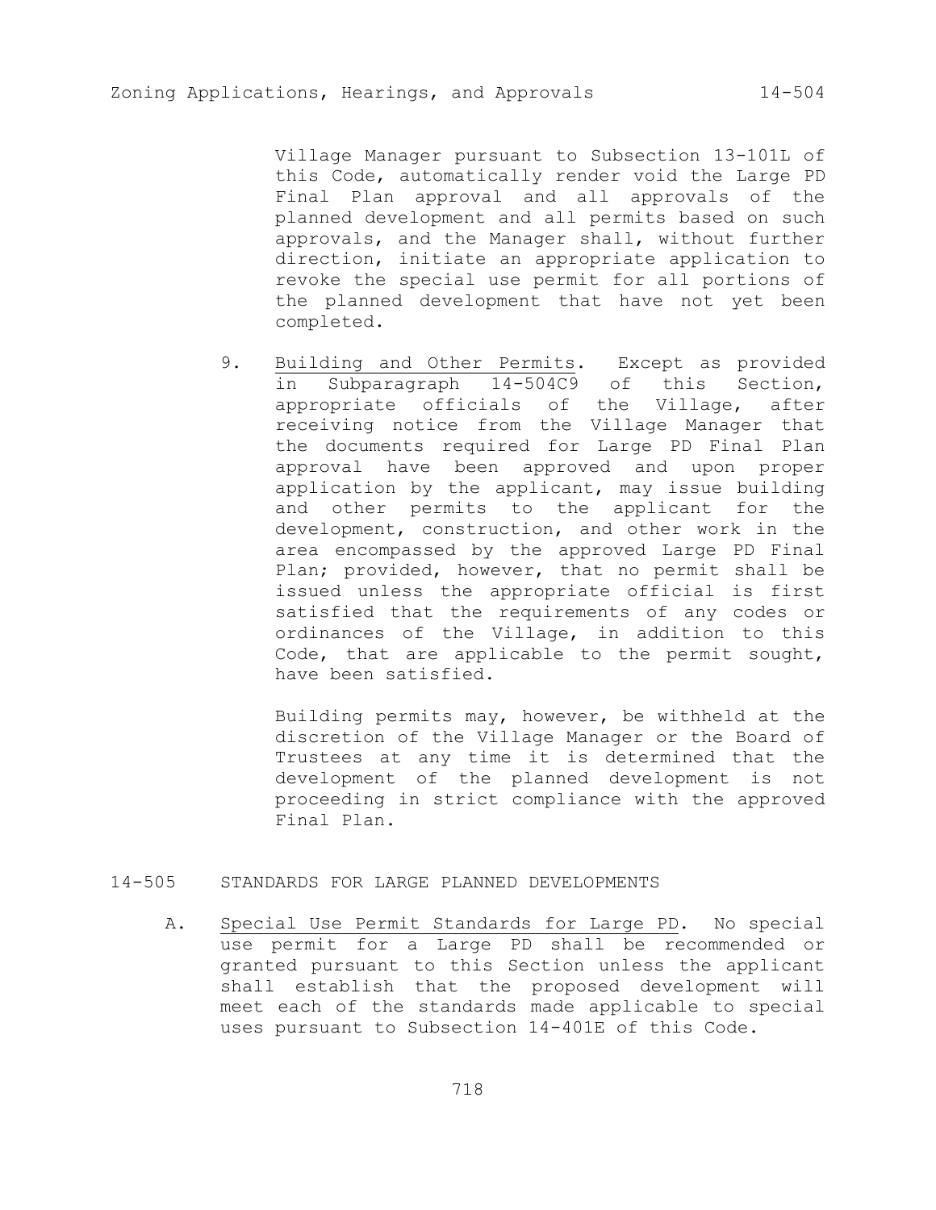Village Manager pursuant to Subsection 13-101L of this Code, automatically render void the Large PD Final Plan approval and all approvals of the planned development and all permits based on such approvals, and the Manager shall, without further direction, initiate an appropriate application to revoke the special use permit for all portions of the planned development that have not yet been completed.

9. Building and Other Permits. Except as provided in Subparagraph 14-504C9 of this Section, appropriate officials of the Village, after receiving notice from the Village Manager that the documents required for Large PD Final Plan approval have been approved and upon proper application by the applicant, may issue building and other permits to the applicant for the development, construction, and other work in the area encompassed by the approved Large PD Final Plan; provided, however, that no permit shall be issued unless the appropriate official is first satisfied that the requirements of any codes or ordinances of the Village, in addition to this Code, that are applicable to the permit sought, have been satisfied.

   Building permits may, however, be withheld at the discretion of the Village Manager or the Board of Trustees at any time it is determined that the development of the planned development is not proceeding in strict compliance with the approved Final Plan.

## 14-505 STANDARDS FOR LARGE PLANNED DEVELOPMENTS

A. Special Use Permit Standards for Large PD. No special use permit for a Large PD shall be recommended or granted pursuant to this Section unless the applicant shall establish that the proposed development will meet each of the standards made applicable to special uses pursuant to Subsection 14-401E of this Code.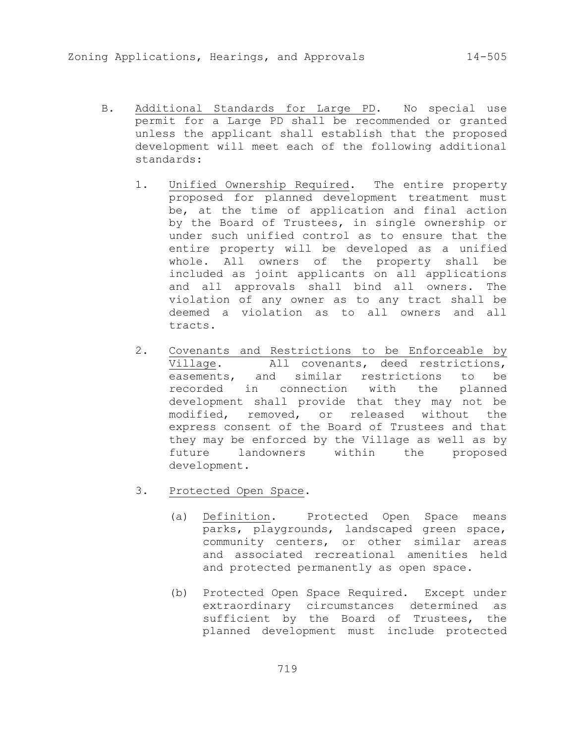B. Additional Standards for Large PD. No special use permit for a Large PD shall be recommended or granted unless the applicant shall establish that the proposed development will meet each of the following additional standards:

1. Unified Ownership Required. The entire property proposed for planned development treatment must be, at the time of application and final action by the Board of Trustees, in single ownership or under such unified control as to ensure that the entire property will be developed as a unified whole. All owners of the property shall be included as joint applicants on all applications and all approvals shall bind all owners. The violation of any owner as to any tract shall be deemed a violation as to all owners and all tracts.

2. Covenants and Restrictions to be Enforceable by Village. All covenants, deed restrictions, easements, and similar restrictions to be recorded in connection with the planned development shall provide that they may not be modified, removed, or released without the express consent of the Board of Trustees and that they may be enforced by the Village as well as by future landowners within the proposed development.

3. Protected Open Space.

   (a) Definition. Protected Open Space means parks, playgrounds, landscaped green space, community centers, or other similar areas and associated recreational amenities held and protected permanently as open space.

   (b) Protected Open Space Required. Except under extraordinary circumstances determined as sufficient by the Board of Trustees, the planned development must include protected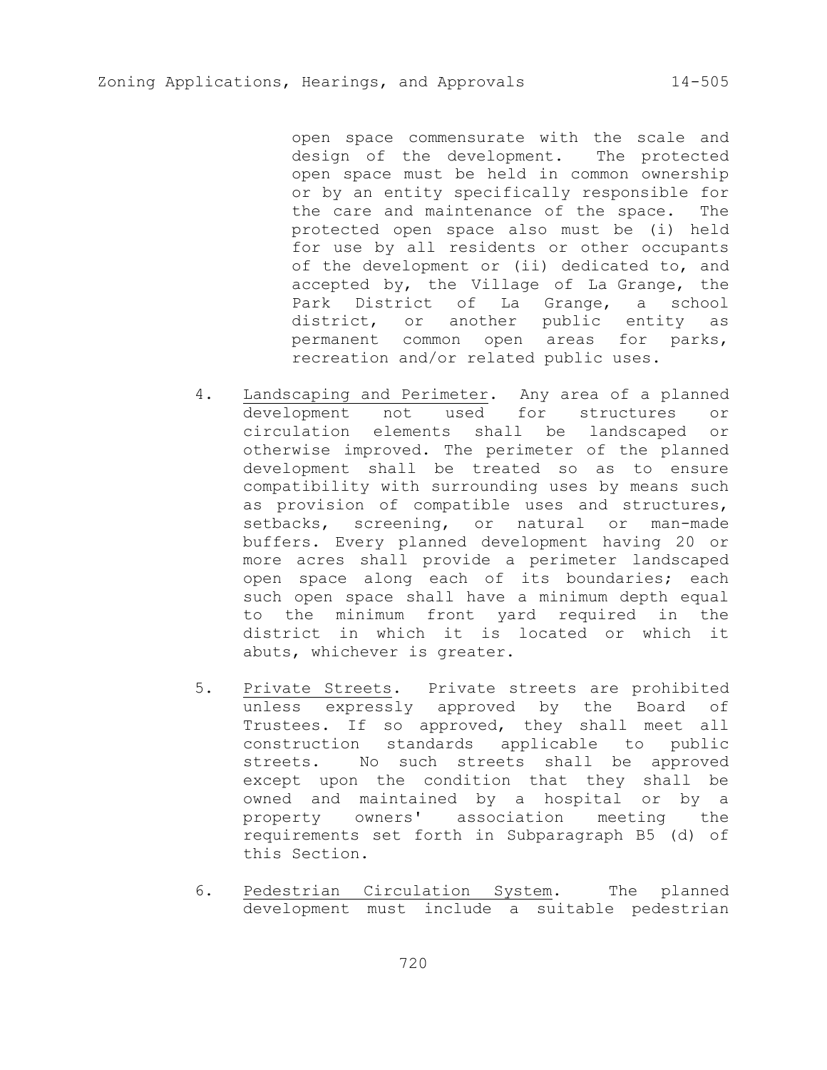open space commensurate with the scale and design of the development. The protected open space must be held in common ownership or by an entity specifically responsible for the care and maintenance of the space. The protected open space also must be (i) held for use by all residents or other occupants of the development or (ii) dedicated to, and accepted by, the Village of La Grange, the Park District of La Grange, a school district, or another public entity as permanent common open areas for parks, recreation and/or related public uses.

4. <u>Landscaping and Perimeter</u>. Any area of a planned development not used for structures or circulation elements shall be landscaped or otherwise improved. The perimeter of the planned development shall be treated so as to ensure compatibility with surrounding uses by means such as provision of compatible uses and structures, setbacks, screening, or natural or man-made buffers. Every planned development having 20 or more acres shall provide a perimeter landscaped open space along each of its boundaries; each such open space shall have a minimum depth equal to the minimum front yard required in the district in which it is located or which it abuts, whichever is greater.

5. <u>Private Streets</u>. Private streets are prohibited unless expressly approved by the Board of Trustees. If so approved, they shall meet all construction standards applicable to public streets. No such streets shall be approved except upon the condition that they shall be owned and maintained by a hospital or by a property owners' association meeting the requirements set forth in Subparagraph B5 (d) of this Section.

6. <u>Pedestrian Circulation System</u>. The planned development must include a suitable pedestrian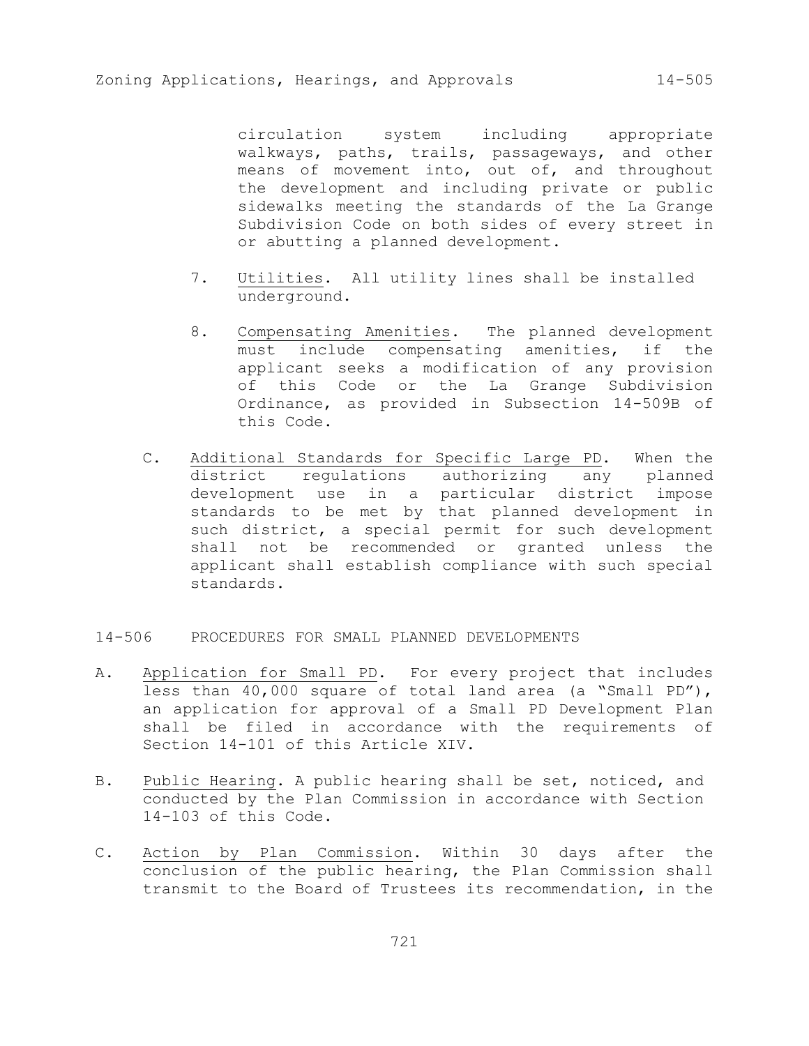circulation system including appropriate walkways, paths, trails, passageways, and other means of movement into, out of, and throughout the development and including private or public sidewalks meeting the standards of the La Grange Subdivision Code on both sides of every street in or abutting a planned development.

7. Utilities. All utility lines shall be installed underground.

8. Compensating Amenities. The planned development must include compensating amenities, if the applicant seeks a modification of any provision of this Code or the La Grange Subdivision Ordinance, as provided in Subsection 14-509B of this Code.

C. Additional Standards for Specific Large PD. When the district regulations authorizing any planned development use in a particular district impose standards to be met by that planned development in such district, a special permit for such development shall not be recommended or granted unless the applicant shall establish compliance with such special standards.

## 14-506 PROCEDURES FOR SMALL PLANNED DEVELOPMENTS

A. Application for Small PD. For every project that includes less than 40,000 square of total land area (a "Small PD"), an application for approval of a Small PD Development Plan shall be filed in accordance with the requirements of Section 14-101 of this Article XIV.

B. Public Hearing. A public hearing shall be set, noticed, and conducted by the Plan Commission in accordance with Section 14-103 of this Code.

C. Action by Plan Commission. Within 30 days after the conclusion of the public hearing, the Plan Commission shall transmit to the Board of Trustees its recommendation, in the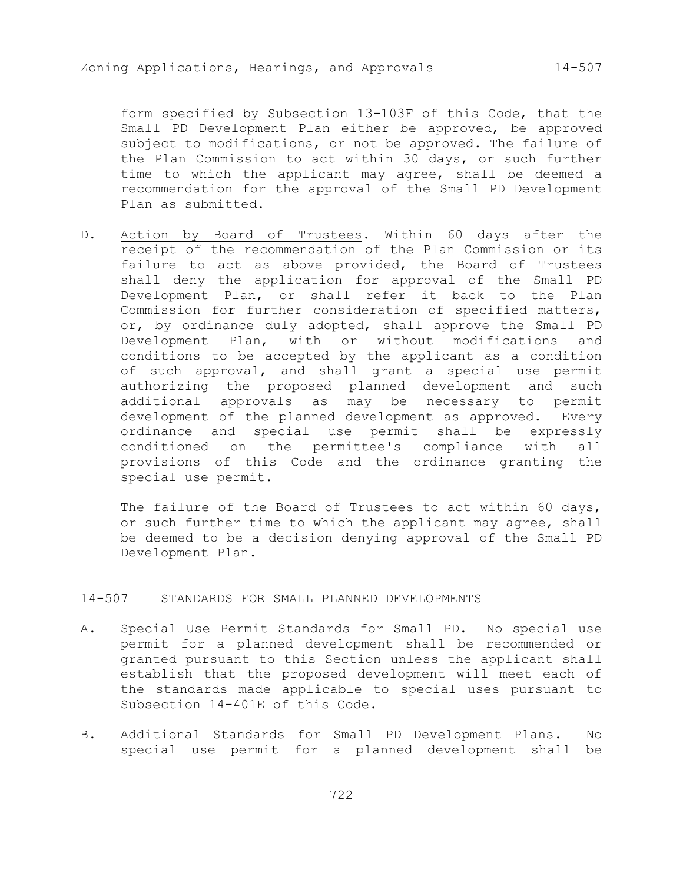form specified by Subsection 13-103F of this Code, that the Small PD Development Plan either be approved, be approved subject to modifications, or not be approved. The failure of the Plan Commission to act within 30 days, or such further time to which the applicant may agree, shall be deemed a recommendation for the approval of the Small PD Development Plan as submitted.

D. Action by Board of Trustees. Within 60 days after the receipt of the recommendation of the Plan Commission or its failure to act as above provided, the Board of Trustees shall deny the application for approval of the Small PD Development Plan, or shall refer it back to the Plan Commission for further consideration of specified matters, or, by ordinance duly adopted, shall approve the Small PD Development Plan, with or without modifications and conditions to be accepted by the applicant as a condition of such approval, and shall grant a special use permit authorizing the proposed planned development and such additional approvals as may be necessary to permit development of the planned development as approved. Every ordinance and special use permit shall be expressly conditioned on the permittee's compliance with all provisions of this Code and the ordinance granting the special use permit.

   The failure of the Board of Trustees to act within 60 days, or such further time to which the applicant may agree, shall be deemed to be a decision denying approval of the Small PD Development Plan.

## 14-507 STANDARDS FOR SMALL PLANNED DEVELOPMENTS

A. Special Use Permit Standards for Small PD. No special use permit for a planned development shall be recommended or granted pursuant to this Section unless the applicant shall establish that the proposed development will meet each of the standards made applicable to special uses pursuant to Subsection 14-401E of this Code.

B. Additional Standards for Small PD Development Plans. No special use permit for a planned development shall be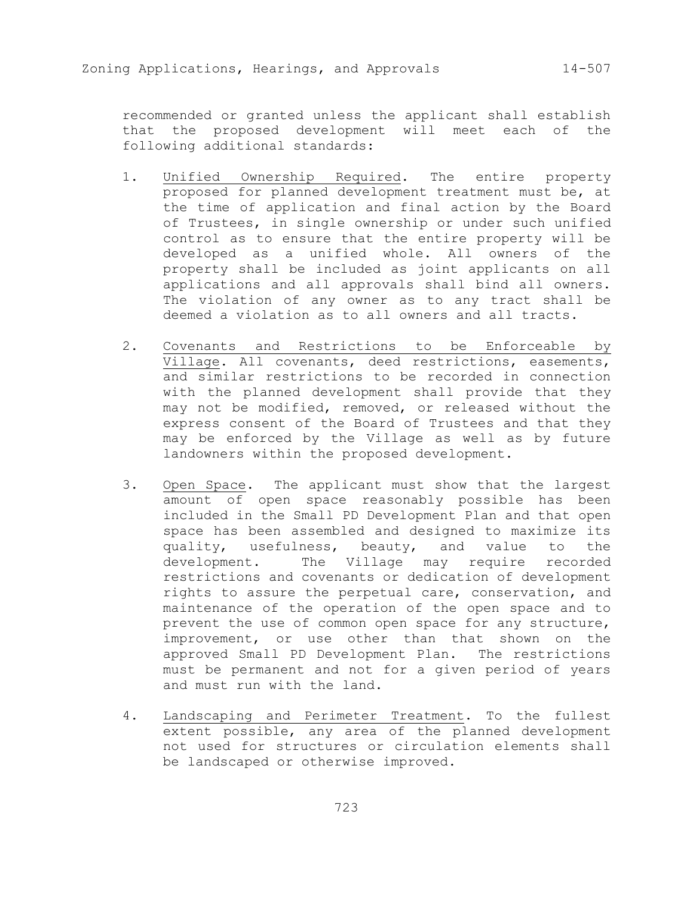recommended or granted unless the applicant shall establish that the proposed development will meet each of the following additional standards:

1. Unified Ownership Required. The entire property proposed for planned development treatment must be, at the time of application and final action by the Board of Trustees, in single ownership or under such unified control as to ensure that the entire property will be developed as a unified whole. All owners of the property shall be included as joint applicants on all applications and all approvals shall bind all owners. The violation of any owner as to any tract shall be deemed a violation as to all owners and all tracts.

2. Covenants and Restrictions to be Enforceable by Village. All covenants, deed restrictions, easements, and similar restrictions to be recorded in connection with the planned development shall provide that they may not be modified, removed, or released without the express consent of the Board of Trustees and that they may be enforced by the Village as well as by future landowners within the proposed development.

3. Open Space. The applicant must show that the largest amount of open space reasonably possible has been included in the Small PD Development Plan and that open space has been assembled and designed to maximize its quality, usefulness, beauty, and value to the development. The Village may require recorded restrictions and covenants or dedication of development rights to assure the perpetual care, conservation, and maintenance of the operation of the open space and to prevent the use of common open space for any structure, improvement, or use other than that shown on the approved Small PD Development Plan. The restrictions must be permanent and not for a given period of years and must run with the land.

4. Landscaping and Perimeter Treatment. To the fullest extent possible, any area of the planned development not used for structures or circulation elements shall be landscaped or otherwise improved.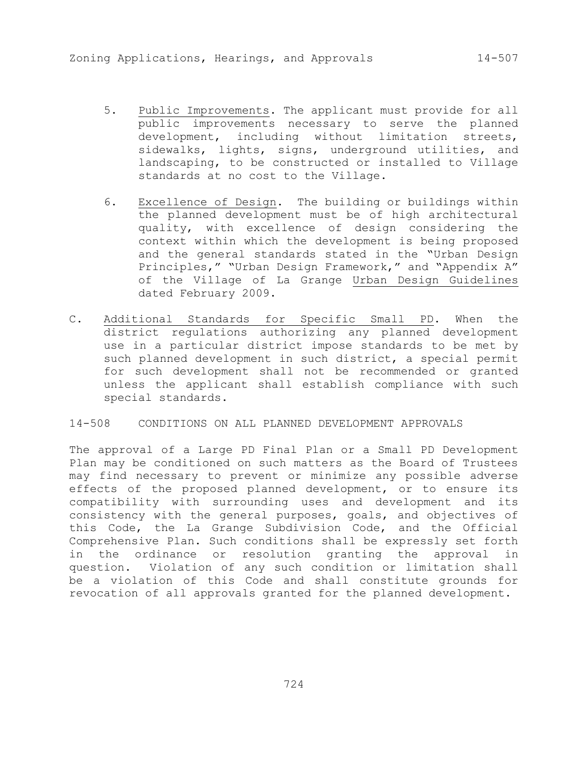5. Public Improvements. The applicant must provide for all public improvements necessary to serve the planned development, including without limitation streets, sidewalks, lights, signs, underground utilities, and landscaping, to be constructed or installed to Village standards at no cost to the Village.

6. Excellence of Design. The building or buildings within the planned development must be of high architectural quality, with excellence of design considering the context within which the development is being proposed and the general standards stated in the "Urban Design Principles," "Urban Design Framework," and "Appendix A" of the Village of La Grange Urban Design Guidelines dated February 2009.

C. Additional Standards for Specific Small PD. When the district regulations authorizing any planned development use in a particular district impose standards to be met by such planned development in such district, a special permit for such development shall not be recommended or granted unless the applicant shall establish compliance with such special standards.

## 14-508 CONDITIONS ON ALL PLANNED DEVELOPMENT APPROVALS

The approval of a Large PD Final Plan or a Small PD Development Plan may be conditioned on such matters as the Board of Trustees may find necessary to prevent or minimize any possible adverse effects of the proposed planned development, or to ensure its compatibility with surrounding uses and development and its consistency with the general purposes, goals, and objectives of this Code, the La Grange Subdivision Code, and the Official Comprehensive Plan. Such conditions shall be expressly set forth in the ordinance or resolution granting the approval in question. Violation of any such condition or limitation shall be a violation of this Code and shall constitute grounds for revocation of all approvals granted for the planned development.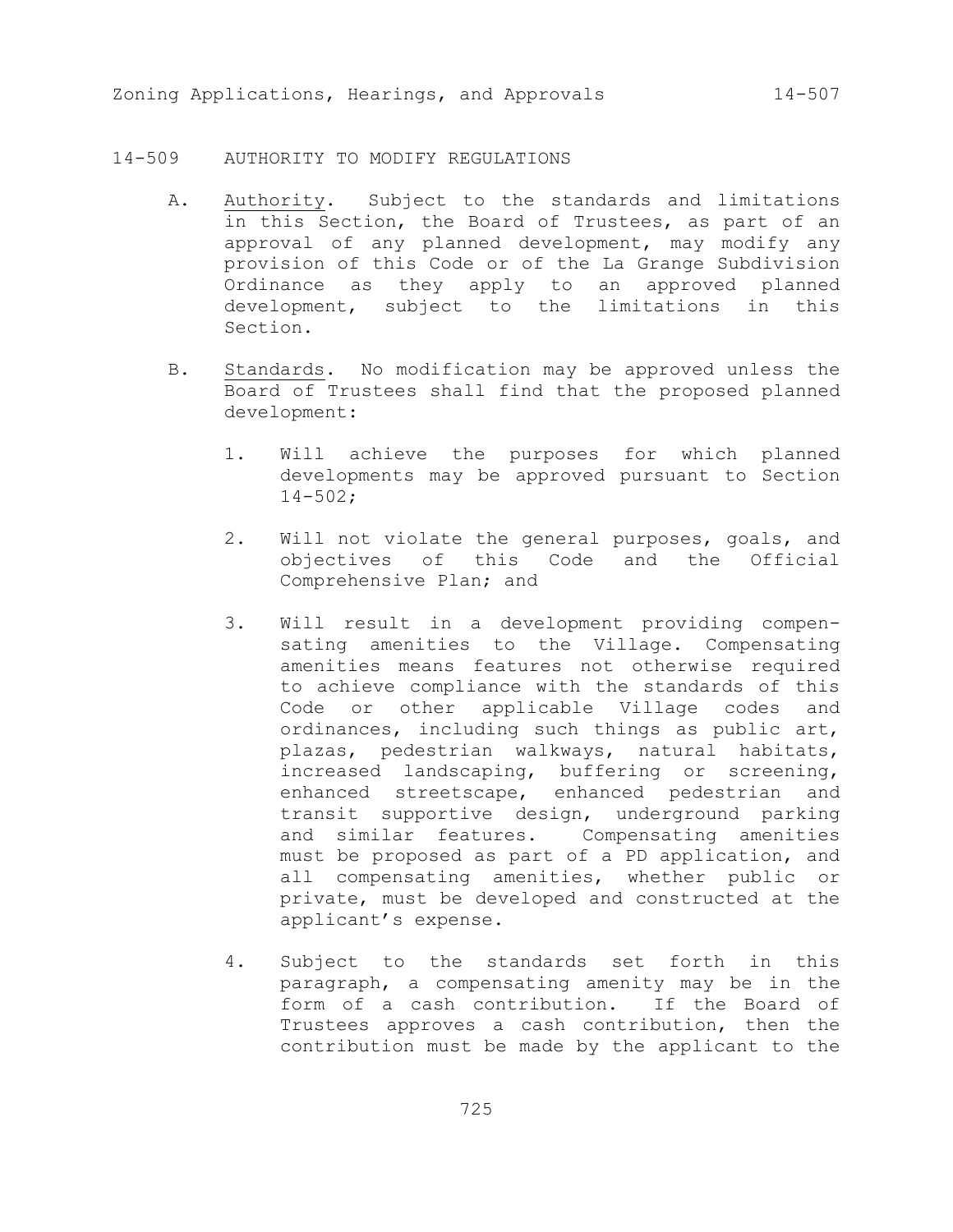## 14-509 AUTHORITY TO MODIFY REGULATIONS

A. Authority. Subject to the standards and limitations in this Section, the Board of Trustees, as part of an approval of any planned development, may modify any provision of this Code or of the La Grange Subdivision Ordinance as they apply to an approved planned development, subject to the limitations in this Section.

B. Standards. No modification may be approved unless the Board of Trustees shall find that the proposed planned development:

   1. Will achieve the purposes for which planned developments may be approved pursuant to Section 14-502;

   2. Will not violate the general purposes, goals, and objectives of this Code and the Official Comprehensive Plan; and

   3. Will result in a development providing compensating amenities to the Village. Compensating amenities means features not otherwise required to achieve compliance with the standards of this Code or other applicable Village codes and ordinances, including such things as public art, plazas, pedestrian walkways, natural habitats, increased landscaping, buffering or screening, enhanced streetscape, enhanced pedestrian and transit supportive design, underground parking and similar features. Compensating amenities must be proposed as part of a PD application, and all compensating amenities, whether public or private, must be developed and constructed at the applicant's expense.

   4. Subject to the standards set forth in this paragraph, a compensating amenity may be in the form of a cash contribution. If the Board of Trustees approves a cash contribution, then the contribution must be made by the applicant to the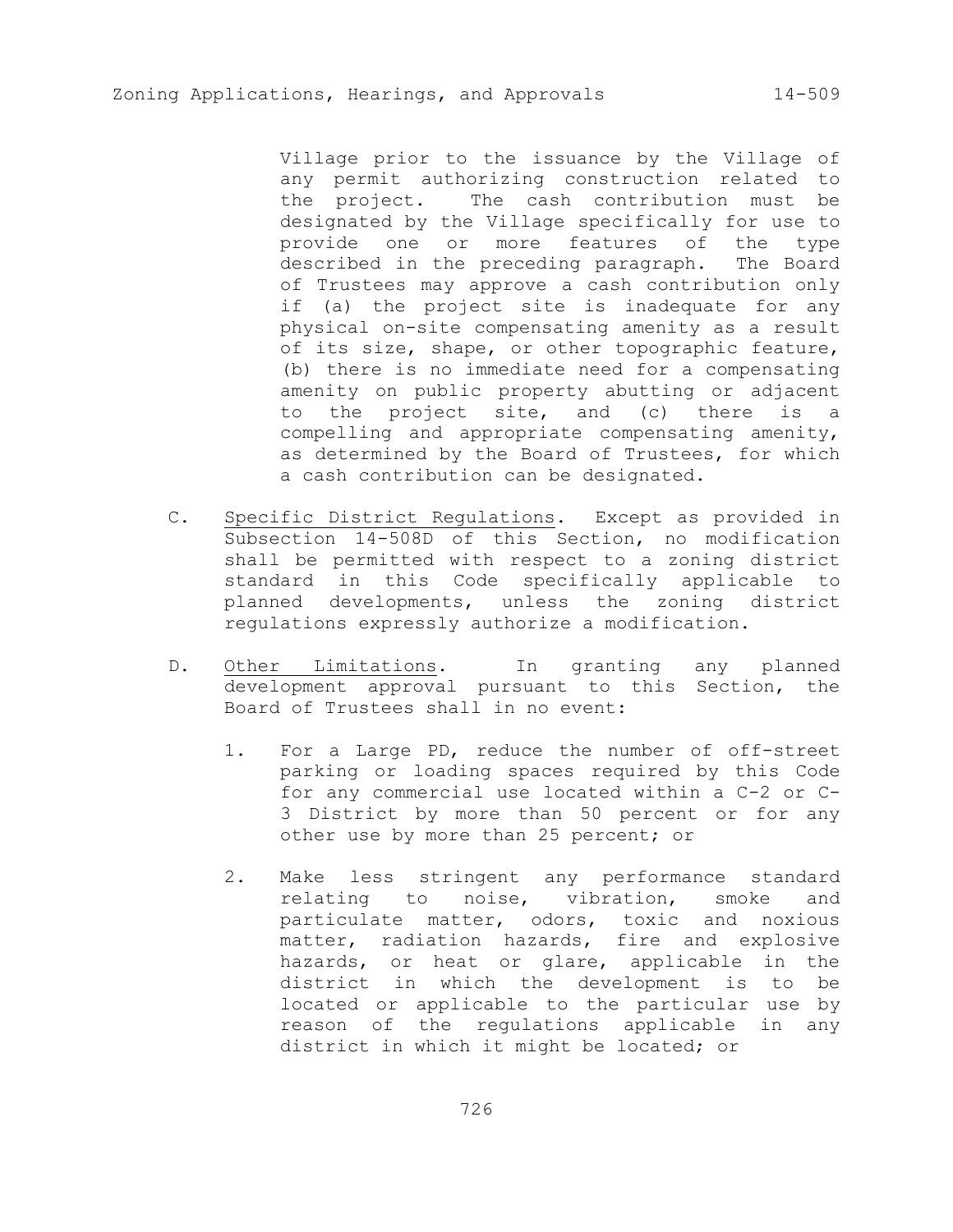Village prior to the issuance by the Village of any permit authorizing construction related to the project. The cash contribution must be designated by the Village specifically for use to provide one or more features of the type described in the preceding paragraph. The Board of Trustees may approve a cash contribution only if (a) the project site is inadequate for any physical on-site compensating amenity as a result of its size, shape, or other topographic feature, (b) there is no immediate need for a compensating amenity on public property abutting or adjacent to the project site, and (c) there is a compelling and appropriate compensating amenity, as determined by the Board of Trustees, for which a cash contribution can be designated.

C. Specific District Regulations. Except as provided in Subsection 14-508D of this Section, no modification shall be permitted with respect to a zoning district standard in this Code specifically applicable to planned developments, unless the zoning district regulations expressly authorize a modification.

D. Other Limitations. In granting any planned development approval pursuant to this Section, the Board of Trustees shall in no event:

1. For a Large PD, reduce the number of off-street parking or loading spaces required by this Code for any commercial use located within a C-2 or C-3 District by more than 50 percent or for any other use by more than 25 percent; or

2. Make less stringent any performance standard relating to noise, vibration, smoke and particulate matter, odors, toxic and noxious matter, radiation hazards, fire and explosive hazards, or heat or glare, applicable in the district in which the development is to be located or applicable to the particular use by reason of the regulations applicable in any district in which it might be located; or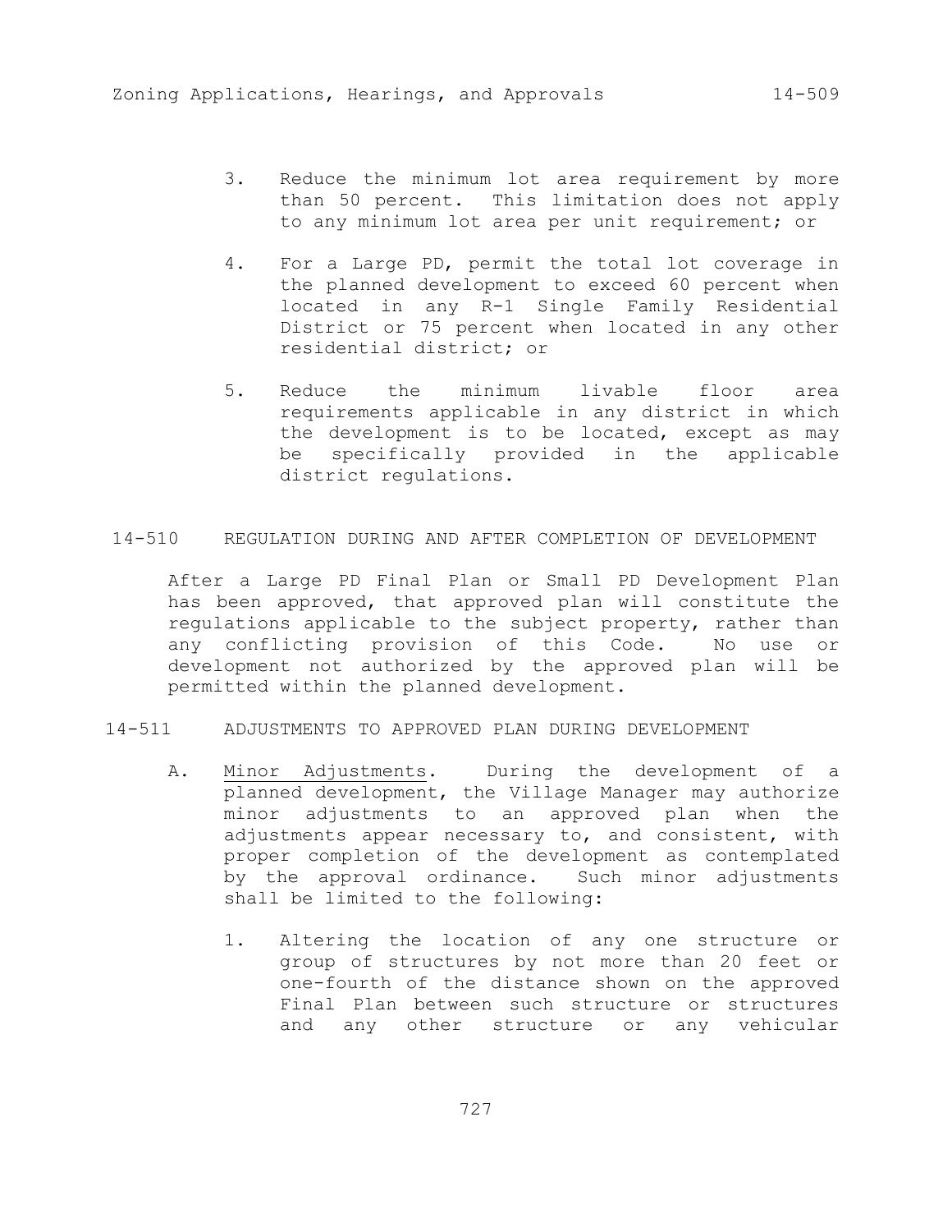3. Reduce the minimum lot area requirement by more than 50 percent. This limitation does not apply to any minimum lot area per unit requirement; or

4. For a Large PD, permit the total lot coverage in the planned development to exceed 60 percent when located in any R-1 Single Family Residential District or 75 percent when located in any other residential district; or

5. Reduce the minimum livable floor area requirements applicable in any district in which the development is to be located, except as may be specifically provided in the applicable district regulations.

## 14-510 REGULATION DURING AND AFTER COMPLETION OF DEVELOPMENT

After a Large PD Final Plan or Small PD Development Plan has been approved, that approved plan will constitute the regulations applicable to the subject property, rather than any conflicting provision of this Code. No use or development not authorized by the approved plan will be permitted within the planned development.

## 14-511 ADJUSTMENTS TO APPROVED PLAN DURING DEVELOPMENT

A. Minor Adjustments. During the development of a planned development, the Village Manager may authorize minor adjustments to an approved plan when the adjustments appear necessary to, and consistent, with proper completion of the development as contemplated by the approval ordinance. Such minor adjustments shall be limited to the following:

   1. Altering the location of any one structure or group of structures by not more than 20 feet or one-fourth of the distance shown on the approved Final Plan between such structure or structures and any other structure or any vehicular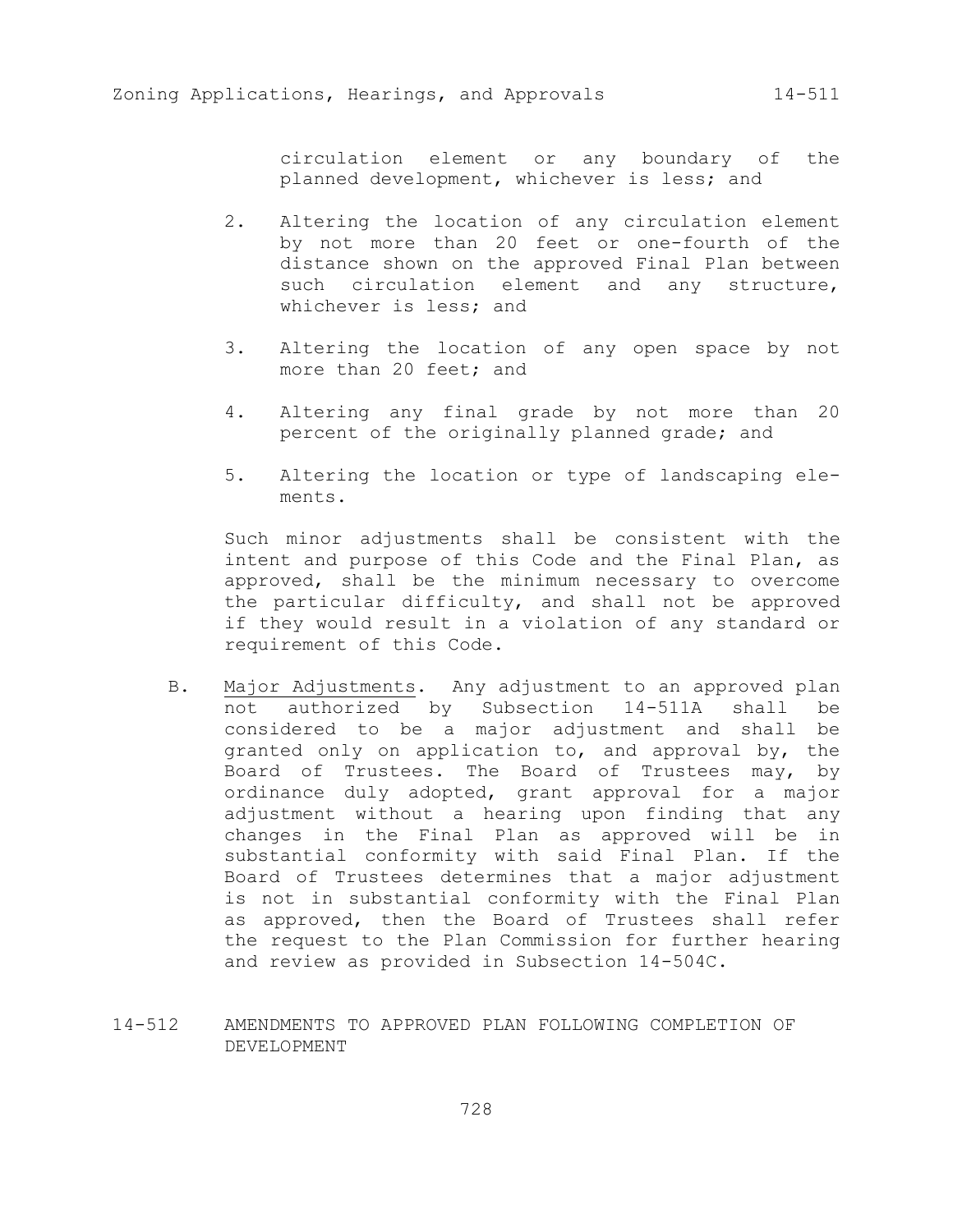circulation element or any boundary of the planned development, whichever is less; and

2. Altering the location of any circulation element by not more than 20 feet or one-fourth of the distance shown on the approved Final Plan between such circulation element and any structure, whichever is less; and

3. Altering the location of any open space by not more than 20 feet; and

4. Altering any final grade by not more than 20 percent of the originally planned grade; and

5. Altering the location or type of landscaping elements.

Such minor adjustments shall be consistent with the intent and purpose of this Code and the Final Plan, as approved, shall be the minimum necessary to overcome the particular difficulty, and shall not be approved if they would result in a violation of any standard or requirement of this Code.

B. Major Adjustments. Any adjustment to an approved plan not authorized by Subsection 14-511A shall be considered to be a major adjustment and shall be granted only on application to, and approval by, the Board of Trustees. The Board of Trustees may, by ordinance duly adopted, grant approval for a major adjustment without a hearing upon finding that any changes in the Final Plan as approved will be in substantial conformity with said Final Plan. If the Board of Trustees determines that a major adjustment is not in substantial conformity with the Final Plan as approved, then the Board of Trustees shall refer the request to the Plan Commission for further hearing and review as provided in Subsection 14-504C.

## 14-512 AMENDMENTS TO APPROVED PLAN FOLLOWING COMPLETION OF DEVELOPMENT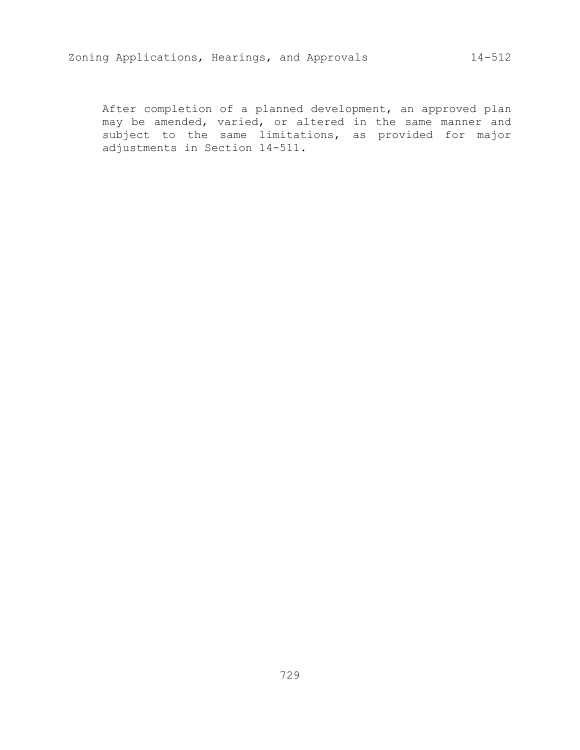After completion of a planned development, an approved plan may be amended, varied, or altered in the same manner and subject to the same limitations, as provided for major adjustments in Section 14-511.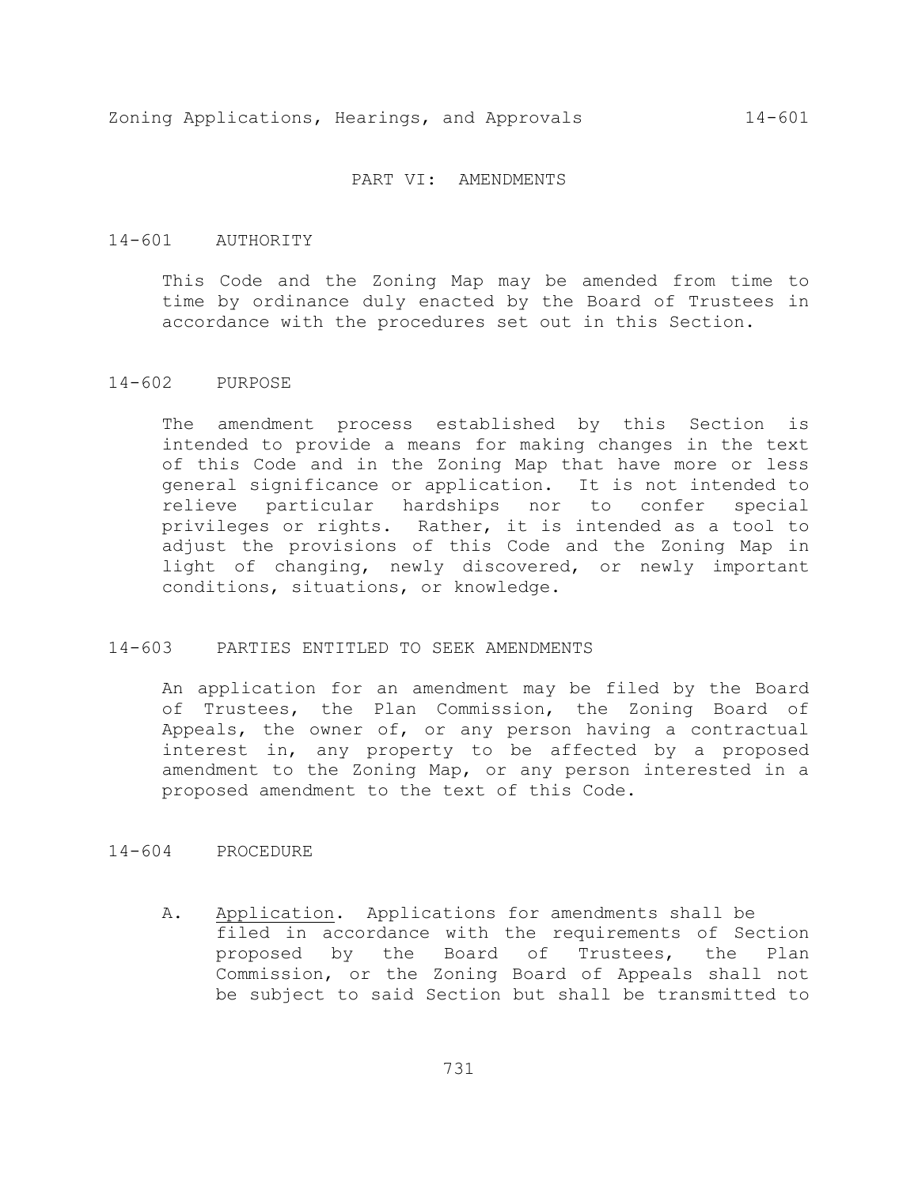## PART VI: AMENDMENTS

### 14-601 AUTHORITY

This Code and the Zoning Map may be amended from time to time by ordinance duly enacted by the Board of Trustees in accordance with the procedures set out in this Section.

### 14-602 PURPOSE

The amendment process established by this Section is intended to provide a means for making changes in the text of this Code and in the Zoning Map that have more or less general significance or application. It is not intended to relieve particular hardships nor to confer special privileges or rights. Rather, it is intended as a tool to adjust the provisions of this Code and the Zoning Map in light of changing, newly discovered, or newly important conditions, situations, or knowledge.

### 14-603 PARTIES ENTITLED TO SEEK AMENDMENTS

An application for an amendment may be filed by the Board of Trustees, the Plan Commission, the Zoning Board of Appeals, the owner of, or any person having a contractual interest in, any property to be affected by a proposed amendment to the Zoning Map, or any person interested in a proposed amendment to the text of this Code.

### 14-604 PROCEDURE

A. Application. Applications for amendments shall be filed in accordance with the requirements of Section proposed by the Board of Trustees, the Plan Commission, or the Zoning Board of Appeals shall not be subject to said Section but shall be transmitted to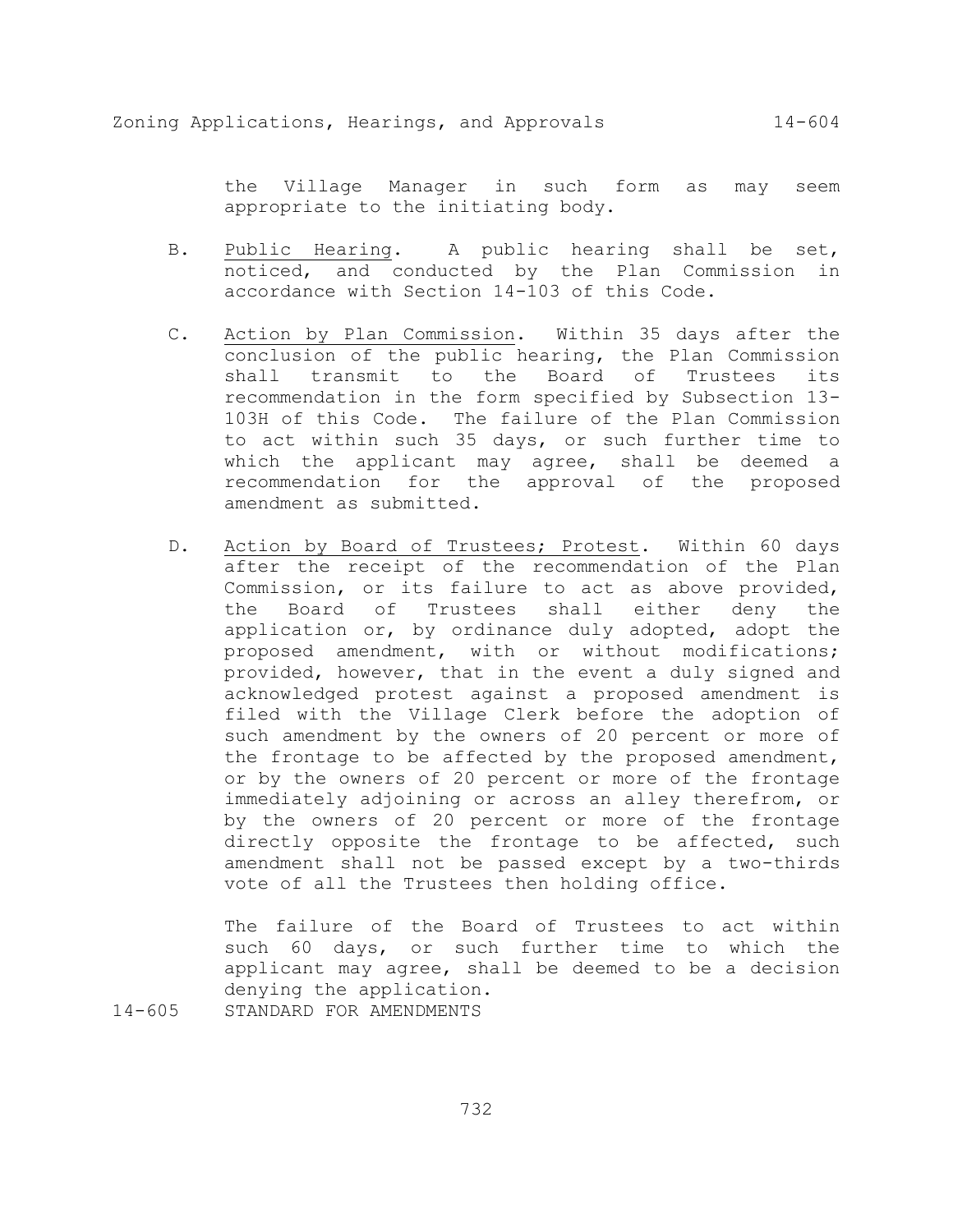the Village Manager in such form as may seem appropriate to the initiating body.

B. Public Hearing. A public hearing shall be set, noticed, and conducted by the Plan Commission in accordance with Section 14-103 of this Code.

C. Action by Plan Commission. Within 35 days after the conclusion of the public hearing, the Plan Commission shall transmit to the Board of Trustees its recommendation in the form specified by Subsection 13-103H of this Code. The failure of the Plan Commission to act within such 35 days, or such further time to which the applicant may agree, shall be deemed a recommendation for the approval of the proposed amendment as submitted.

D. Action by Board of Trustees; Protest. Within 60 days after the receipt of the recommendation of the Plan Commission, or its failure to act as above provided, the Board of Trustees shall either deny the application or, by ordinance duly adopted, adopt the proposed amendment, with or without modifications; provided, however, that in the event a duly signed and acknowledged protest against a proposed amendment is filed with the Village Clerk before the adoption of such amendment by the owners of 20 percent or more of the frontage to be affected by the proposed amendment, or by the owners of 20 percent or more of the frontage immediately adjoining or across an alley therefrom, or by the owners of 20 percent or more of the frontage directly opposite the frontage to be affected, such amendment shall not be passed except by a two-thirds vote of all the Trustees then holding office.

The failure of the Board of Trustees to act within such 60 days, or such further time to which the applicant may agree, shall be deemed to be a decision denying the application.

## 14-605 STANDARD FOR AMENDMENTS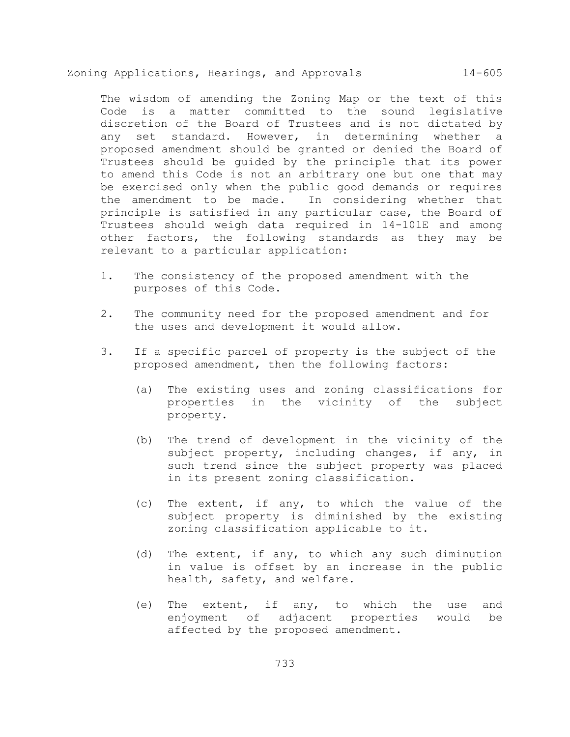The wisdom of amending the Zoning Map or the text of this Code is a matter committed to the sound legislative discretion of the Board of Trustees and is not dictated by any set standard. However, in determining whether a proposed amendment should be granted or denied the Board of Trustees should be guided by the principle that its power to amend this Code is not an arbitrary one but one that may be exercised only when the public good demands or requires the amendment to be made. In considering whether that principle is satisfied in any particular case, the Board of Trustees should weigh data required in 14-101E and among other factors, the following standards as they may be relevant to a particular application:

1. The consistency of the proposed amendment with the purposes of this Code.

2. The community need for the proposed amendment and for the uses and development it would allow.

3. If a specific parcel of property is the subject of the proposed amendment, then the following factors:

   (a) The existing uses and zoning classifications for properties in the vicinity of the subject property.

   (b) The trend of development in the vicinity of the subject property, including changes, if any, in such trend since the subject property was placed in its present zoning classification.

   (c) The extent, if any, to which the value of the subject property is diminished by the existing zoning classification applicable to it.

   (d) The extent, if any, to which any such diminution in value is offset by an increase in the public health, safety, and welfare.

   (e) The extent, if any, to which the use and enjoyment of adjacent properties would be affected by the proposed amendment.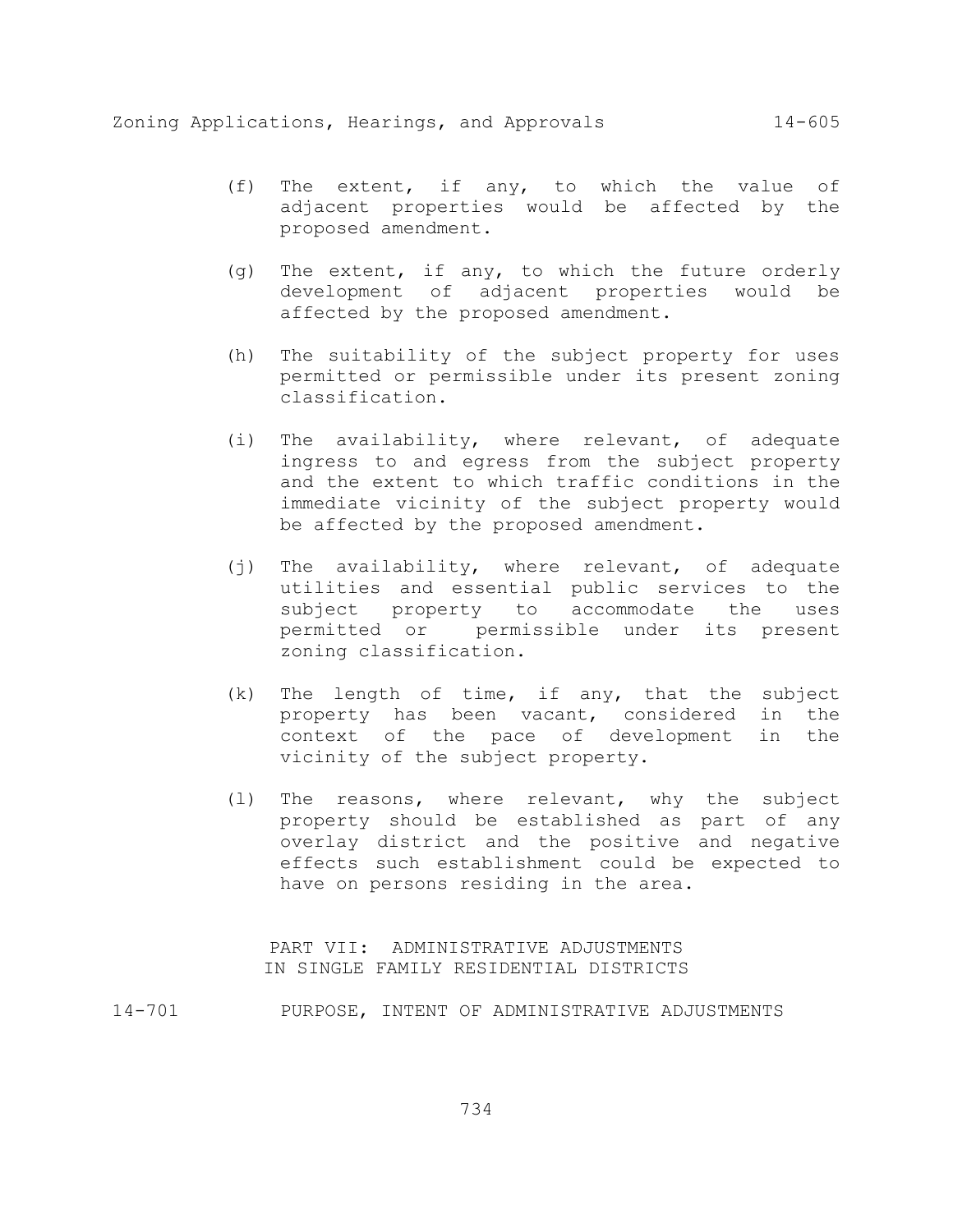(f) The extent, if any, to which the value of adjacent properties would be affected by the proposed amendment.

(g) The extent, if any, to which the future orderly development of adjacent properties would be affected by the proposed amendment.

(h) The suitability of the subject property for uses permitted or permissible under its present zoning classification.

(i) The availability, where relevant, of adequate ingress to and egress from the subject property and the extent to which traffic conditions in the immediate vicinity of the subject property would be affected by the proposed amendment.

(j) The availability, where relevant, of adequate utilities and essential public services to the subject property to accommodate the uses permitted or permissible under its present zoning classification.

(k) The length of time, if any, that the subject property has been vacant, considered in the context of the pace of development in the vicinity of the subject property.

(l) The reasons, where relevant, why the subject property should be established as part of any overlay district and the positive and negative effects such establishment could be expected to have on persons residing in the area.

## PART VII: ADMINISTRATIVE ADJUSTMENTS IN SINGLE FAMILY RESIDENTIAL DISTRICTS

### 14-701 PURPOSE, INTENT OF ADMINISTRATIVE ADJUSTMENTS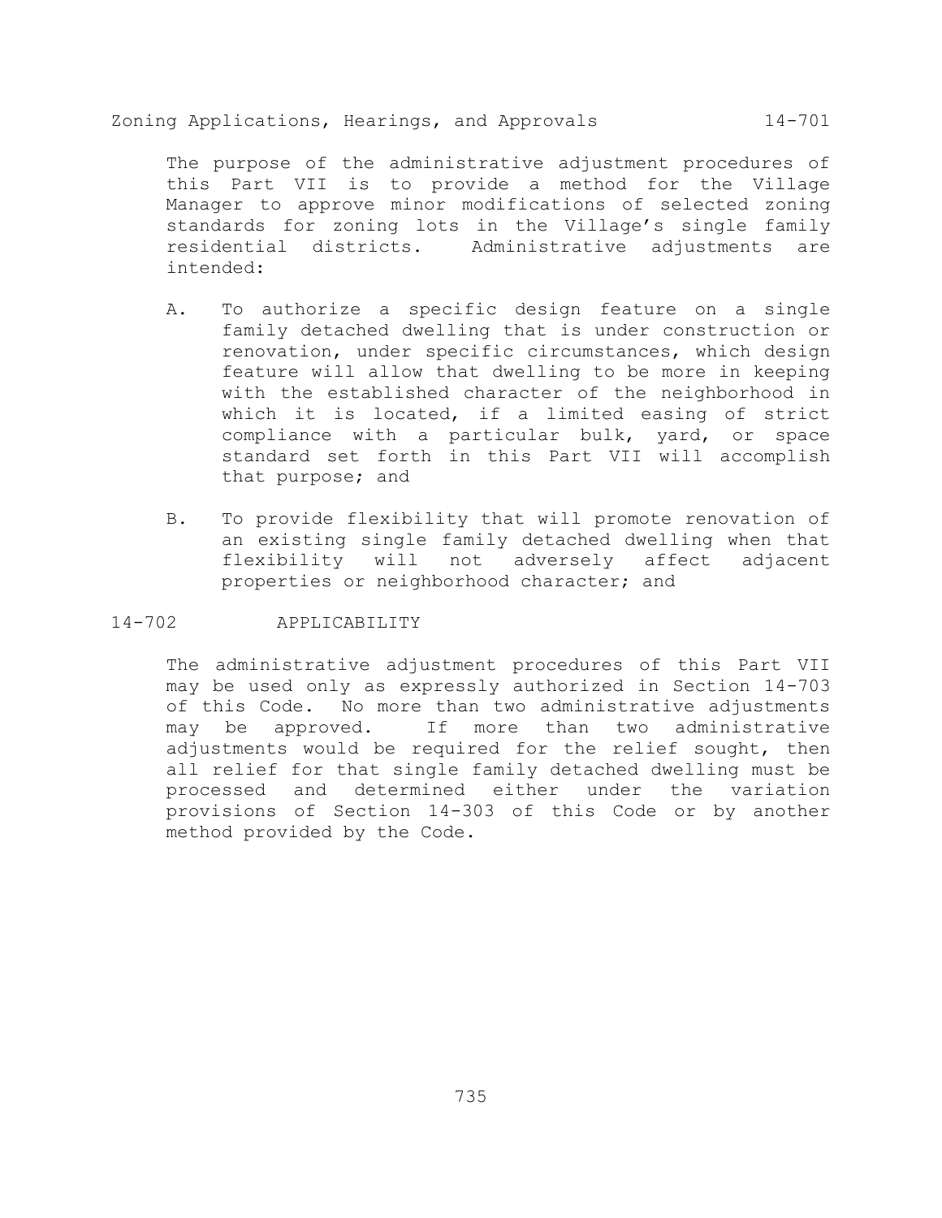The purpose of the administrative adjustment procedures of this Part VII is to provide a method for the Village Manager to approve minor modifications of selected zoning standards for zoning lots in the Village's single family residential districts. Administrative adjustments are intended:

A. To authorize a specific design feature on a single family detached dwelling that is under construction or renovation, under specific circumstances, which design feature will allow that dwelling to be more in keeping with the established character of the neighborhood in which it is located, if a limited easing of strict compliance with a particular bulk, yard, or space standard set forth in this Part VII will accomplish that purpose; and

B. To provide flexibility that will promote renovation of an existing single family detached dwelling when that flexibility will not adversely affect adjacent properties or neighborhood character; and

## 14-702 APPLICABILITY

The administrative adjustment procedures of this Part VII may be used only as expressly authorized in Section 14-703 of this Code. No more than two administrative adjustments may be approved. If more than two administrative adjustments would be required for the relief sought, then all relief for that single family detached dwelling must be processed and determined either under the variation provisions of Section 14-303 of this Code or by another method provided by the Code.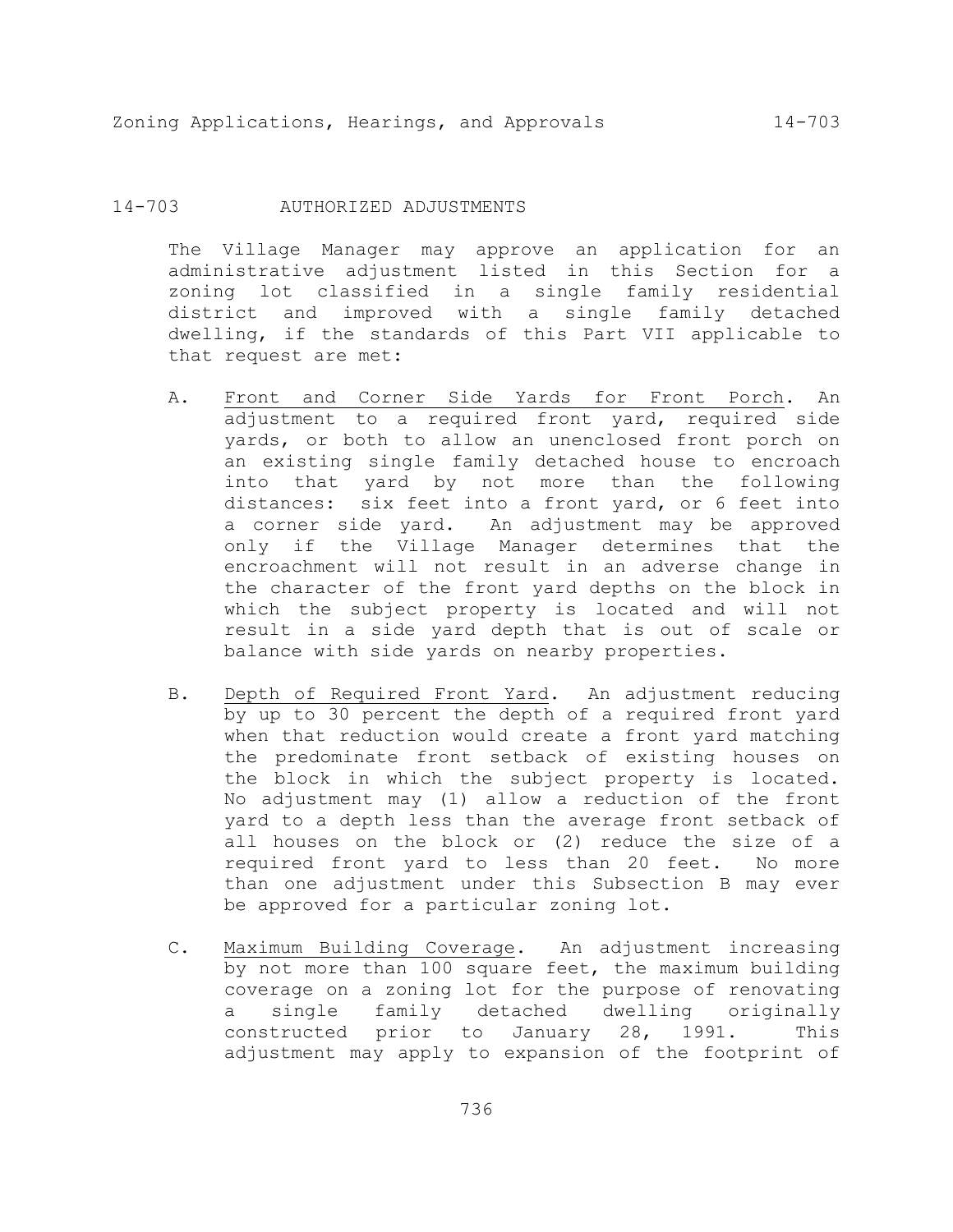## 14-703 AUTHORIZED ADJUSTMENTS

The Village Manager may approve an application for an administrative adjustment listed in this Section for a zoning lot classified in a single family residential district and improved with a single family detached dwelling, if the standards of this Part VII applicable to that request are met:

A. Front and Corner Side Yards for Front Porch. An adjustment to a required front yard, required side yards, or both to allow an unenclosed front porch on an existing single family detached house to encroach into that yard by not more than the following distances: six feet into a front yard, or 6 feet into a corner side yard. An adjustment may be approved only if the Village Manager determines that the encroachment will not result in an adverse change in the character of the front yard depths on the block in which the subject property is located and will not result in a side yard depth that is out of scale or balance with side yards on nearby properties.

B. Depth of Required Front Yard. An adjustment reducing by up to 30 percent the depth of a required front yard when that reduction would create a front yard matching the predominate front setback of existing houses on the block in which the subject property is located. No adjustment may (1) allow a reduction of the front yard to a depth less than the average front setback of all houses on the block or (2) reduce the size of a required front yard to less than 20 feet. No more than one adjustment under this Subsection B may ever be approved for a particular zoning lot.

C. Maximum Building Coverage. An adjustment increasing by not more than 100 square feet, the maximum building coverage on a zoning lot for the purpose of renovating a single family detached dwelling originally constructed prior to January 28, 1991. This adjustment may apply to expansion of the footprint of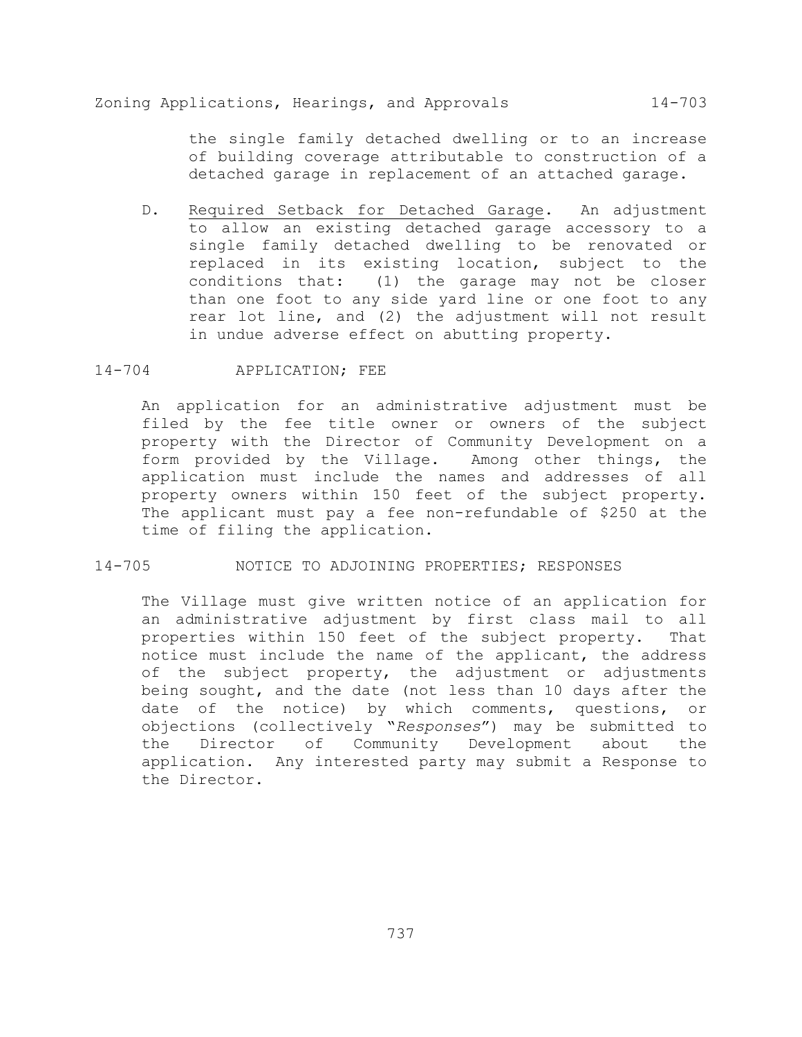the single family detached dwelling or to an increase of building coverage attributable to construction of a detached garage in replacement of an attached garage.

D. Required Setback for Detached Garage. An adjustment to allow an existing detached garage accessory to a single family detached dwelling to be renovated or replaced in its existing location, subject to the conditions that: (1) the garage may not be closer than one foot to any side yard line or one foot to any rear lot line, and (2) the adjustment will not result in undue adverse effect on abutting property.

## 14-704 APPLICATION; FEE

An application for an administrative adjustment must be filed by the fee title owner or owners of the subject property with the Director of Community Development on a form provided by the Village. Among other things, the application must include the names and addresses of all property owners within 150 feet of the subject property. The applicant must pay a fee non-refundable of $250 at the time of filing the application.

## 14-705 NOTICE TO ADJOINING PROPERTIES; RESPONSES

The Village must give written notice of an application for an administrative adjustment by first class mail to all properties within 150 feet of the subject property. That notice must include the name of the applicant, the address of the subject property, the adjustment or adjustments being sought, and the date (not less than 10 days after the date of the notice) by which comments, questions, or objections (collectively "*Responses*") may be submitted to the Director of Community Development about the application. Any interested party may submit a Response to the Director.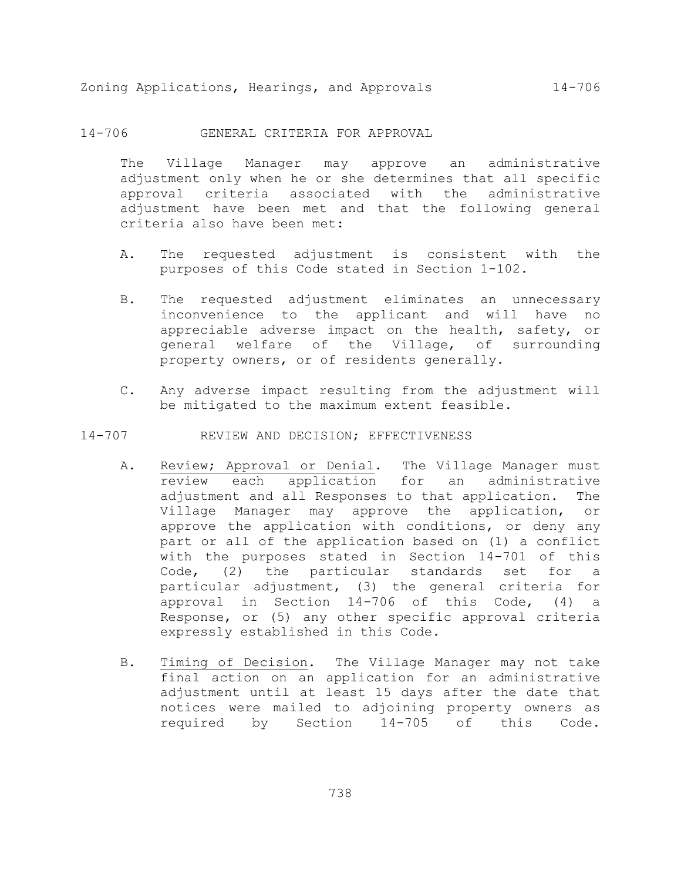## 14-706 GENERAL CRITERIA FOR APPROVAL

The Village Manager may approve an administrative adjustment only when he or she determines that all specific approval criteria associated with the administrative adjustment have been met and that the following general criteria also have been met:

A. The requested adjustment is consistent with the purposes of this Code stated in Section 1-102.

B. The requested adjustment eliminates an unnecessary inconvenience to the applicant and will have no appreciable adverse impact on the health, safety, or general welfare of the Village, of surrounding property owners, or of residents generally.

C. Any adverse impact resulting from the adjustment will be mitigated to the maximum extent feasible.

## 14-707 REVIEW AND DECISION; EFFECTIVENESS

A. Review; Approval or Denial. The Village Manager must review each application for an administrative adjustment and all Responses to that application. The Village Manager may approve the application, or approve the application with conditions, or deny any part or all of the application based on (1) a conflict with the purposes stated in Section 14-701 of this Code, (2) the particular standards set for a particular adjustment, (3) the general criteria for approval in Section 14-706 of this Code, (4) a Response, or (5) any other specific approval criteria expressly established in this Code.

B. Timing of Decision. The Village Manager may not take final action on an application for an administrative adjustment until at least 15 days after the date that notices were mailed to adjoining property owners as required by Section 14-705 of this Code.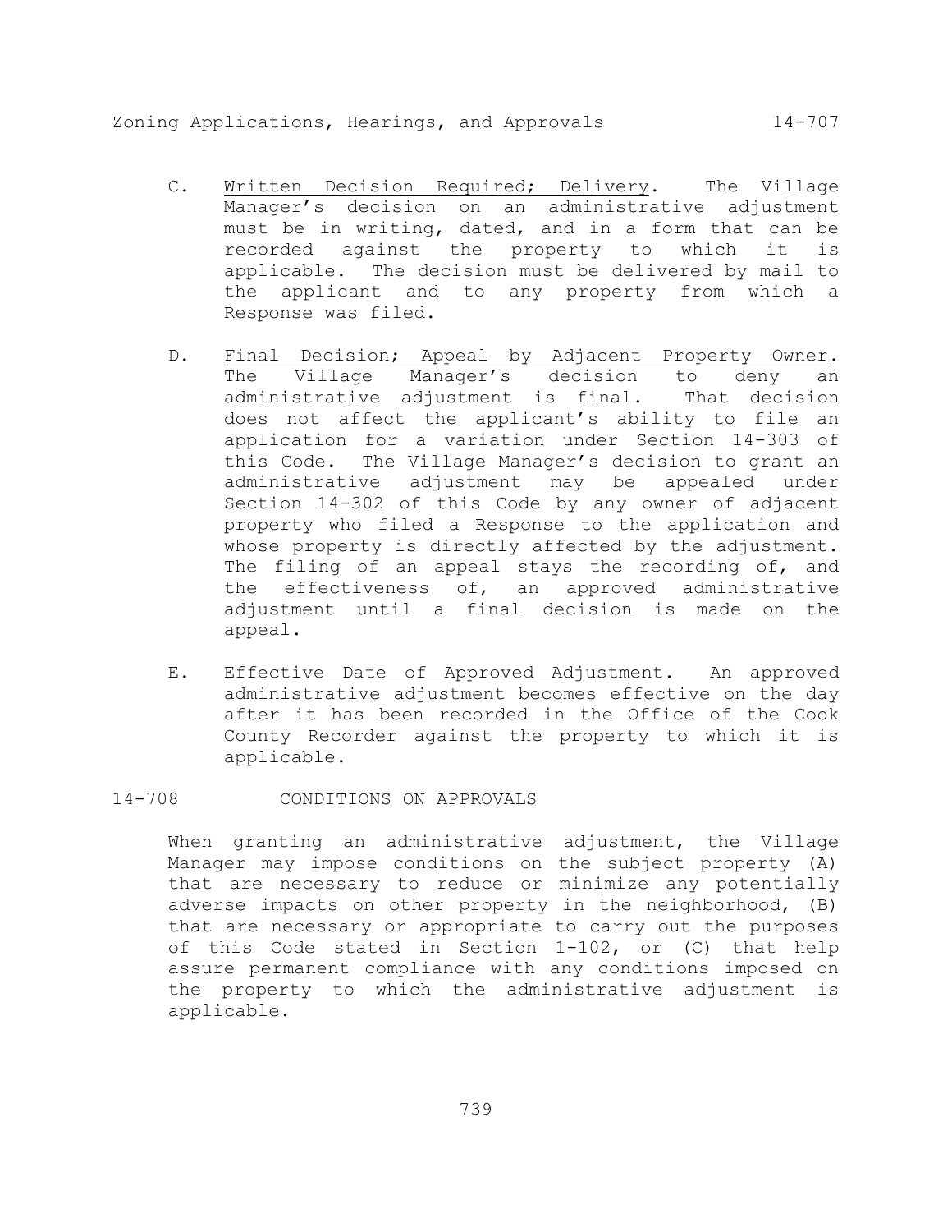C. Written Decision Required; Delivery. The Village Manager's decision on an administrative adjustment must be in writing, dated, and in a form that can be recorded against the property to which it is applicable. The decision must be delivered by mail to the applicant and to any property from which a Response was filed.

D. Final Decision; Appeal by Adjacent Property Owner. The Village Manager's decision to deny an administrative adjustment is final. That decision does not affect the applicant's ability to file an application for a variation under Section 14-303 of this Code. The Village Manager's decision to grant an administrative adjustment may be appealed under Section 14-302 of this Code by any owner of adjacent property who filed a Response to the application and whose property is directly affected by the adjustment. The filing of an appeal stays the recording of, and the effectiveness of, an approved administrative adjustment until a final decision is made on the appeal.

E. Effective Date of Approved Adjustment. An approved administrative adjustment becomes effective on the day after it has been recorded in the Office of the Cook County Recorder against the property to which it is applicable.

## 14-708 CONDITIONS ON APPROVALS

When granting an administrative adjustment, the Village Manager may impose conditions on the subject property (A) that are necessary to reduce or minimize any potentially adverse impacts on other property in the neighborhood, (B) that are necessary or appropriate to carry out the purposes of this Code stated in Section 1-102, or (C) that help assure permanent compliance with any conditions imposed on the property to which the administrative adjustment is applicable.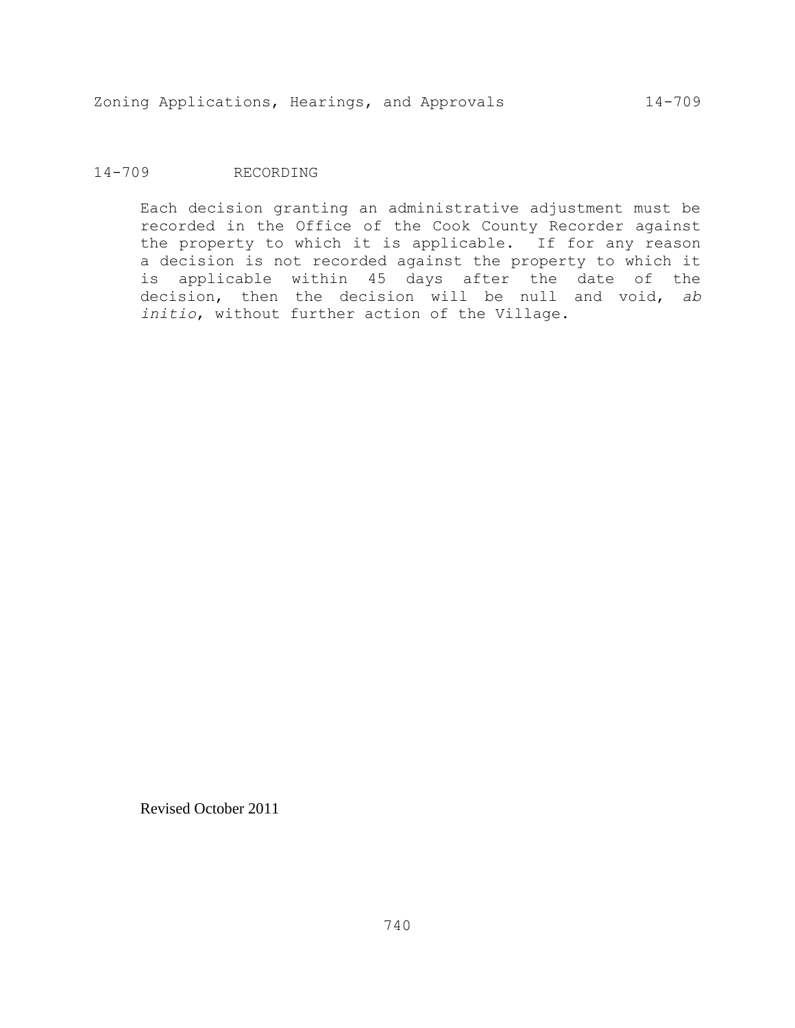## 14-709 RECORDING

Each decision granting an administrative adjustment must be recorded in the Office of the Cook County Recorder against the property to which it is applicable. If for any reason a decision is not recorded against the property to which it is applicable within 45 days after the date of the decision, then the decision will be null and void, *ab initio*, without further action of the Village.

Revised October 2011